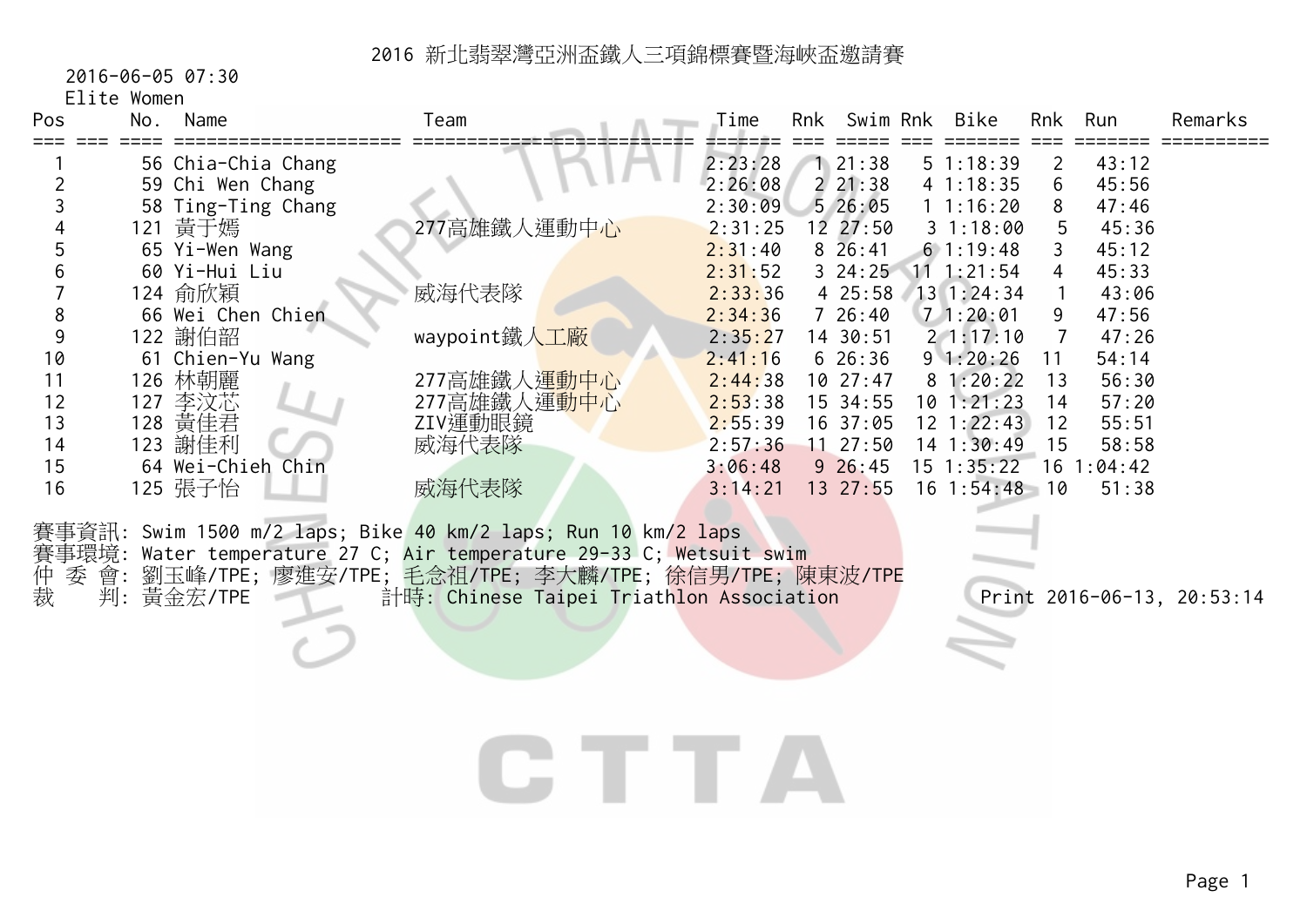# 2016 新北翡翠灣亞洲盃鐵人三項錦標賽暨海峽盃邀請賽

2016-06-05 07:30

Elite Women

| Pos | No. | Name | Team | Time | Rnk | Swim | Rnk | Bike | Rnk | Run | Remarks |
|---|---|---|---|---|---|---|---|---|---|---|---|
| 1 | 56 | Chia-Chia Chang | | 2:23:28 | 1 | 21:38 | 5 | 1:18:39 | 2 | 43:12 | |
| 2 | 59 | Chi Wen Chang | | 2:26:08 | 2 | 21:38 | 4 | 1:18:35 | 6 | 45:56 | |
| 3 | 58 | Ting-Ting Chang | | 2:30:09 | 5 | 26:05 | 1 | 1:16:20 | 8 | 47:46 | |
| 4 | 121 | 黃于嫣 | 277高雄鐵人運動中心 | 2:31:25 | 12 | 27:50 | 3 | 1:18:00 | 5 | 45:36 | |
| 5 | 65 | Yi-Wen Wang | | 2:31:40 | 8 | 26:41 | 6 | 1:19:48 | 3 | 45:12 | |
| 6 | 60 | Yi-Hui Liu | | 2:31:52 | 3 | 24:25 | 11 | 1:21:54 | 4 | 45:33 | |
| 7 | 124 | 俞欣穎 | 威海代表隊 | 2:33:36 | 4 | 25:58 | 13 | 1:24:34 | 1 | 43:06 | |
| 8 | 66 | Wei Chen Chien | | 2:34:36 | 7 | 26:40 | 7 | 1:20:01 | 9 | 47:56 | |
| 9 | 122 | 謝伯韶 | waypoint鐵人工廠 | 2:35:27 | 14 | 30:51 | 2 | 1:17:10 | 7 | 47:26 | |
| 10 | 61 | Chien-Yu Wang | | 2:41:16 | 6 | 26:36 | 9 | 1:20:26 | 11 | 54:14 | |
| 11 | 126 | 林朝麗 | 277高雄鐵人運動中心 | 2:44:38 | 10 | 27:47 | 8 | 1:20:22 | 13 | 56:30 | |
| 12 | 127 | 李汶芯 | 277高雄鐵人運動中心 | 2:53:38 | 15 | 34:55 | 10 | 1:21:23 | 14 | 57:20 | |
| 13 | 128 | 黃佳君 | ZIV運動眼鏡 | 2:55:39 | 16 | 37:05 | 12 | 1:22:43 | 12 | 55:51 | |
| 14 | 123 | 謝佳利 | 威海代表隊 | 2:57:36 | 11 | 27:50 | 14 | 1:30:49 | 15 | 58:58 | |
| 15 | 64 | Wei-Chieh Chin | | 3:06:48 | 9 | 26:45 | 15 | 1:35:22 | 16 | 1:04:42 | |
| 16 | 125 | 張子怡 | 威海代表隊 | 3:14:21 | 13 | 27:55 | 16 | 1:54:48 | 10 | 51:38 | |

賽事資訊: Swim 1500 m/2 laps; Bike 40 km/2 laps; Run 10 km/2 laps

賽事環境: Water temperature 27 C; Air temperature 29-33 C; Wetsuit swim

仲 委 會: 劉玉峰/TPE; 廖進安/TPE; 毛念祖/TPE; 李大麟/TPE; 徐信男/TPE; 陳東波/TPE

裁 判: 黃金宏/TPE 計時: Chinese Taipei Triathlon Association Print 2016-06-13, 20:53:14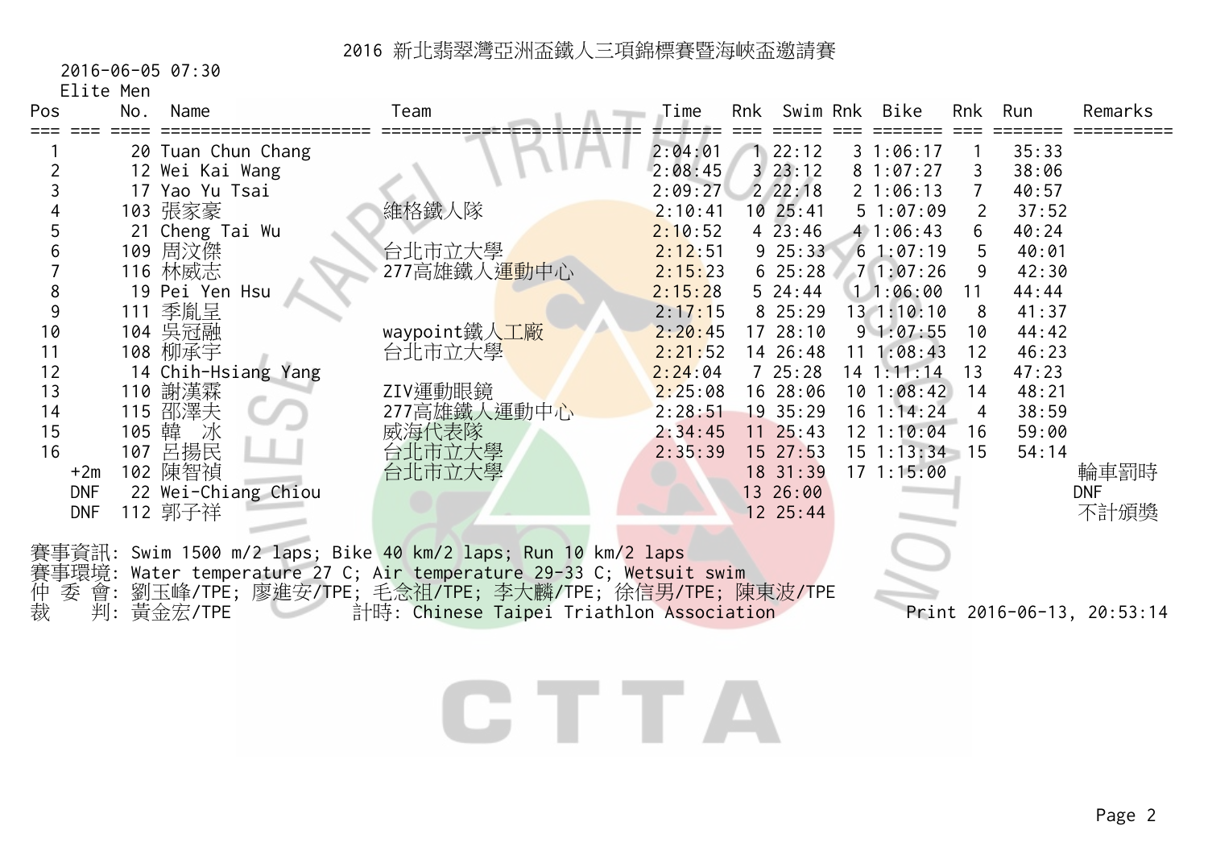# 2016 新北翡翠灣亞洲盃鐵人三項錦標賽暨海峽盃邀請賽

2016-06-05 07:30

Elite Men

| Pos | No. | Name | Team | Time | Rnk | Swim | Rnk | Bike | Rnk | Run | Remarks |
|---|---|---|---|---|---|---|---|---|---|---|---|
| 1 | 20 | Tuan Chun Chang | | 2:04:01 | 1 | 22:12 | 3 | 1:06:17 | 1 | 35:33 | |
| 2 | 12 | Wei Kai Wang | | 2:08:45 | 3 | 23:12 | 8 | 1:07:27 | 3 | 38:06 | |
| 3 | 17 | Yao Yu Tsai | | 2:09:27 | 2 | 22:18 | 2 | 1:06:13 | 7 | 40:57 | |
| 4 | 103 | 張家豪 | 維格鐵人隊 | 2:10:41 | 10 | 25:41 | 5 | 1:07:09 | 2 | 37:52 | |
| 5 | 21 | Cheng Tai Wu | | 2:10:52 | 4 | 23:46 | 4 | 1:06:43 | 6 | 40:24 | |
| 6 | 109 | 周汶傑 | 台北市立大學 | 2:12:51 | 9 | 25:33 | 6 | 1:07:19 | 5 | 40:01 | |
| 7 | 116 | 林威志 | 277高雄鐵人運動中心 | 2:15:23 | 6 | 25:28 | 7 | 1:07:26 | 9 | 42:30 | |
| 8 | 19 | Pei Yen Hsu | | 2:15:28 | 5 | 24:44 | 1 | 1:06:00 | 11 | 44:44 | |
| 9 | 111 | 季胤呈 | | 2:17:15 | 8 | 25:29 | 13 | 1:10:10 | 8 | 41:37 | |
| 10 | 104 | 吳冠融 | waypoint鐵人工廠 | 2:20:45 | 17 | 28:10 | 9 | 1:07:55 | 10 | 44:42 | |
| 11 | 108 | 柳承宇 | 台北市立大學 | 2:21:52 | 14 | 26:48 | 11 | 1:08:43 | 12 | 46:23 | |
| 12 | 14 | Chih-Hsiang Yang | | 2:24:04 | 7 | 25:28 | 14 | 1:11:14 | 13 | 47:23 | |
| 13 | 110 | 謝漢霖 | ZIV運動眼鏡 | 2:25:08 | 16 | 28:06 | 10 | 1:08:42 | 14 | 48:21 | |
| 14 | 115 | 邵澤夫 | 277高雄鐵人運動中心 | 2:28:51 | 19 | 35:29 | 16 | 1:14:24 | 4 | 38:59 | |
| 15 | 105 | 韓　冰 | 威海代表隊 | 2:34:45 | 11 | 25:43 | 12 | 1:10:04 | 16 | 59:00 | |
| 16 | 107 | 呂揚民 | 台北市立大學 | 2:35:39 | 15 | 27:53 | 15 | 1:13:34 | 15 | 54:14 | |
| +2m | 102 | 陳智禎 | 台北市立大學 | | 18 | 31:39 | 17 | 1:15:00 | | | 輪車罰時 |
| DNF | 22 | Wei-Chiang Chiou | | | 13 | 26:00 | | | | | DNF |
| DNF | 112 | 郭子祥 | | | 12 | 25:44 | | | | | 不計頒獎 |

賽事資訊: Swim 1500 m/2 laps; Bike 40 km/2 laps; Run 10 km/2 laps

賽事環境: Water temperature 27 C; Air temperature 29-33 C; Wetsuit swim

仲 委 會: 劉玉峰/TPE; 廖進安/TPE; 毛念祖/TPE; 李大麟/TPE; 徐信男/TPE; 陳東波/TPE

裁　 判: 黃金宏/TPE　　計時: Chinese Taipei Triathlon Association　　Print 2016-06-13, 20:53:14

CTTA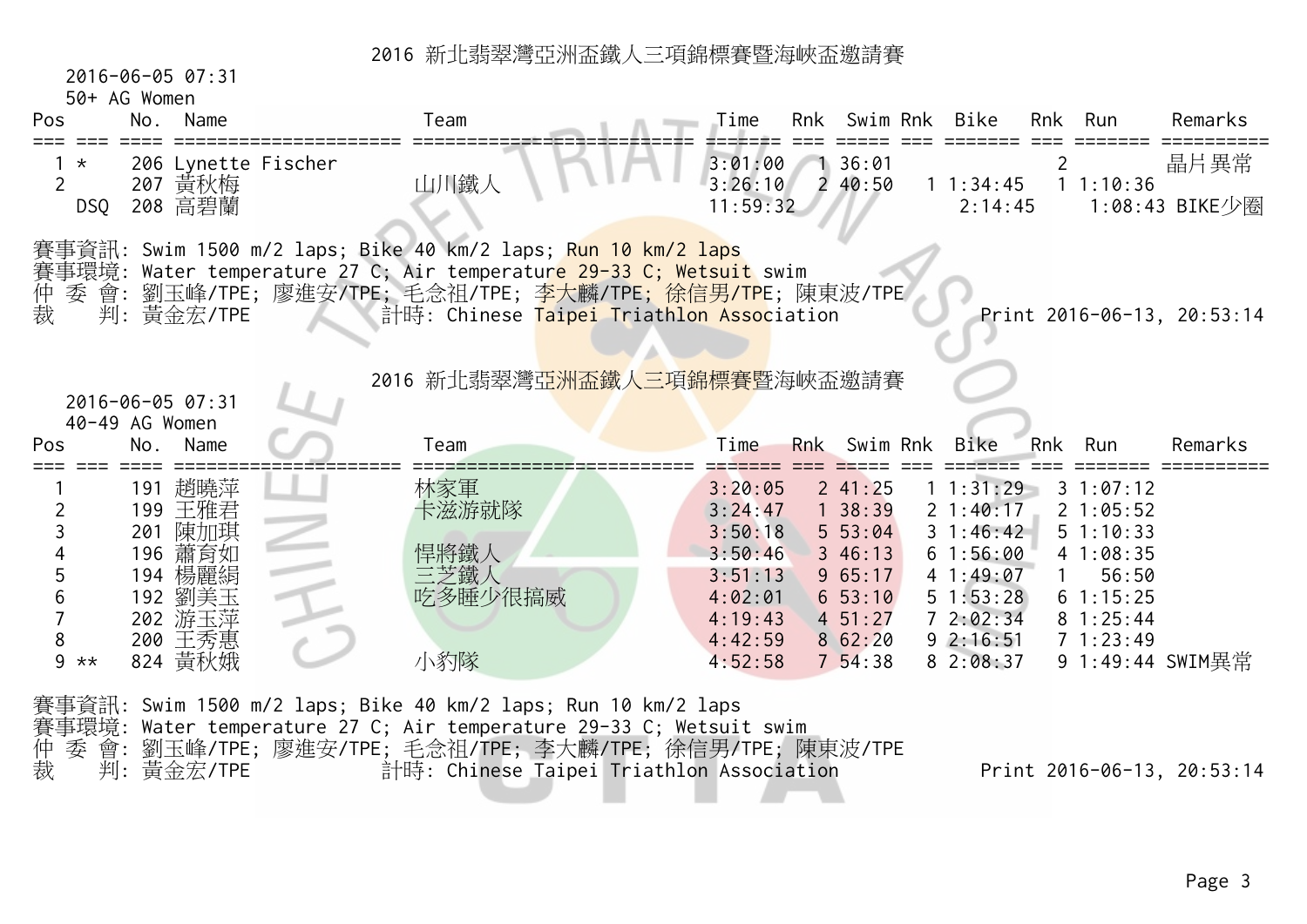## 2016 新北翡翠灣亞洲盃鐵人三項錦標賽暨海峽盃邀請賽

2016-06-05 07:31

50+ AG Women

| Pos | | No. | Name | Team | Time | Rnk | Swim | Rnk | Bike | Rnk | Run | Remarks |
|---|---|---|---|---|---|---|---|---|---|---|---|---|
| 1 | * | 206 | Lynette Fischer | | 3:01:00 | 1 | 36:01 | | | 2 | | 晶片異常 |
| 2 | | 207 | 黃秋梅 | 山川鐵人 | 3:26:10 | 2 | 40:50 | 1 | 1:34:45 | 1 | 1:10:36 | |
| | DSQ | 208 | 高碧蘭 | | 11:59:32 | | | | 2:14:45 | | 1:08:43 | BIKE少圈 |

賽事資訊: Swim 1500 m/2 laps; Bike 40 km/2 laps; Run 10 km/2 laps

賽事環境: Water temperature 27 C; Air temperature 29-33 C; Wetsuit swim

仲 委 會: 劉玉峰/TPE; 廖進安/TPE; 毛念祖/TPE; 李大麟/TPE; 徐信男/TPE; 陳東波/TPE

裁 判: 黃金宏/TPE 計時: Chinese Taipei Triathlon Association Print 2016-06-13, 20:53:14

## 2016 新北翡翠灣亞洲盃鐵人三項錦標賽暨海峽盃邀請賽

2016-06-05 07:31

40-49 AG Women

| Pos | | No. | Name | Team | Time | Rnk | Swim | Rnk | Bike | Rnk | Run | Remarks |
|---|---|---|---|---|---|---|---|---|---|---|---|---|
| 1 | | 191 | 趙曉萍 | 林家軍 | 3:20:05 | 2 | 41:25 | 1 | 1:31:29 | 3 | 1:07:12 | |
| 2 | | 199 | 王雅君 | 卡滋游就隊 | 3:24:47 | 1 | 38:39 | 2 | 1:40:17 | 2 | 1:05:52 | |
| 3 | | 201 | 陳加琪 | | 3:50:18 | 5 | 53:04 | 3 | 1:46:42 | 5 | 1:10:33 | |
| 4 | | 196 | 蕭育如 | 悍將鐵人 | 3:50:46 | 3 | 46:13 | 6 | 1:56:00 | 4 | 1:08:35 | |
| 5 | | 194 | 楊麗絹 | 三芝鐵人 | 3:51:13 | 9 | 65:17 | 4 | 1:49:07 | 1 | 56:50 | |
| 6 | | 192 | 劉美玉 | 吃多睡少很搞威 | 4:02:01 | 6 | 53:10 | 5 | 1:53:28 | 6 | 1:15:25 | |
| 7 | | 202 | 游玉萍 | | 4:19:43 | 4 | 51:27 | 7 | 2:02:34 | 8 | 1:25:44 | |
| 8 | | 200 | 王秀惠 | | 4:42:59 | 8 | 62:20 | 9 | 2:16:51 | 7 | 1:23:49 | |
| 9 | ** | 824 | 黃秋娥 | 小豹隊 | 4:52:58 | 7 | 54:38 | 8 | 2:08:37 | 9 | 1:49:44 | SWIM異常 |

賽事資訊: Swim 1500 m/2 laps; Bike 40 km/2 laps; Run 10 km/2 laps

賽事環境: Water temperature 27 C; Air temperature 29-33 C; Wetsuit swim

仲 委 會: 劉玉峰/TPE; 廖進安/TPE; 毛念祖/TPE; 李大麟/TPE; 徐信男/TPE; 陳東波/TPE

裁 判: 黃金宏/TPE 計時: Chinese Taipei Triathlon Association Print 2016-06-13, 20:53:14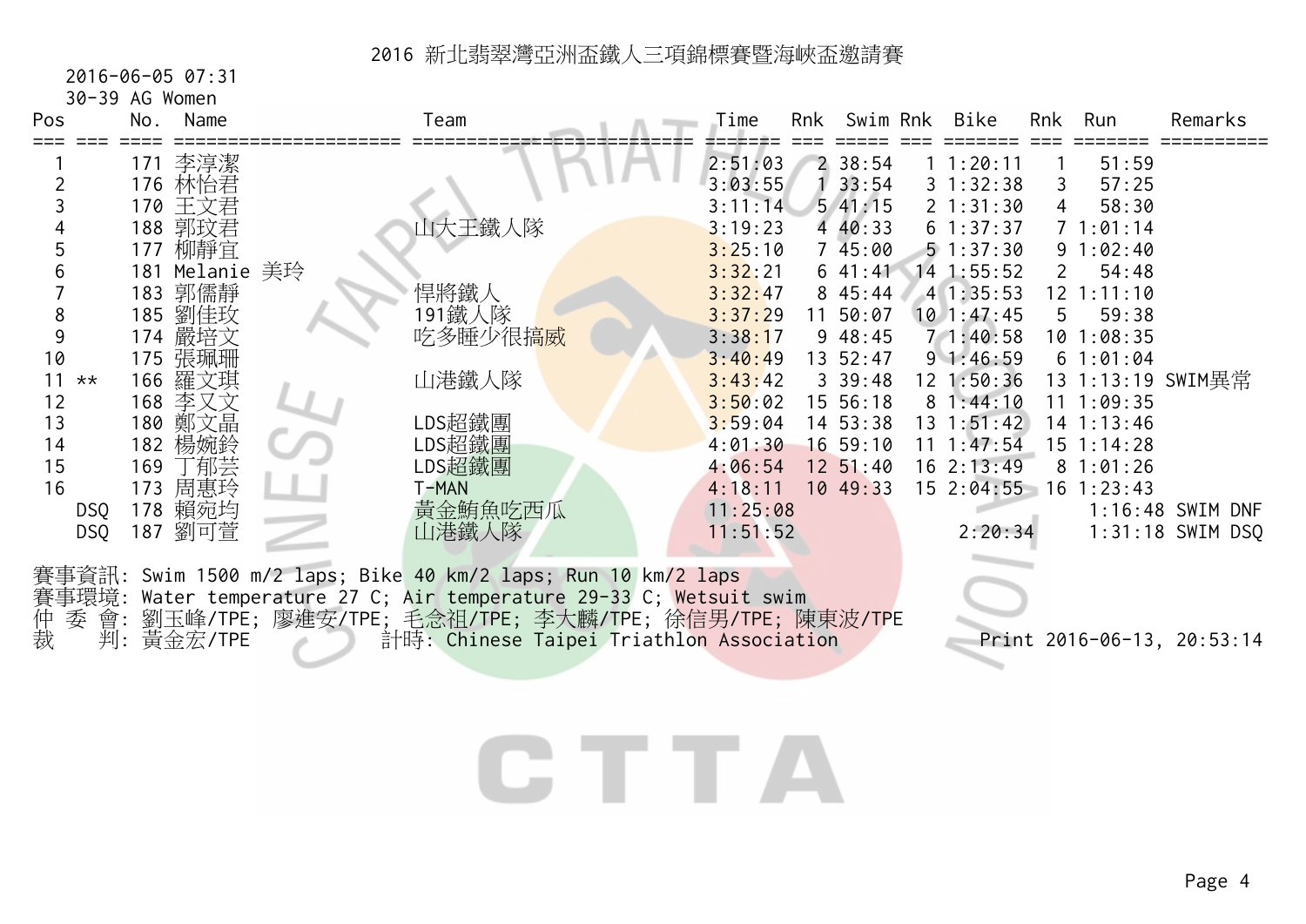# 2016 新北翡翠灣亞洲盃鐵人三項錦標賽暨海峽盃邀請賽

2016-06-05 07:31

30-39 AG Women

| Pos | | No. | Name | Team | Time | Rnk | Swim | Rnk | Bike | Rnk | Run | Remarks |
|---|---|---|---|---|---|---|---|---|---|---|---|---|
| 1 | | 171 | 李淳潔 | | 2:51:03 | 2 | 38:54 | 1 | 1:20:11 | 1 | 51:59 | |
| 2 | | 176 | 林怡君 | | 3:03:55 | 1 | 33:54 | 3 | 1:32:38 | 3 | 57:25 | |
| 3 | | 170 | 王文君 | | 3:11:14 | 5 | 41:15 | 2 | 1:31:30 | 4 | 58:30 | |
| 4 | | 188 | 郭玟君 | 山大王鐵人隊 | 3:19:23 | 4 | 40:33 | 6 | 1:37:37 | 7 | 1:01:14 | |
| 5 | | 177 | 柳靜宜 | | 3:25:10 | 7 | 45:00 | 5 | 1:37:30 | 9 | 1:02:40 | |
| 6 | | 181 | Melanie 美玲 | | 3:32:21 | 6 | 41:41 | 14 | 1:55:52 | 2 | 54:48 | |
| 7 | | 183 | 郭儒靜 | 悍將鐵人 | 3:32:47 | 8 | 45:44 | 4 | 1:35:53 | 12 | 1:11:10 | |
| 8 | | 185 | 劉佳玟 | 191鐵人隊 | 3:37:29 | 11 | 50:07 | 10 | 1:47:45 | 5 | 59:38 | |
| 9 | | 174 | 嚴培文 | 吃多睡少很搞威 | 3:38:17 | 9 | 48:45 | 7 | 1:40:58 | 10 | 1:08:35 | |
| 10 | | 175 | 張珮珊 | | 3:40:49 | 13 | 52:47 | 9 | 1:46:59 | 6 | 1:01:04 | |
| 11 | ** | 166 | 羅文琪 | 山港鐵人隊 | 3:43:42 | 3 | 39:48 | 12 | 1:50:36 | 13 | 1:13:19 | SWIM異常 |
| 12 | | 168 | 李又文 | | 3:50:02 | 15 | 56:18 | 8 | 1:44:10 | 11 | 1:09:35 | |
| 13 | | 180 | 鄭文晶 | LDS超鐵團 | 3:59:04 | 14 | 53:38 | 13 | 1:51:42 | 14 | 1:13:46 | |
| 14 | | 182 | 楊婉鈴 | LDS超鐵團 | 4:01:30 | 16 | 59:10 | 11 | 1:47:54 | 15 | 1:14:28 | |
| 15 | | 169 | 丁郁芸 | LDS超鐵團 | 4:06:54 | 12 | 51:40 | 16 | 2:13:49 | 8 | 1:01:26 | |
| 16 | | 173 | 周惠玲 | T-MAN | 4:18:11 | 10 | 49:33 | 15 | 2:04:55 | 16 | 1:23:43 | |
| | DSQ | 178 | 賴宛均 | 黃金鮪魚吃西瓜 | 11:25:08 | | | | | | 1:16:48 | SWIM DNF |
| | DSQ | 187 | 劉可萱 | 山港鐵人隊 | 11:51:52 | | | | 2:20:34 | | 1:31:18 | SWIM DSQ |

賽事資訊: Swim 1500 m/2 laps; Bike 40 km/2 laps; Run 10 km/2 laps

賽事環境: Water temperature 27 C; Air temperature 29-33 C; Wetsuit swim

仲 委 會: 劉玉峰/TPE; 廖進安/TPE; 毛念祖/TPE; 李大麟/TPE; 徐信男/TPE; 陳東波/TPE

裁　　判: 黃金宏/TPE　　　計時: Chinese Taipei Triathlon Association

Print 2016-06-13, 20:53:14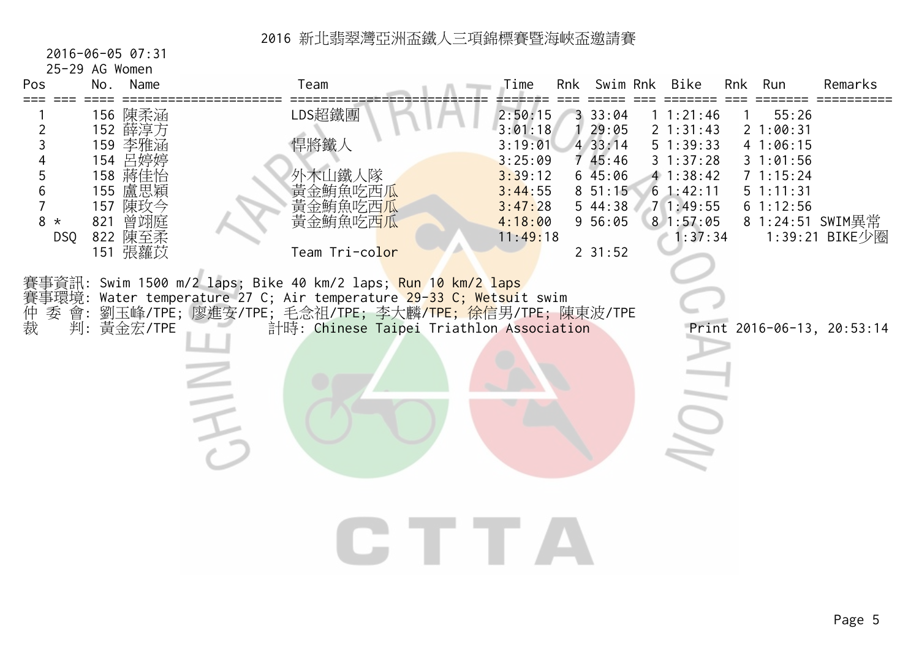# 2016 新北翡翠灣亞洲盃鐵人三項錦標賽暨海峽盃邀請賽

2016-06-05 07:31

25-29 AG Women

| Pos | | No. | Name | Team | Time | Rnk | Swim | Rnk | Bike | Rnk | Run | Remarks |
|---|---|---|---|---|---|---|---|---|---|---|---|---|
| 1 | | 156 | 陳柔涵 | LDS超鐵團 | 2:50:15 | 3 | 33:04 | 1 | 1:21:46 | 1 | 55:26 | |
| 2 | | 152 | 薛淳方 | | 3:01:18 | 1 | 29:05 | 2 | 1:31:43 | 2 | 1:00:31 | |
| 3 | | 159 | 李雅涵 | 悍將鐵人 | 3:19:01 | 4 | 33:14 | 5 | 1:39:33 | 4 | 1:06:15 | |
| 4 | | 154 | 呂婷婷 | | 3:25:09 | 7 | 45:46 | 3 | 1:37:28 | 3 | 1:01:56 | |
| 5 | | 158 | 蔣佳怡 | 外木山鐵人隊 | 3:39:12 | 6 | 45:06 | 4 | 1:38:42 | 7 | 1:15:24 | |
| 6 | | 155 | 盧思穎 | 黃金鮪魚吃西瓜 | 3:44:55 | 8 | 51:15 | 6 | 1:42:11 | 5 | 1:11:31 | |
| 7 | | 157 | 陳玫今 | 黃金鮪魚吃西瓜 | 3:47:28 | 5 | 44:38 | 7 | 1:49:55 | 6 | 1:12:56 | |
| 8 | * | 821 | 曾翊庭 | 黃金鮪魚吃西瓜 | 4:18:00 | 9 | 56:05 | 8 | 1:57:05 | 8 | 1:24:51 | SWIM異常 |
| DSQ | | 822 | 陳至柔 | | 11:49:18 | | | | 1:37:34 | | 1:39:21 | BIKE少圈 |
| | | 151 | 張蘿苡 | Team Tri-color | | 2 | 31:52 | | | | | |

賽事資訊: Swim 1500 m/2 laps; Bike 40 km/2 laps; Run 10 km/2 laps

賽事環境: Water temperature 27 C; Air temperature 29-33 C; Wetsuit swim

仲 委 會: 劉玉峰/TPE; 廖進安/TPE; 毛念祖/TPE; 李大麟/TPE; 徐信男/TPE; 陳東波/TPE

裁　　判: 黃金宏/TPE　　計時: Chinese Taipei Triathlon Association　　Print 2016-06-13, 20:53:14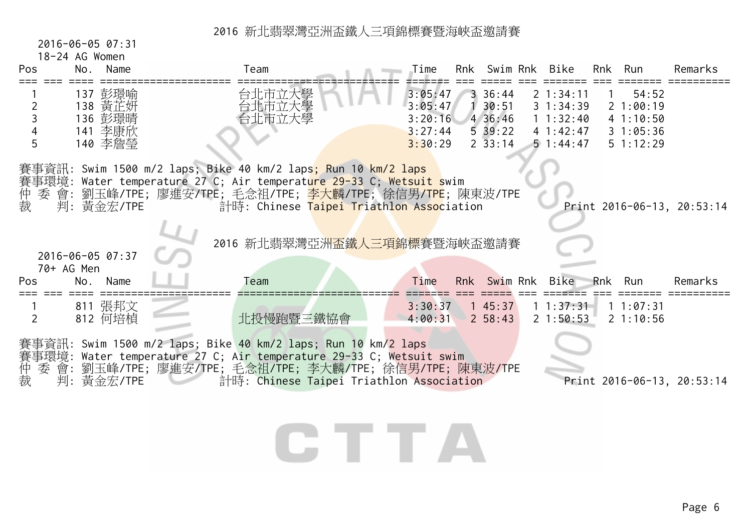## 2016 新北翡翠灣亞洲盃鐵人三項錦標賽暨海峽盃邀請賽

2016-06-05 07:31

18-24 AG Women

| Pos | No. | Name | Team | Time | Rnk | Swim | Rnk | Bike | Rnk | Run | Remarks |
|---|---|---|---|---|---|---|---|---|---|---|---|
| 1 | 137 | 彭璟喻 | 台北市立大學 | 3:05:47 | 3 | 36:44 | 2 | 1:34:11 | 1 | 54:52 | |
| 2 | 138 | 黃芷妍 | 台北市立大學 | 3:05:47 | 1 | 30:51 | 3 | 1:34:39 | 2 | 1:00:19 | |
| 3 | 136 | 彭璟晴 | 台北市立大學 | 3:20:16 | 4 | 36:46 | 1 | 1:32:40 | 4 | 1:10:50 | |
| 4 | 141 | 李康欣 | | 3:27:44 | 5 | 39:22 | 4 | 1:42:47 | 3 | 1:05:36 | |
| 5 | 140 | 李詹瑩 | | 3:30:29 | 2 | 33:14 | 5 | 1:44:47 | 5 | 1:12:29 | |

賽事資訊: Swim 1500 m/2 laps; Bike 40 km/2 laps; Run 10 km/2 laps
賽事環境: Water temperature 27 C; Air temperature 29-33 C; Wetsuit swim
仲 委 會: 劉玉峰/TPE; 廖進安/TPE; 毛念祖/TPE; 李大麟/TPE; 徐信男/TPE; 陳東波/TPE
裁　　判: 黃金宏/TPE　　　計時: Chinese Taipei Triathlon Association　　　Print 2016-06-13, 20:53:14

## 2016 新北翡翠灣亞洲盃鐵人三項錦標賽暨海峽盃邀請賽

2016-06-05 07:37

70+ AG Men

| Pos | No. | Name | Team | Time | Rnk | Swim | Rnk | Bike | Rnk | Run | Remarks |
|---|---|---|---|---|---|---|---|---|---|---|---|
| 1 | 811 | 張邦文 | | 3:30:37 | 1 | 45:37 | 1 | 1:37:31 | 1 | 1:07:31 | |
| 2 | 812 | 何培楨 | 北投慢跑暨三鐵協會 | 4:00:31 | 2 | 58:43 | 2 | 1:50:53 | 2 | 1:10:56 | |

賽事資訊: Swim 1500 m/2 laps; Bike 40 km/2 laps; Run 10 km/2 laps
賽事環境: Water temperature 27 C; Air temperature 29-33 C; Wetsuit swim
仲 委 會: 劉玉峰/TPE; 廖進安/TPE; 毛念祖/TPE; 李大麟/TPE; 徐信男/TPE; 陳東波/TPE
裁　　判: 黃金宏/TPE　　　計時: Chinese Taipei Triathlon Association　　　Print 2016-06-13, 20:53:14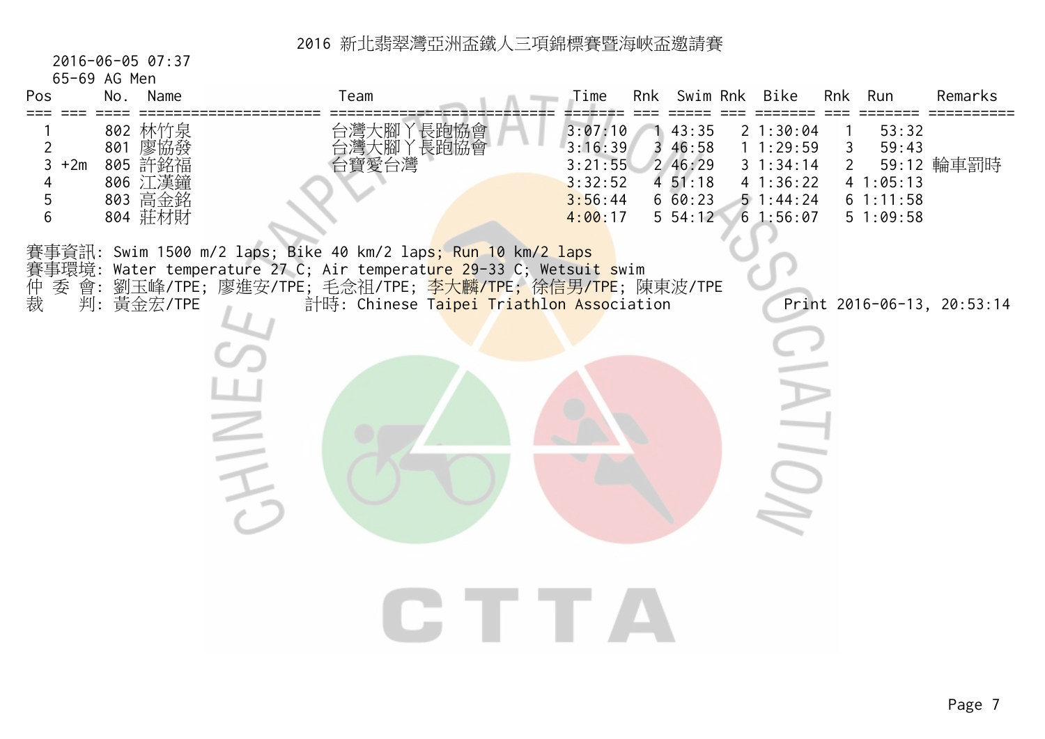# 2016 新北翡翠灣亞洲盃鐵人三項錦標賽暨海峽盃邀請賽

2016-06-05 07:37

65-69 AG Men

| Pos | | No. | Name | Team | Time | Rnk | Swim | Rnk | Bike | Rnk | Run | Remarks |
|---|---|---|---|---|---|---|---|---|---|---|---|
| 1 | | 802 | 林竹泉 | 台灣大腳丫長跑協會 | 3:07:10 | 1 | 43:35 | 2 | 1:30:04 | 1 | 53:32 | |
| 2 | | 801 | 廖協發 | 台灣大腳丫長跑協會 | 3:16:39 | 3 | 46:58 | 1 | 1:29:59 | 3 | 59:43 | |
| 3 | +2m | 805 | 許銘福 | 台寶愛台灣 | 3:21:55 | 2 | 46:29 | 3 | 1:34:14 | 2 | 59:12 | 輪車罰時 |
| 4 | | 806 | 江漢鐘 | | 3:32:52 | 4 | 51:18 | 4 | 1:36:22 | 4 | 1:05:13 | |
| 5 | | 803 | 高金銘 | | 3:56:44 | 6 | 60:23 | 5 | 1:44:24 | 6 | 1:11:58 | |
| 6 | | 804 | 莊材財 | | 4:00:17 | 5 | 54:12 | 6 | 1:56:07 | 5 | 1:09:58 | |

賽事資訊: Swim 1500 m/2 laps; Bike 40 km/2 laps; Run 10 km/2 laps

賽事環境: Water temperature 27 C; Air temperature 29-33 C; Wetsuit swim

仲 委 會: 劉玉峰/TPE; 廖進安/TPE; 毛念祖/TPE; 李大麟/TPE; 徐信男/TPE; 陳東波/TPE

裁　　判: 黃金宏/TPE　　計時: Chinese Taipei Triathlon Association　　Print 2016-06-13, 20:53:14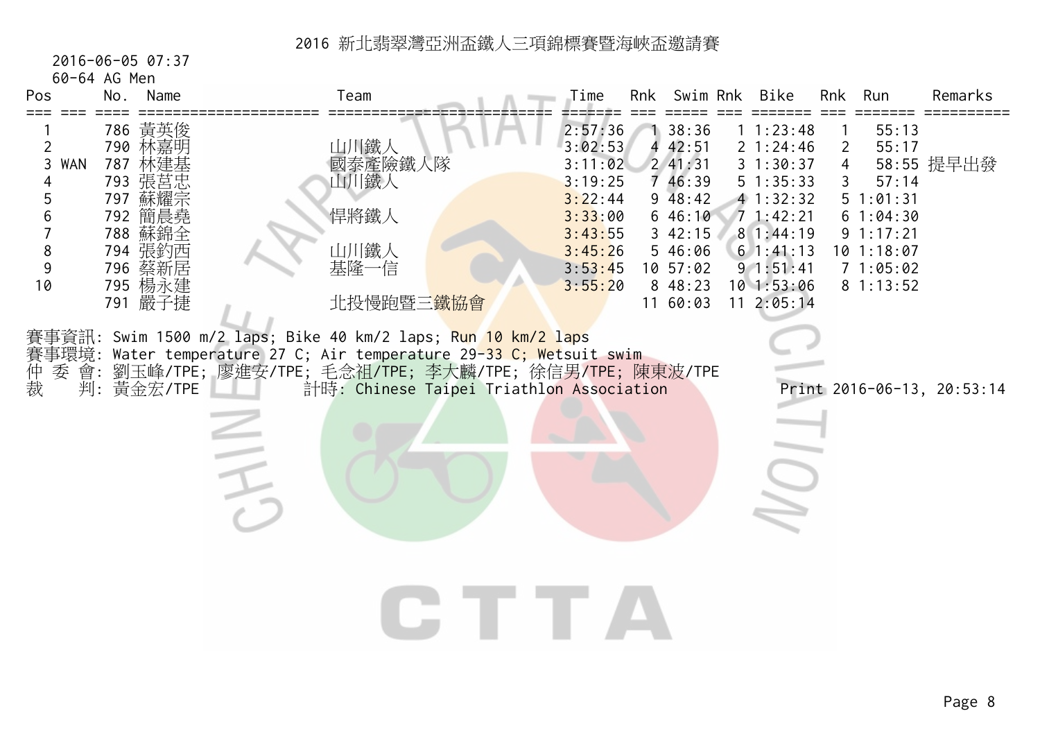# 2016 新北翡翠灣亞洲盃鐵人三項錦標賽暨海峽盃邀請賽

2016-06-05 07:37

60-64 AG Men

| Pos | | No. | Name | Team | Time | Rnk | Swim | Rnk | Bike | Rnk | Run | Remarks |
|---|---|---|---|---|---|---|---|---|---|---|---|---|
| 1 | | 786 | 黃英俊 | | 2:57:36 | 1 | 38:36 | 1 | 1:23:48 | 1 | 55:13 | |
| 2 | | 790 | 林嘉明 | 山川鐵人 | 3:02:53 | 4 | 42:51 | 2 | 1:24:46 | 2 | 55:17 | |
| 3 | WAN | 787 | 林建基 | 國泰產險鐵人隊 | 3:11:02 | 2 | 41:31 | 3 | 1:30:37 | 4 | 58:55 | 提早出發 |
| 4 | | 793 | 張莒忠 | 山川鐵人 | 3:19:25 | 7 | 46:39 | 5 | 1:35:33 | 3 | 57:14 | |
| 5 | | 797 | 蘇耀宗 | | 3:22:44 | 9 | 48:42 | 4 | 1:32:32 | 5 | 1:01:31 | |
| 6 | | 792 | 簡晨堯 | 悍將鐵人 | 3:33:00 | 6 | 46:10 | 7 | 1:42:21 | 6 | 1:04:30 | |
| 7 | | 788 | 蘇錦全 | | 3:43:55 | 3 | 42:15 | 8 | 1:44:19 | 9 | 1:17:21 | |
| 8 | | 794 | 張鈞西 | 山川鐵人 | 3:45:26 | 5 | 46:06 | 6 | 1:41:13 | 10 | 1:18:07 | |
| 9 | | 796 | 蔡新居 | 基隆一信 | 3:53:45 | 10 | 57:02 | 9 | 1:51:41 | 7 | 1:05:02 | |
| 10 | | 795 | 楊永建 | | 3:55:20 | 8 | 48:23 | 10 | 1:53:06 | 8 | 1:13:52 | |
| | | 791 | 嚴子捷 | 北投慢跑暨三鐵協會 | | 11 | 60:03 | 11 | 2:05:14 | | | |

賽事資訊: Swim 1500 m/2 laps; Bike 40 km/2 laps; Run 10 km/2 laps

賽事環境: Water temperature 27 C; Air temperature 29-33 C; Wetsuit swim

仲 委 會: 劉玉峰/TPE; 廖進安/TPE; 毛念祖/TPE; 李大麟/TPE; 徐信男/TPE; 陳東波/TPE

裁　　判: 黃金宏/TPE　　計時: Chinese Taipei Triathlon Association　　Print 2016-06-13, 20:53:14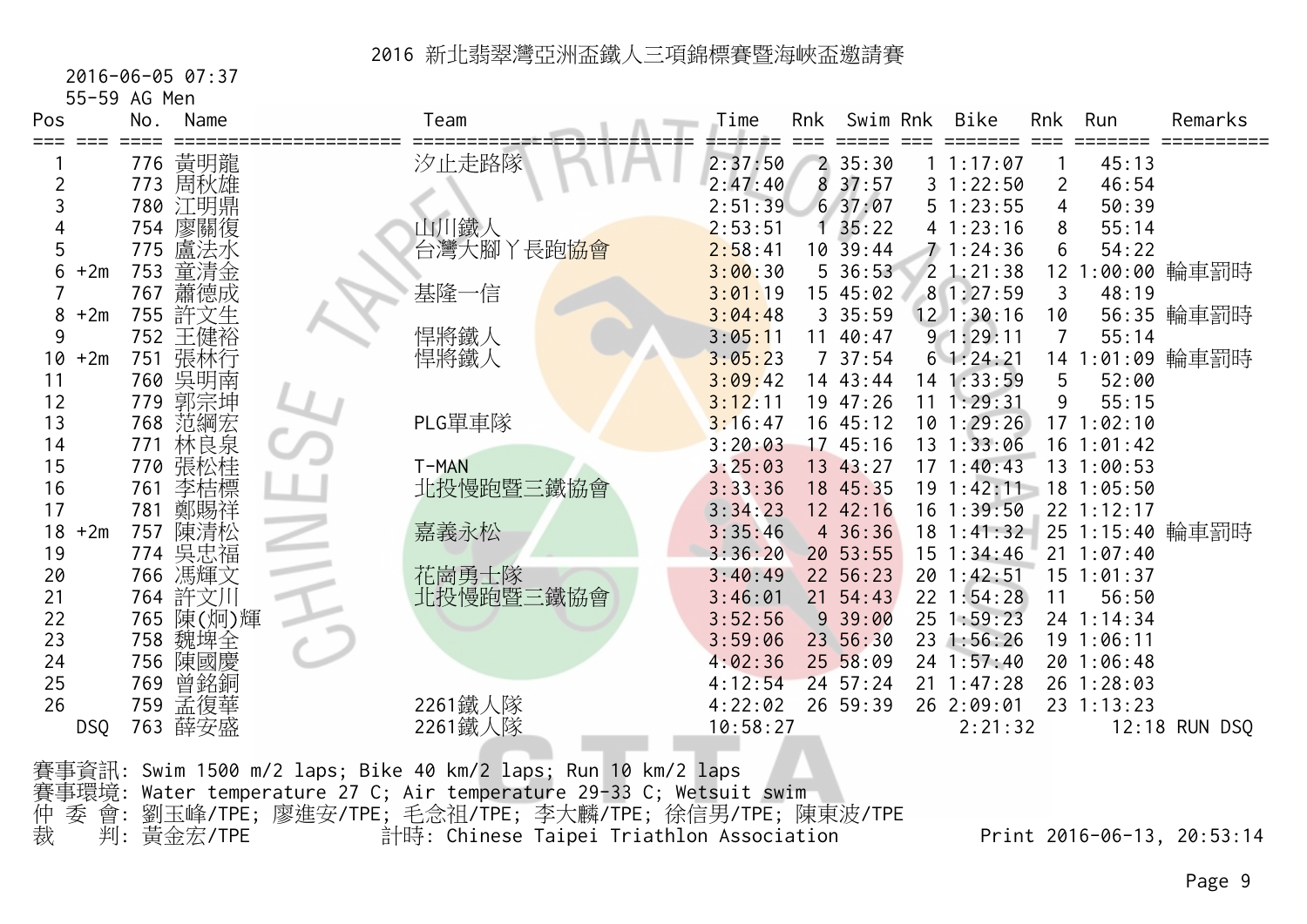# 2016 新北翡翠灣亞洲盃鐵人三項錦標賽暨海峽盃邀請賽

2016-06-05 07:37

55-59 AG Men

| Pos | | No. | Name | Team | Time | Rnk | Swim | Rnk | Bike | Rnk | Run | Remarks |
|---|---|---|---|---|---|---|---|---|---|---|---|
| 1 | | 776 | 黃明龍 | 汐止走路隊 | 2:37:50 | 2 | 35:30 | 1 | 1:17:07 | 1 | 45:13 | |
| 2 | | 773 | 周秋雄 | | 2:47:40 | 8 | 37:57 | 3 | 1:22:50 | 2 | 46:54 | |
| 3 | | 780 | 江明鼎 | | 2:51:39 | 6 | 37:07 | 5 | 1:23:55 | 4 | 50:39 | |
| 4 | | 754 | 廖關復 | 山川鐵人 | 2:53:51 | 1 | 35:22 | 4 | 1:23:16 | 8 | 55:14 | |
| 5 | | 775 | 盧法水 | 台灣大腳丫長跑協會 | 2:58:41 | 10 | 39:44 | 7 | 1:24:36 | 6 | 54:22 | |
| 6 | +2m | 753 | 童清金 | | 3:00:30 | 5 | 36:53 | 2 | 1:21:38 | 12 | 1:00:00 | 輪車罰時 |
| 7 | | 767 | 蕭德成 | 基隆一信 | 3:01:19 | 15 | 45:02 | 8 | 1:27:59 | 3 | 48:19 | |
| 8 | +2m | 755 | 許文生 | | 3:04:48 | 3 | 35:59 | 12 | 1:30:16 | 10 | 56:35 | 輪車罰時 |
| 9 | | 752 | 王健裕 | 悍將鐵人 | 3:05:11 | 11 | 40:47 | 9 | 1:29:11 | 7 | 55:14 | |
| 10 | +2m | 751 | 張林行 | 悍將鐵人 | 3:05:23 | 7 | 37:54 | 6 | 1:24:21 | 14 | 1:01:09 | 輪車罰時 |
| 11 | | 760 | 吳明南 | | 3:09:42 | 14 | 43:44 | 14 | 1:33:59 | 5 | 52:00 | |
| 12 | | 779 | 郭宗坤 | | 3:12:11 | 19 | 47:26 | 11 | 1:29:31 | 9 | 55:15 | |
| 13 | | 768 | 范綱宏 | PLG單車隊 | 3:16:47 | 16 | 45:12 | 10 | 1:29:26 | 17 | 1:02:10 | |
| 14 | | 771 | 林良泉 | | 3:20:03 | 17 | 45:16 | 13 | 1:33:06 | 16 | 1:01:42 | |
| 15 | | 770 | 張松桂 | T-MAN | 3:25:03 | 13 | 43:27 | 17 | 1:40:43 | 13 | 1:00:53 | |
| 16 | | 761 | 李桔標 | 北投慢跑暨三鐵協會 | 3:33:36 | 18 | 45:35 | 19 | 1:42:11 | 18 | 1:05:50 | |
| 17 | | 781 | 鄭賜祥 | | 3:34:23 | 12 | 42:16 | 16 | 1:39:50 | 22 | 1:12:17 | |
| 18 | +2m | 757 | 陳清松 | 嘉義永松 | 3:35:46 | 4 | 36:36 | 18 | 1:41:32 | 25 | 1:15:40 | 輪車罰時 |
| 19 | | 774 | 吳忠福 | | 3:36:20 | 20 | 53:55 | 15 | 1:34:46 | 21 | 1:07:40 | |
| 20 | | 766 | 馮輝文 | 花崗勇士隊 | 3:40:49 | 22 | 56:23 | 20 | 1:42:51 | 15 | 1:01:37 | |
| 21 | | 764 | 許文川 | 北投慢跑暨三鐵協會 | 3:46:01 | 21 | 54:43 | 22 | 1:54:28 | 11 | 56:50 | |
| 22 | | 765 | 陳(炯)輝 | | 3:52:56 | 9 | 39:00 | 25 | 1:59:23 | 24 | 1:14:34 | |
| 23 | | 758 | 魏埤全 | | 3:59:06 | 23 | 56:30 | 23 | 1:56:26 | 19 | 1:06:11 | |
| 24 | | 756 | 陳國慶 | | 4:02:36 | 25 | 58:09 | 24 | 1:57:40 | 20 | 1:06:48 | |
| 25 | | 769 | 曾銘銅 | | 4:12:54 | 24 | 57:24 | 21 | 1:47:28 | 26 | 1:28:03 | |
| 26 | | 759 | 孟復華 | 2261鐵人隊 | 4:22:02 | 26 | 59:39 | 26 | 2:09:01 | 23 | 1:13:23 | |
| DSQ | | 763 | 薛安盛 | 2261鐵人隊 | 10:58:27 | | | | 2:21:32 | | 12:18 | RUN DSQ |

賽事資訊: Swim 1500 m/2 laps; Bike 40 km/2 laps; Run 10 km/2 laps

賽事環境: Water temperature 27 C; Air temperature 29-33 C; Wetsuit swim

仲 委 會: 劉玉峰/TPE; 廖進安/TPE; 毛念祖/TPE; 李大麟/TPE; 徐信男/TPE; 陳東波/TPE

裁　　判: 黃金宏/TPE　　計時: Chinese Taipei Triathlon Association

Print 2016-06-13, 20:53:14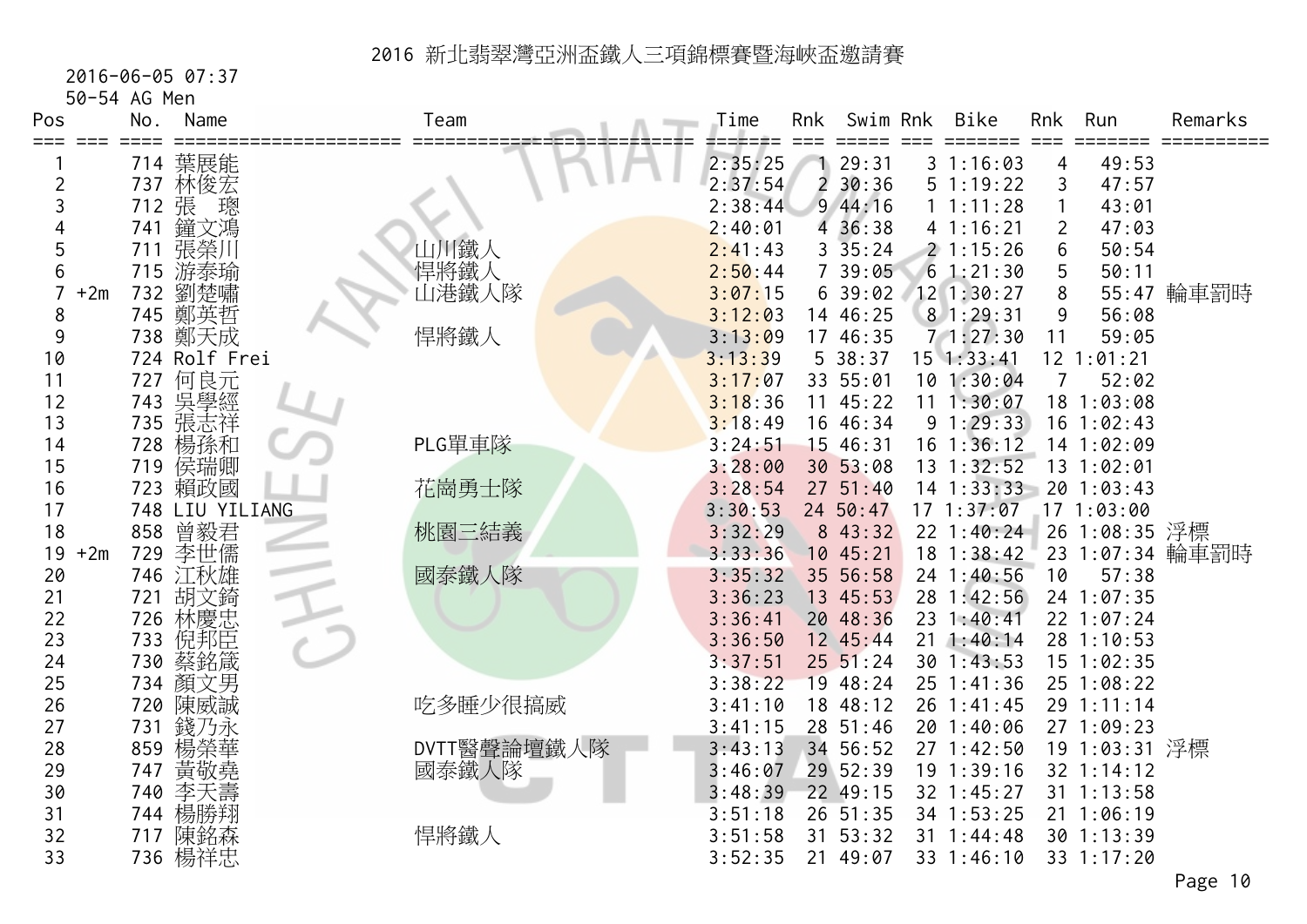# 2016 新北翡翠灣亞洲盃鐵人三項錦標賽暨海峽盃邀請賽

2016-06-05 07:37

50-54 AG Men

| Pos | | No. | Name | Team | Time | Rnk | Swim | Rnk | Bike | Rnk | Run | Remarks |
|---|---|---|---|---|---|---|---|---|---|---|---|---|
| 1 | | 714 | 葉展能 | | 2:35:25 | 1 | 29:31 | 3 | 1:16:03 | 4 | 49:53 | |
| 2 | | 737 | 林俊宏 | | 2:37:54 | 2 | 30:36 | 5 | 1:19:22 | 3 | 47:57 | |
| 3 | | 712 | 張　璁 | | 2:38:44 | 9 | 44:16 | 1 | 1:11:28 | 1 | 43:01 | |
| 4 | | 741 | 鐘文鴻 | | 2:40:01 | 4 | 36:38 | 4 | 1:16:21 | 2 | 47:03 | |
| 5 | | 711 | 張榮川 | 山川鐵人 | 2:41:43 | 3 | 35:24 | 2 | 1:15:26 | 6 | 50:54 | |
| 6 | | 715 | 游泰瑜 | 悍將鐵人 | 2:50:44 | 7 | 39:05 | 6 | 1:21:30 | 5 | 50:11 | |
| 7 | +2m | 732 | 劉楚嘯 | 山港鐵人隊 | 3:07:15 | 6 | 39:02 | 12 | 1:30:27 | 8 | 55:47 | 輪車罰時 |
| 8 | | 745 | 鄭英哲 | | 3:12:03 | 14 | 46:25 | 8 | 1:29:31 | 9 | 56:08 | |
| 9 | | 738 | 鄭天成 | 悍將鐵人 | 3:13:09 | 17 | 46:35 | 7 | 1:27:30 | 11 | 59:05 | |
| 10 | | 724 | Rolf Frei | | 3:13:39 | 5 | 38:37 | 15 | 1:33:41 | 12 | 1:01:21 | |
| 11 | | 727 | 何良元 | | 3:17:07 | 33 | 55:01 | 10 | 1:30:04 | 7 | 52:02 | |
| 12 | | 743 | 吳學經 | | 3:18:36 | 11 | 45:22 | 11 | 1:30:07 | 18 | 1:03:08 | |
| 13 | | 735 | 張志祥 | | 3:18:49 | 16 | 46:34 | 9 | 1:29:33 | 16 | 1:02:43 | |
| 14 | | 728 | 楊孫和 | PLG單車隊 | 3:24:51 | 15 | 46:31 | 16 | 1:36:12 | 14 | 1:02:09 | |
| 15 | | 719 | 侯瑞卿 | | 3:28:00 | 30 | 53:08 | 13 | 1:32:52 | 13 | 1:02:01 | |
| 16 | | 723 | 賴政國 | 花崗勇士隊 | 3:28:54 | 27 | 51:40 | 14 | 1:33:33 | 20 | 1:03:43 | |
| 17 | | 748 | LIU YILIANG | | 3:30:53 | 24 | 50:47 | 17 | 1:37:07 | 17 | 1:03:00 | |
| 18 | | 858 | 曾毅君 | 桃園三結義 | 3:32:29 | 8 | 43:32 | 22 | 1:40:24 | 26 | 1:08:35 | 浮標 |
| 19 | +2m | 729 | 李世儒 | | 3:33:36 | 10 | 45:21 | 18 | 1:38:42 | 23 | 1:07:34 | 輪車罰時 |
| 20 | | 746 | 江秋雄 | 國泰鐵人隊 | 3:35:32 | 35 | 56:58 | 24 | 1:40:56 | 10 | 57:38 | |
| 21 | | 721 | 胡文錡 | | 3:36:23 | 13 | 45:53 | 28 | 1:42:56 | 24 | 1:07:35 | |
| 22 | | 726 | 林慶忠 | | 3:36:41 | 20 | 48:36 | 23 | 1:40:41 | 22 | 1:07:24 | |
| 23 | | 733 | 倪邦臣 | | 3:36:50 | 12 | 45:44 | 21 | 1:40:14 | 28 | 1:10:53 | |
| 24 | | 730 | 蔡銘箴 | | 3:37:51 | 25 | 51:24 | 30 | 1:43:53 | 15 | 1:02:35 | |
| 25 | | 734 | 顏文男 | | 3:38:22 | 19 | 48:24 | 25 | 1:41:36 | 25 | 1:08:22 | |
| 26 | | 720 | 陳威誠 | 吃多睡少很搞威 | 3:41:10 | 18 | 48:12 | 26 | 1:41:45 | 29 | 1:11:14 | |
| 27 | | 731 | 錢乃永 | | 3:41:15 | 28 | 51:46 | 20 | 1:40:06 | 27 | 1:09:23 | |
| 28 | | 859 | 楊榮華 | DVTT醫聲論壇鐵人隊 | 3:43:13 | 34 | 56:52 | 27 | 1:42:50 | 19 | 1:03:31 | 浮標 |
| 29 | | 747 | 黃敬堯 | 國泰鐵人隊 | 3:46:07 | 29 | 52:39 | 19 | 1:39:16 | 32 | 1:14:12 | |
| 30 | | 740 | 李天壽 | | 3:48:39 | 22 | 49:15 | 32 | 1:45:27 | 31 | 1:13:58 | |
| 31 | | 744 | 楊勝翔 | | 3:51:18 | 26 | 51:35 | 34 | 1:53:25 | 21 | 1:06:19 | |
| 32 | | 717 | 陳銘森 | 悍將鐵人 | 3:51:58 | 31 | 53:32 | 31 | 1:44:48 | 30 | 1:13:39 | |
| 33 | | 736 | 楊祥忠 | | 3:52:35 | 21 | 49:07 | 33 | 1:46:10 | 33 | 1:17:20 | |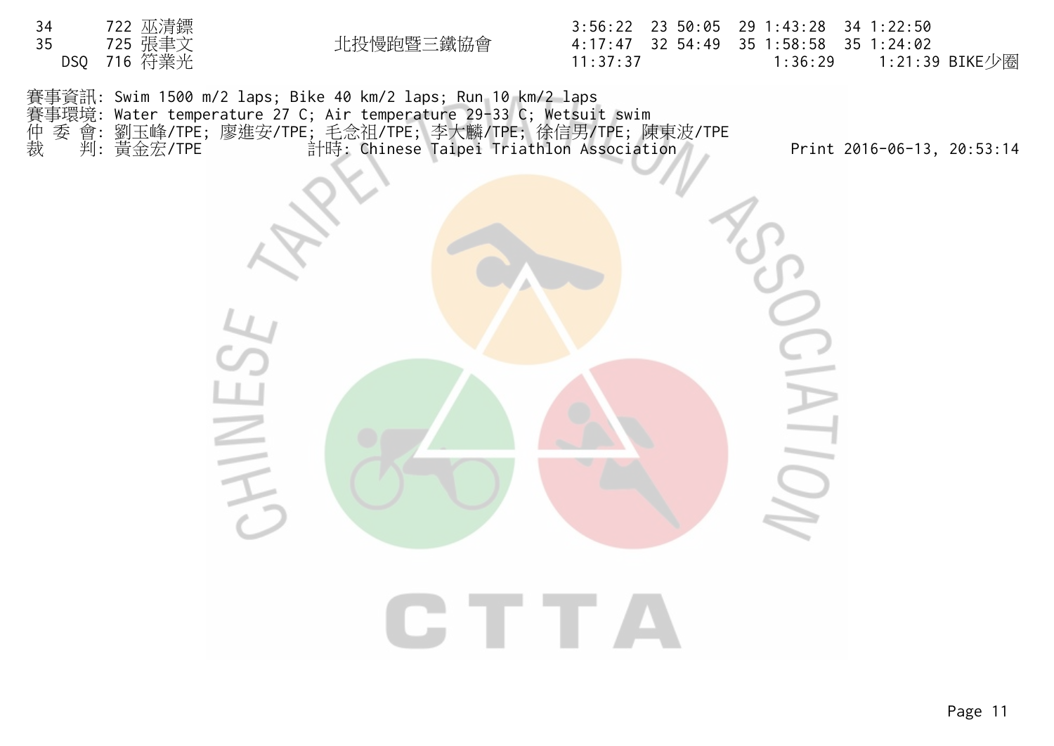| | | | | | | | |
|---|---|---|---|---|---|---|---|
| 34 | 722 巫清鏢 | | 3:56:22 | 23 50:05 | 29 1:43:28 | 34 1:22:50 | |
| 35 | 725 張聿文 | 北投慢跑暨三鐵協會 | 4:17:47 | 32 54:49 | 35 1:58:58 | 35 1:24:02 | |
| DSQ | 716 符業光 | | 11:37:37 | | 1:36:29 | 1:21:39 | BIKE少圈 |

賽事資訊: Swim 1500 m/2 laps; Bike 40 km/2 laps; Run 10 km/2 laps
賽事環境: Water temperature 27 C; Air temperature 29-33 C; Wetsuit swim
仲 委 會: 劉玉峰/TPE; 廖進安/TPE; 毛念祖/TPE; 李大麟/TPE; 徐信男/TPE; 陳東波/TPE
裁　 判: 黃金宏/TPE　　計時: Chinese Taipei Triathlon Association　　Print 2016-06-13, 20:53:14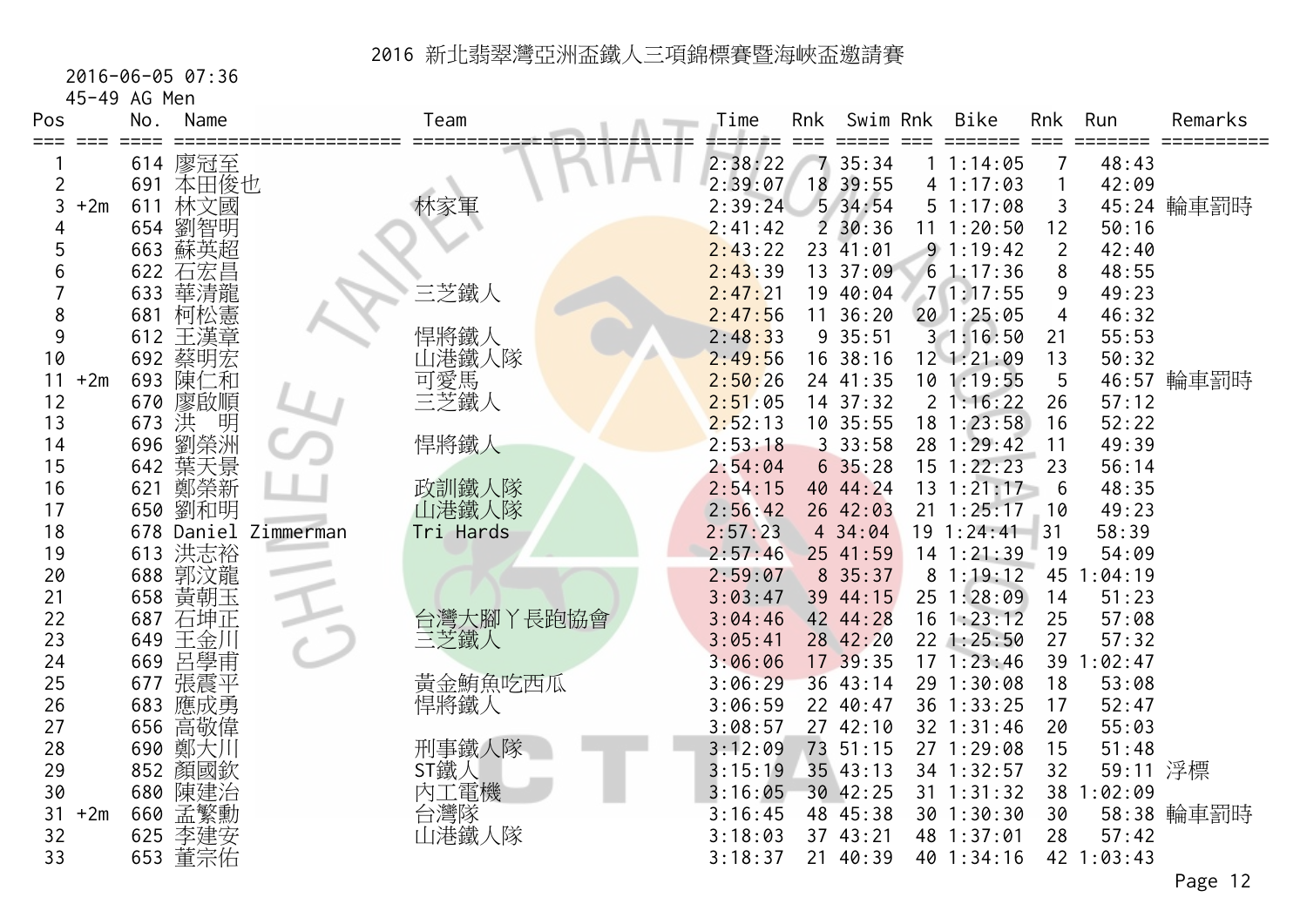# 2016 新北翡翠灣亞洲盃鐵人三項錦標賽暨海峽盃邀請賽

2016-06-05 07:36

45-49 AG Men

| Pos | | No. | Name | Team | Time | Rnk | Swim | Rnk | Bike | Rnk | Run | Remarks |
|---|---|---|---|---|---|---|---|---|---|---|---|---|
| 1 | | 614 | 廖冠至 | | 2:38:22 | 7 | 35:34 | 1 | 1:14:05 | 7 | 48:43 | |
| 2 | | 691 | 本田俊也 | | 2:39:07 | 18 | 39:55 | 4 | 1:17:03 | 1 | 42:09 | |
| 3 | +2m | 611 | 林文國 | 林家軍 | 2:39:24 | 5 | 34:54 | 5 | 1:17:08 | 3 | 45:24 | 輪車罰時 |
| 4 | | 654 | 劉智明 | | 2:41:42 | 2 | 30:36 | 11 | 1:20:50 | 12 | 50:16 | |
| 5 | | 663 | 蘇英超 | | 2:43:22 | 23 | 41:01 | 9 | 1:19:42 | 2 | 42:40 | |
| 6 | | 622 | 石宏昌 | | 2:43:39 | 13 | 37:09 | 6 | 1:17:36 | 8 | 48:55 | |
| 7 | | 633 | 華清龍 | 三芝鐵人 | 2:47:21 | 19 | 40:04 | 7 | 1:17:55 | 9 | 49:23 | |
| 8 | | 681 | 柯松憲 | | 2:47:56 | 11 | 36:20 | 20 | 1:25:05 | 4 | 46:32 | |
| 9 | | 612 | 王漢章 | 悍將鐵人 | 2:48:33 | 9 | 35:51 | 3 | 1:16:50 | 21 | 55:53 | |
| 10 | | 692 | 蔡明宏 | 山港鐵人隊 | 2:49:56 | 16 | 38:16 | 12 | 1:21:09 | 13 | 50:32 | |
| 11 | +2m | 693 | 陳仁和 | 可愛馬 | 2:50:26 | 24 | 41:35 | 10 | 1:19:55 | 5 | 46:57 | 輪車罰時 |
| 12 | | 670 | 廖啟順 | 三芝鐵人 | 2:51:05 | 14 | 37:32 | 2 | 1:16:22 | 26 | 57:12 | |
| 13 | | 673 | 洪　明 | | 2:52:13 | 10 | 35:55 | 18 | 1:23:58 | 16 | 52:22 | |
| 14 | | 696 | 劉榮洲 | 悍將鐵人 | 2:53:18 | 3 | 33:58 | 28 | 1:29:42 | 11 | 49:39 | |
| 15 | | 642 | 葉天景 | | 2:54:04 | 6 | 35:28 | 15 | 1:22:23 | 23 | 56:14 | |
| 16 | | 621 | 鄭榮新 | 政訓鐵人隊 | 2:54:15 | 40 | 44:24 | 13 | 1:21:17 | 6 | 48:35 | |
| 17 | | 650 | 劉和明 | 山港鐵人隊 | 2:56:42 | 26 | 42:03 | 21 | 1:25:17 | 10 | 49:23 | |
| 18 | | 678 | Daniel Zimmerman | Tri Hards | 2:57:23 | 4 | 34:04 | 19 | 1:24:41 | 31 | 58:39 | |
| 19 | | 613 | 洪志裕 | | 2:57:46 | 25 | 41:59 | 14 | 1:21:39 | 19 | 54:09 | |
| 20 | | 688 | 郭汶龍 | | 2:59:07 | 8 | 35:37 | 8 | 1:19:12 | 45 | 1:04:19 | |
| 21 | | 658 | 黃朝玉 | | 3:03:47 | 39 | 44:15 | 25 | 1:28:09 | 14 | 51:23 | |
| 22 | | 687 | 石坤正 | 台灣大腳丫長跑協會 | 3:04:46 | 42 | 44:28 | 16 | 1:23:12 | 25 | 57:08 | |
| 23 | | 649 | 王金川 | 三芝鐵人 | 3:05:41 | 28 | 42:20 | 22 | 1:25:50 | 27 | 57:32 | |
| 24 | | 669 | 呂學甫 | | 3:06:06 | 17 | 39:35 | 17 | 1:23:46 | 39 | 1:02:47 | |
| 25 | | 677 | 張震平 | 黃金鮪魚吃西瓜 | 3:06:29 | 36 | 43:14 | 29 | 1:30:08 | 18 | 53:08 | |
| 26 | | 683 | 應成勇 | 悍將鐵人 | 3:06:59 | 22 | 40:47 | 36 | 1:33:25 | 17 | 52:47 | |
| 27 | | 656 | 高敬偉 | | 3:08:57 | 27 | 42:10 | 32 | 1:31:46 | 20 | 55:03 | |
| 28 | | 690 | 鄭大川 | 刑事鐵人隊 | 3:12:09 | 73 | 51:15 | 27 | 1:29:08 | 15 | 51:48 | |
| 29 | | 852 | 顏國欽 | ST鐵人 | 3:15:19 | 35 | 43:13 | 34 | 1:32:57 | 32 | 59:11 | 浮標 |
| 30 | | 680 | 陳建治 | 內工電機 | 3:16:05 | 30 | 42:25 | 31 | 1:31:32 | 38 | 1:02:09 | |
| 31 | +2m | 660 | 孟繁勳 | 台灣隊 | 3:16:45 | 48 | 45:38 | 30 | 1:30:30 | 30 | 58:38 | 輪車罰時 |
| 32 | | 625 | 李建安 | 山港鐵人隊 | 3:18:03 | 37 | 43:21 | 48 | 1:37:01 | 28 | 57:42 | |
| 33 | | 653 | 董宗佑 | | 3:18:37 | 21 | 40:39 | 40 | 1:34:16 | 42 | 1:03:43 | |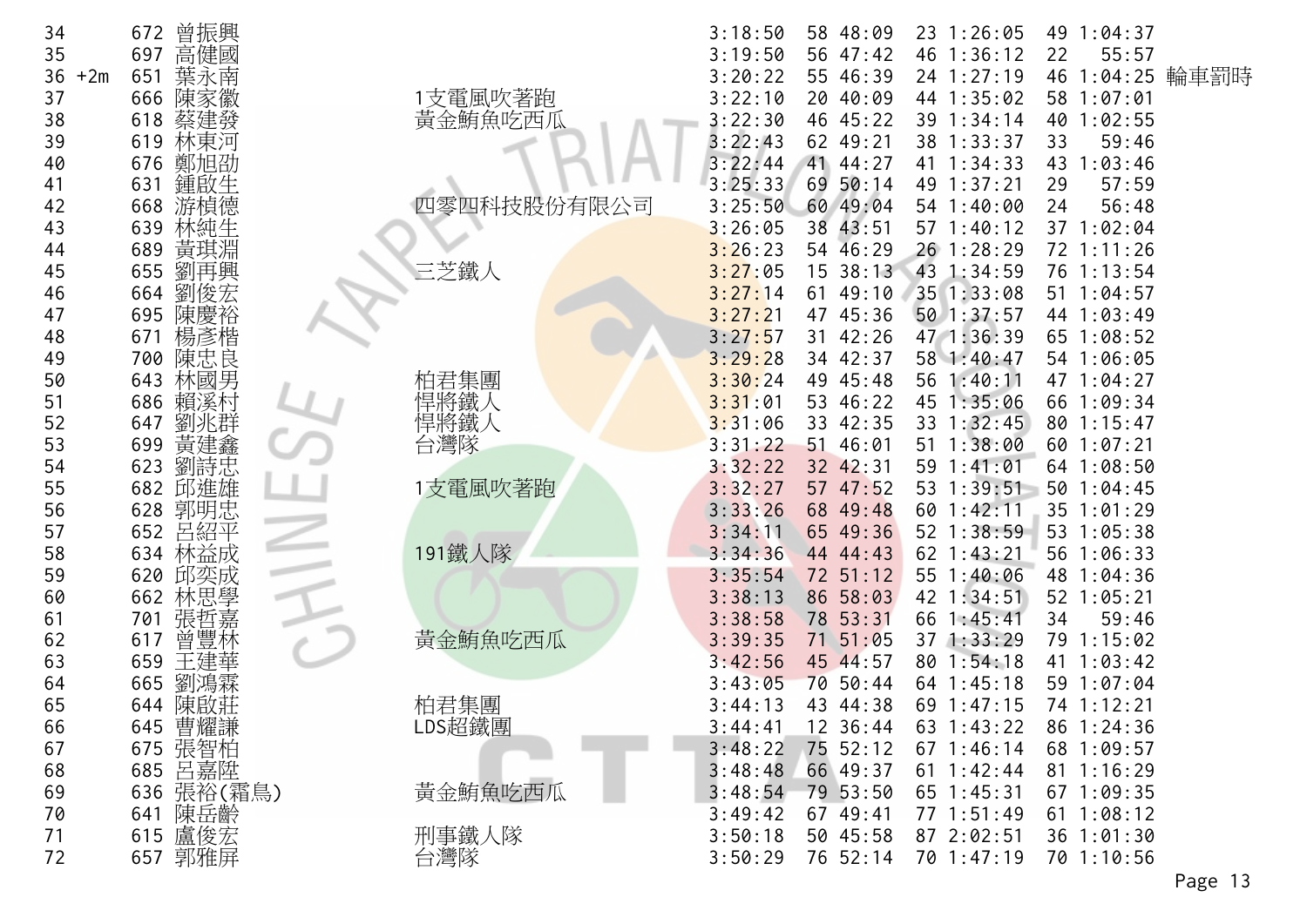| 34 | | 672 | 曾振興 | | 3:18:50 | 58 | 48:09 | 23 | 1:26:05 | 49 | 1:04:37 | |
|---|---|---|---|---|---|---|---|---|---|---|---|---|
| 35 | | 697 | 高健國 | | 3:19:50 | 56 | 47:42 | 46 | 1:36:12 | 22 | 55:57 | |
| 36 | +2m | 651 | 葉永南 | | 3:20:22 | 55 | 46:39 | 24 | 1:27:19 | 46 | 1:04:25 | 輪車罰時 |
| 37 | | 666 | 陳家徽 | 1支電風吹著跑 | 3:22:10 | 20 | 40:09 | 44 | 1:35:02 | 58 | 1:07:01 | |
| 38 | | 618 | 蔡建發 | 黃金鮪魚吃西瓜 | 3:22:30 | 46 | 45:22 | 39 | 1:34:14 | 40 | 1:02:55 | |
| 39 | | 619 | 林東河 | | 3:22:43 | 62 | 49:21 | 38 | 1:33:37 | 33 | 59:46 | |
| 40 | | 676 | 鄭旭劭 | | 3:22:44 | 41 | 44:27 | 41 | 1:34:33 | 43 | 1:03:46 | |
| 41 | | 631 | 鍾啟生 | | 3:25:33 | 69 | 50:14 | 49 | 1:37:21 | 29 | 57:59 | |
| 42 | | 668 | 游楨德 | 四零四科技股份有限公司 | 3:25:50 | 60 | 49:04 | 54 | 1:40:00 | 24 | 56:48 | |
| 43 | | 639 | 林純生 | | 3:26:05 | 38 | 43:51 | 57 | 1:40:12 | 37 | 1:02:04 | |
| 44 | | 689 | 黃琪淵 | | 3:26:23 | 54 | 46:29 | 26 | 1:28:29 | 72 | 1:11:26 | |
| 45 | | 655 | 劉再興 | 三芝鐵人 | 3:27:05 | 15 | 38:13 | 43 | 1:34:59 | 76 | 1:13:54 | |
| 46 | | 664 | 劉俊宏 | | 3:27:14 | 61 | 49:10 | 35 | 1:33:08 | 51 | 1:04:57 | |
| 47 | | 695 | 陳慶裕 | | 3:27:21 | 47 | 45:36 | 50 | 1:37:57 | 44 | 1:03:49 | |
| 48 | | 671 | 楊彥楷 | | 3:27:57 | 31 | 42:26 | 47 | 1:36:39 | 65 | 1:08:52 | |
| 49 | | 700 | 陳忠良 | | 3:29:28 | 34 | 42:37 | 58 | 1:40:47 | 54 | 1:06:05 | |
| 50 | | 643 | 林國男 | 柏君集團 | 3:30:24 | 49 | 45:48 | 56 | 1:40:11 | 47 | 1:04:27 | |
| 51 | | 686 | 賴溪村 | 悍將鐵人 | 3:31:01 | 53 | 46:22 | 45 | 1:35:06 | 66 | 1:09:34 | |
| 52 | | 647 | 劉兆群 | 悍將鐵人 | 3:31:06 | 33 | 42:35 | 33 | 1:32:45 | 80 | 1:15:47 | |
| 53 | | 699 | 黃建鑫 | 台灣隊 | 3:31:22 | 51 | 46:01 | 51 | 1:38:00 | 60 | 1:07:21 | |
| 54 | | 623 | 劉詩忠 | | 3:32:22 | 32 | 42:31 | 59 | 1:41:01 | 64 | 1:08:50 | |
| 55 | | 682 | 邱進雄 | 1支電風吹著跑 | 3:32:27 | 57 | 47:52 | 53 | 1:39:51 | 50 | 1:04:45 | |
| 56 | | 628 | 郭明忠 | | 3:33:26 | 68 | 49:48 | 60 | 1:42:11 | 35 | 1:01:29 | |
| 57 | | 652 | 呂紹平 | | 3:34:11 | 65 | 49:36 | 52 | 1:38:59 | 53 | 1:05:38 | |
| 58 | | 634 | 林益成 | 191鐵人隊 | 3:34:36 | 44 | 44:43 | 62 | 1:43:21 | 56 | 1:06:33 | |
| 59 | | 620 | 邱奕成 | | 3:35:54 | 72 | 51:12 | 55 | 1:40:06 | 48 | 1:04:36 | |
| 60 | | 662 | 林思學 | | 3:38:13 | 86 | 58:03 | 42 | 1:34:51 | 52 | 1:05:21 | |
| 61 | | 701 | 張哲嘉 | | 3:38:58 | 78 | 53:31 | 66 | 1:45:41 | 34 | 59:46 | |
| 62 | | 617 | 曾豐林 | 黃金鮪魚吃西瓜 | 3:39:35 | 71 | 51:05 | 37 | 1:33:29 | 79 | 1:15:02 | |
| 63 | | 659 | 王建華 | | 3:42:56 | 45 | 44:57 | 80 | 1:54:18 | 41 | 1:03:42 | |
| 64 | | 665 | 劉鴻霖 | | 3:43:05 | 70 | 50:44 | 64 | 1:45:18 | 59 | 1:07:04 | |
| 65 | | 644 | 陳啟莊 | 柏君集團 | 3:44:13 | 43 | 44:38 | 69 | 1:47:15 | 74 | 1:12:21 | |
| 66 | | 645 | 曹耀謙 | LDS超鐵團 | 3:44:41 | 12 | 36:44 | 63 | 1:43:22 | 86 | 1:24:36 | |
| 67 | | 675 | 張智柏 | | 3:48:22 | 75 | 52:12 | 67 | 1:46:14 | 68 | 1:09:57 | |
| 68 | | 685 | 呂嘉陞 | | 3:48:48 | 66 | 49:37 | 61 | 1:42:44 | 81 | 1:16:29 | |
| 69 | | 636 | 張裕(霜烏) | 黃金鮪魚吃西瓜 | 3:48:54 | 79 | 53:50 | 65 | 1:45:31 | 67 | 1:09:35 | |
| 70 | | 641 | 陳岳齡 | | 3:49:42 | 67 | 49:41 | 77 | 1:51:49 | 61 | 1:08:12 | |
| 71 | | 615 | 盧俊宏 | 刑事鐵人隊 | 3:50:18 | 50 | 45:58 | 87 | 2:02:51 | 36 | 1:01:30 | |
| 72 | | 657 | 郭雅屏 | 台灣隊 | 3:50:29 | 76 | 52:14 | 70 | 1:47:19 | 70 | 1:10:56 | |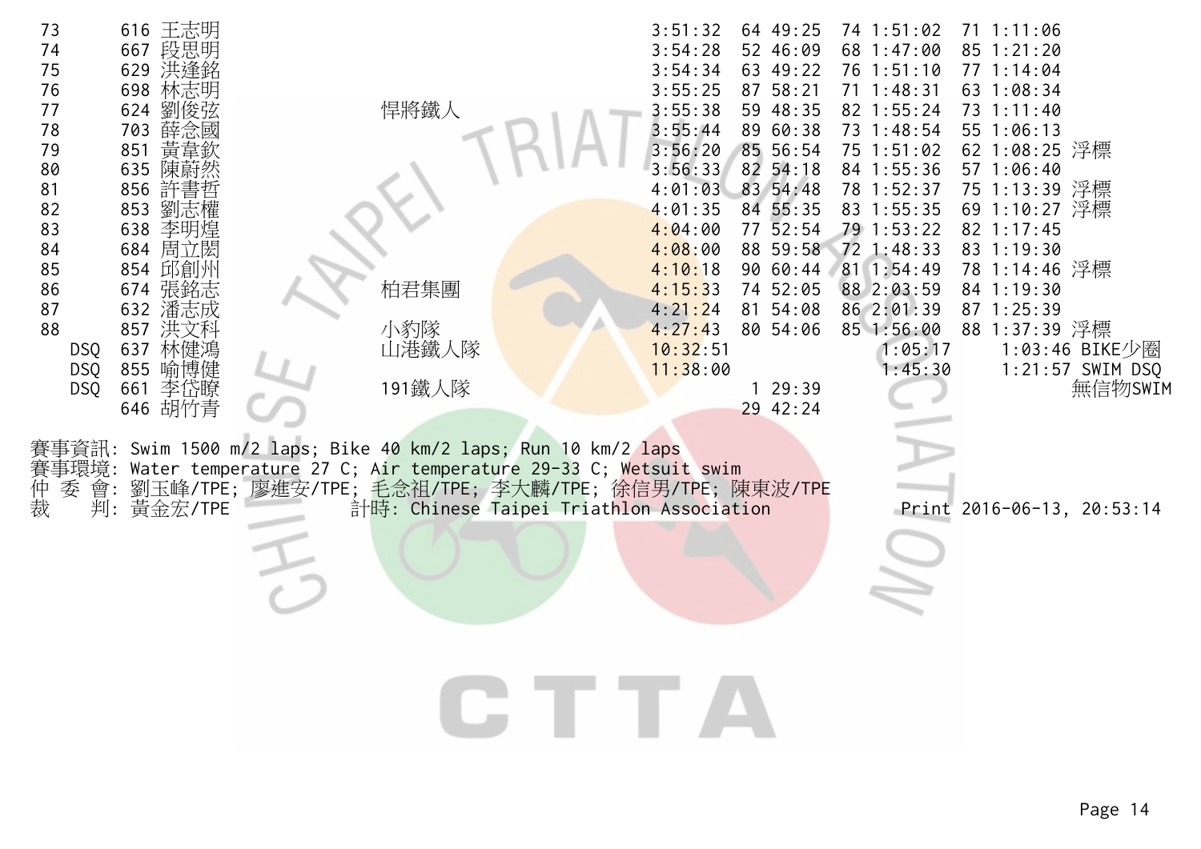| 名次 | 號碼 | 姓名 | 隊伍 | 總成績 | 游泳名次 | 游泳 | 自行車名次 | 自行車 | 跑步名次 | 跑步 | 備註 |
|---|---|---|---|---|---|---|---|---|---|---|---|
| 73 | 616 | 王志明 | | 3:51:32 | 64 | 49:25 | 74 | 1:51:02 | 71 | 1:11:06 | |
| 74 | 667 | 段思明 | | 3:54:28 | 52 | 46:09 | 68 | 1:47:00 | 85 | 1:21:20 | |
| 75 | 629 | 洪逢銘 | | 3:54:34 | 63 | 49:22 | 76 | 1:51:10 | 77 | 1:14:04 | |
| 76 | 698 | 林志明 | | 3:55:25 | 87 | 58:21 | 71 | 1:48:31 | 63 | 1:08:34 | |
| 77 | 624 | 劉俊弦 | 悍將鐵人 | 3:55:38 | 59 | 48:35 | 82 | 1:55:24 | 73 | 1:11:40 | |
| 78 | 703 | 薛念國 | | 3:55:44 | 89 | 60:38 | 73 | 1:48:54 | 55 | 1:06:13 | |
| 79 | 851 | 黃章欽 | | 3:56:20 | 85 | 56:54 | 75 | 1:51:02 | 62 | 1:08:25 | 浮標 |
| 80 | 635 | 陳蔚然 | | 3:56:33 | 82 | 54:18 | 84 | 1:55:36 | 57 | 1:06:40 | |
| 81 | 856 | 許書哲 | | 4:01:03 | 83 | 54:48 | 78 | 1:52:37 | 75 | 1:13:39 | 浮標 |
| 82 | 853 | 劉志權 | | 4:01:35 | 84 | 55:35 | 83 | 1:55:35 | 69 | 1:10:27 | 浮標 |
| 83 | 638 | 李明煌 | | 4:04:00 | 77 | 52:54 | 79 | 1:53:22 | 82 | 1:17:45 | |
| 84 | 684 | 周立閎 | | 4:08:00 | 88 | 59:58 | 72 | 1:48:33 | 83 | 1:19:30 | |
| 85 | 854 | 邱創州 | | 4:10:18 | 90 | 60:44 | 81 | 1:54:49 | 78 | 1:14:46 | 浮標 |
| 86 | 674 | 張銘志 | 柏君集團 | 4:15:33 | 74 | 52:05 | 88 | 2:03:59 | 84 | 1:19:30 | |
| 87 | 632 | 潘志成 | | 4:21:24 | 81 | 54:08 | 86 | 2:01:39 | 87 | 1:25:39 | |
| 88 | 857 | 洪文科 | 小豹隊 | 4:27:43 | 80 | 54:06 | 85 | 1:56:00 | 88 | 1:37:39 | 浮標 |
| DSQ | 637 | 林健鴻 | 山港鐵人隊 | 10:32:51 | | | | 1:05:17 | | 1:03:46 | BIKE少圈 |
| DSQ | 855 | 喻博健 | | 11:38:00 | | | | 1:45:30 | | 1:21:57 | SWIM DSQ |
| DSQ | 661 | 李岱暸 | 191鐵人隊 | | 1 | 29:39 | | | | | 無信物SWIM |
| | 646 | 胡竹青 | | | 29 | 42:24 | | | | | |

賽事資訊: Swim 1500 m/2 laps; Bike 40 km/2 laps; Run 10 km/2 laps

賽事環境: Water temperature 27 C; Air temperature 29-33 C; Wetsuit swim

仲 委 會: 劉玉峰/TPE; 廖進安/TPE; 毛念祖/TPE; 李大麟/TPE; 徐信男/TPE; 陳東波/TPE

裁　　判: 黃金宏/TPE　　計時: Chinese Taipei Triathlon Association　　Print 2016-06-13, 20:53:14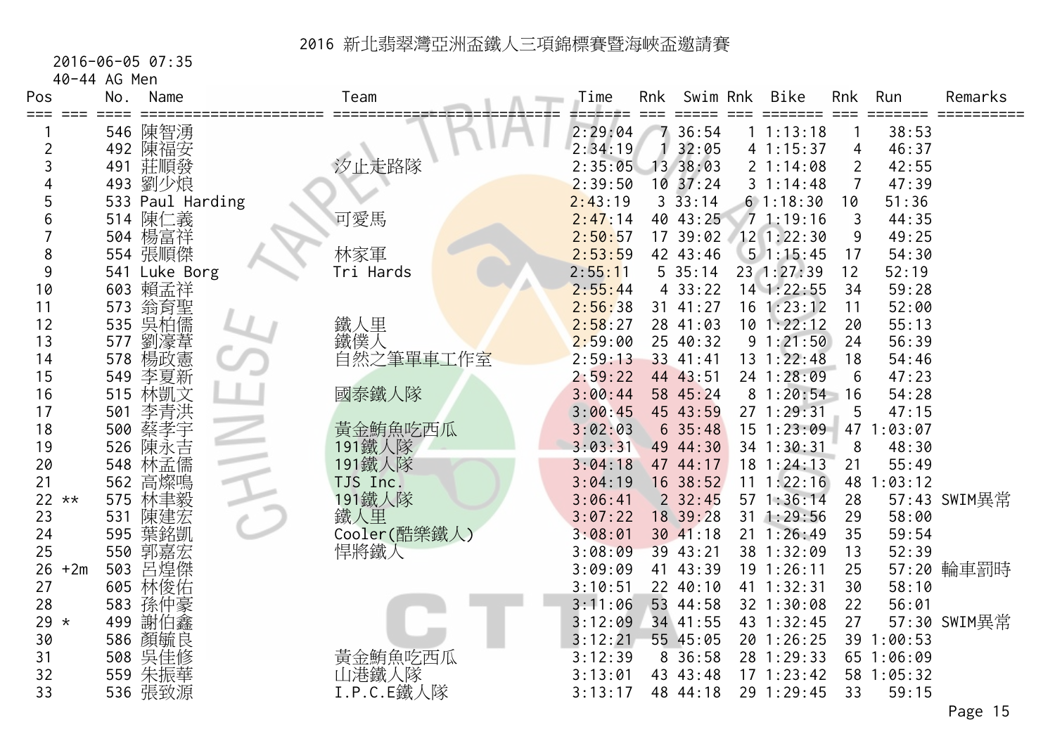# 2016 新北翡翠灣亞洲盃鐵人三項錦標賽暨海峽盃邀請賽

2016-06-05 07:35

40-44 AG Men

| Pos | | No. | Name | Team | Time | Rnk | Swim | Rnk | Bike | Rnk | Run | Remarks |
|---|---|---|---|---|---|---|---|---|---|---|---|---|
| 1 | | 546 | 陳智湧 | | 2:29:04 | 7 | 36:54 | 1 | 1:13:18 | 1 | 38:53 | |
| 2 | | 492 | 陳福安 | | 2:34:19 | 1 | 32:05 | 4 | 1:15:37 | 4 | 46:37 | |
| 3 | | 491 | 莊順發 | 汐止走路隊 | 2:35:05 | 13 | 38:03 | 2 | 1:14:08 | 2 | 42:55 | |
| 4 | | 493 | 劉少烺 | | 2:39:50 | 10 | 37:24 | 3 | 1:14:48 | 7 | 47:39 | |
| 5 | | 533 | Paul Harding | | 2:43:19 | 3 | 33:14 | 6 | 1:18:30 | 10 | 51:36 | |
| 6 | | 514 | 陳仁義 | 可愛馬 | 2:47:14 | 40 | 43:25 | 7 | 1:19:16 | 3 | 44:35 | |
| 7 | | 504 | 楊富祥 | | 2:50:57 | 17 | 39:02 | 12 | 1:22:30 | 9 | 49:25 | |
| 8 | | 554 | 張順傑 | 林家軍 | 2:53:59 | 42 | 43:46 | 5 | 1:15:45 | 17 | 54:30 | |
| 9 | | 541 | Luke Borg | Tri Hards | 2:55:11 | 5 | 35:14 | 23 | 1:27:39 | 12 | 52:19 | |
| 10 | | 603 | 賴孟祥 | | 2:55:44 | 4 | 33:22 | 14 | 1:22:55 | 34 | 59:28 | |
| 11 | | 573 | 翁育聖 | | 2:56:38 | 31 | 41:27 | 16 | 1:23:12 | 11 | 52:00 | |
| 12 | | 535 | 吳柏儒 | 鐵人里 | 2:58:27 | 28 | 41:03 | 10 | 1:22:12 | 20 | 55:13 | |
| 13 | | 577 | 劉濠葦 | 鐵僕人 | 2:59:00 | 25 | 40:32 | 9 | 1:21:50 | 24 | 56:39 | |
| 14 | | 578 | 楊政憲 | 自然之筆單車工作室 | 2:59:13 | 33 | 41:41 | 13 | 1:22:48 | 18 | 54:46 | |
| 15 | | 549 | 李夏新 | | 2:59:22 | 44 | 43:51 | 24 | 1:28:09 | 6 | 47:23 | |
| 16 | | 515 | 林凱文 | 國泰鐵人隊 | 3:00:44 | 58 | 45:24 | 8 | 1:20:54 | 16 | 54:28 | |
| 17 | | 501 | 李青洪 | | 3:00:45 | 45 | 43:59 | 27 | 1:29:31 | 5 | 47:15 | |
| 18 | | 500 | 蔡孝宇 | 黃金鮪魚吃西瓜 | 3:02:03 | 6 | 35:48 | 15 | 1:23:09 | 47 | 1:03:07 | |
| 19 | | 526 | 陳永吉 | 191鐵人隊 | 3:03:31 | 49 | 44:30 | 34 | 1:30:31 | 8 | 48:30 | |
| 20 | | 548 | 林孟儒 | 191鐵人隊 | 3:04:18 | 47 | 44:17 | 18 | 1:24:13 | 21 | 55:49 | |
| 21 | | 562 | 高燦鳴 | TJS Inc. | 3:04:19 | 16 | 38:52 | 11 | 1:22:16 | 48 | 1:03:12 | |
| 22 | ** | 575 | 林聿毅 | 191鐵人隊 | 3:06:41 | 2 | 32:45 | 57 | 1:36:14 | 28 | 57:43 | SWIM異常 |
| 23 | | 531 | 陳建宏 | 鐵人里 | 3:07:22 | 18 | 39:28 | 31 | 1:29:56 | 29 | 58:00 | |
| 24 | | 595 | 葉銘凱 | Cooler(酷樂鐵人) | 3:08:01 | 30 | 41:18 | 21 | 1:26:49 | 35 | 59:54 | |
| 25 | | 550 | 郭嘉宏 | 悍將鐵人 | 3:08:09 | 39 | 43:21 | 38 | 1:32:09 | 13 | 52:39 | |
| 26 | +2m | 503 | 呂煌傑 | | 3:09:09 | 41 | 43:39 | 19 | 1:26:11 | 25 | 57:20 | 輪車罰時 |
| 27 | | 605 | 林俊佑 | | 3:10:51 | 22 | 40:10 | 41 | 1:32:31 | 30 | 58:10 | |
| 28 | | 583 | 孫仲豪 | | 3:11:06 | 53 | 44:58 | 32 | 1:30:08 | 22 | 56:01 | |
| 29 | * | 499 | 謝伯鑫 | | 3:12:09 | 34 | 41:55 | 43 | 1:32:45 | 27 | 57:30 | SWIM異常 |
| 30 | | 586 | 顏毓良 | | 3:12:21 | 55 | 45:05 | 20 | 1:26:25 | 39 | 1:00:53 | |
| 31 | | 508 | 吳佳修 | 黃金鮪魚吃西瓜 | 3:12:39 | 8 | 36:58 | 28 | 1:29:33 | 65 | 1:06:09 | |
| 32 | | 559 | 朱振華 | 山港鐵人隊 | 3:13:01 | 43 | 43:48 | 17 | 1:23:42 | 58 | 1:05:32 | |
| 33 | | 536 | 張致源 | I.P.C.E鐵人隊 | 3:13:17 | 48 | 44:18 | 29 | 1:29:45 | 33 | 59:15 | |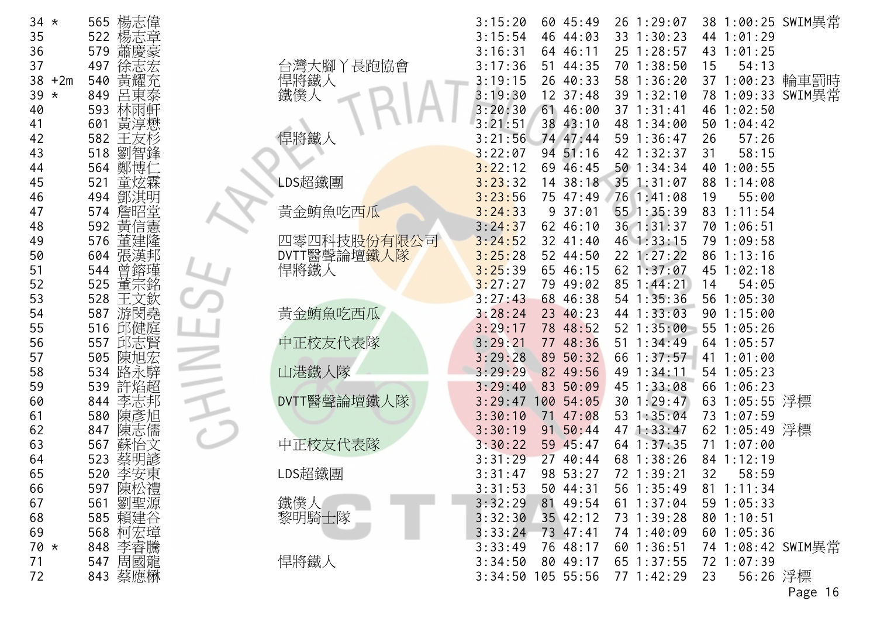| 名次 | 號碼 | 姓名 | 隊伍 | 總成績 | 游泳名次 | 游泳 | 自行車名次 | 自行車 | 跑步名次 | 跑步 | 備註 |
|---|---|---|---|---|---|---|---|---|---|---|---|
| 34 * | 565 | 楊志偉 | | 3:15:20 | 60 | 45:49 | 26 | 1:29:07 | 38 | 1:00:25 | SWIM異常 |
| 35 | 522 | 楊志章 | | 3:15:54 | 46 | 44:03 | 33 | 1:30:23 | 44 | 1:01:29 | |
| 36 | 579 | 蕭慶豪 | | 3:16:31 | 64 | 46:11 | 25 | 1:28:57 | 43 | 1:01:25 | |
| 37 | 497 | 徐志宏 | 台灣大腳ㄚ長跑協會 | 3:17:36 | 51 | 44:35 | 70 | 1:38:50 | 15 | 54:13 | |
| 38 +2m | 540 | 黃耀充 | 悍將鐵人 | 3:19:15 | 26 | 40:33 | 58 | 1:36:20 | 37 | 1:00:23 | 輪車罰時 |
| 39 * | 849 | 呂東泰 | 鐵僕人 | 3:19:30 | 12 | 37:48 | 39 | 1:32:10 | 78 | 1:09:33 | SWIM異常 |
| 40 | 593 | 林雨軒 | | 3:20:30 | 61 | 46:00 | 37 | 1:31:41 | 46 | 1:02:50 | |
| 41 | 601 | 黃淳懋 | | 3:21:51 | 38 | 43:10 | 48 | 1:34:00 | 50 | 1:04:42 | |
| 42 | 582 | 王友杉 | 悍將鐵人 | 3:21:56 | 74 | 47:44 | 59 | 1:36:47 | 26 | 57:26 | |
| 43 | 518 | 劉智鋒 | | 3:22:07 | 94 | 51:16 | 42 | 1:32:37 | 31 | 58:15 | |
| 44 | 564 | 鄭博仁 | | 3:22:12 | 69 | 46:45 | 50 | 1:34:34 | 40 | 1:00:55 | |
| 45 | 521 | 童炫霖 | LDS超鐵團 | 3:23:32 | 14 | 38:18 | 35 | 1:31:07 | 88 | 1:14:08 | |
| 46 | 494 | 鄧淇明 | | 3:23:56 | 75 | 47:49 | 76 | 1:41:08 | 19 | 55:00 | |
| 47 | 574 | 詹昭堂 | 黃金鮪魚吃西瓜 | 3:24:33 | 9 | 37:01 | 55 | 1:35:39 | 83 | 1:11:54 | |
| 48 | 592 | 黃信憲 | | 3:24:37 | 62 | 46:10 | 36 | 1:31:37 | 70 | 1:06:51 | |
| 49 | 576 | 董建隆 | 四零四科技股份有限公司 | 3:24:52 | 32 | 41:40 | 46 | 1:33:15 | 79 | 1:09:58 | |
| 50 | 604 | 張漢邦 | DVTT醫聲論壇鐵人隊 | 3:25:28 | 52 | 44:50 | 22 | 1:27:22 | 86 | 1:13:16 | |
| 51 | 544 | 曾鎔瑾 | 悍將鐵人 | 3:25:39 | 65 | 46:15 | 62 | 1:37:07 | 45 | 1:02:18 | |
| 52 | 525 | 董宗銘 | | 3:27:27 | 79 | 49:02 | 85 | 1:44:21 | 14 | 54:05 | |
| 53 | 528 | 王文欽 | | 3:27:43 | 68 | 46:38 | 54 | 1:35:36 | 56 | 1:05:30 | |
| 54 | 587 | 游閔堯 | 黃金鮪魚吃西瓜 | 3:28:24 | 23 | 40:23 | 44 | 1:33:03 | 90 | 1:15:00 | |
| 55 | 516 | 邱健庭 | | 3:29:17 | 78 | 48:52 | 52 | 1:35:00 | 55 | 1:05:26 | |
| 56 | 557 | 邱志賢 | 中正校友代表隊 | 3:29:21 | 77 | 48:36 | 51 | 1:34:49 | 64 | 1:05:57 | |
| 57 | 505 | 陳旭宏 | | 3:29:28 | 89 | 50:32 | 66 | 1:37:57 | 41 | 1:01:00 | |
| 58 | 534 | 路永騂 | 山港鐵人隊 | 3:29:29 | 82 | 49:56 | 49 | 1:34:11 | 54 | 1:05:23 | |
| 59 | 539 | 許焙超 | | 3:29:40 | 83 | 50:09 | 45 | 1:33:08 | 66 | 1:06:23 | |
| 60 | 844 | 李志邦 | DVTT醫聲論壇鐵人隊 | 3:29:47 | 100 | 54:05 | 30 | 1:29:47 | 63 | 1:05:55 | 浮標 |
| 61 | 580 | 陳彥旭 | | 3:30:10 | 71 | 47:08 | 53 | 1:35:04 | 73 | 1:07:59 | |
| 62 | 847 | 陳志儒 | | 3:30:19 | 91 | 50:44 | 47 | 1:33:47 | 62 | 1:05:49 | 浮標 |
| 63 | 567 | 蘇怡文 | 中正校友代表隊 | 3:30:22 | 59 | 45:47 | 64 | 1:37:35 | 71 | 1:07:00 | |
| 64 | 523 | 蔡明諺 | | 3:31:29 | 27 | 40:44 | 68 | 1:38:26 | 84 | 1:12:19 | |
| 65 | 520 | 李安東 | LDS超鐵團 | 3:31:47 | 98 | 53:27 | 72 | 1:39:21 | 32 | 58:59 | |
| 66 | 597 | 陳松禮 | | 3:31:53 | 50 | 44:31 | 56 | 1:35:49 | 81 | 1:11:34 | |
| 67 | 561 | 劉聖源 | 鐵僕人 | 3:32:29 | 81 | 49:54 | 61 | 1:37:04 | 59 | 1:05:33 | |
| 68 | 585 | 賴建谷 | 黎明騎士隊 | 3:32:30 | 35 | 42:12 | 73 | 1:39:28 | 80 | 1:10:51 | |
| 69 | 568 | 柯宏璋 | | 3:33:24 | 73 | 47:41 | 74 | 1:40:09 | 60 | 1:05:36 | |
| 70 * | 848 | 李睿騰 | | 3:33:49 | 76 | 48:17 | 60 | 1:36:51 | 74 | 1:08:42 | SWIM異常 |
| 71 | 547 | 周國龍 | 悍將鐵人 | 3:34:50 | 80 | 49:17 | 65 | 1:37:55 | 72 | 1:07:39 | |
| 72 | 843 | 蔡應楙 | | 3:34:50 | 105 | 55:56 | 77 | 1:42:29 | 23 | 56:26 | 浮標 |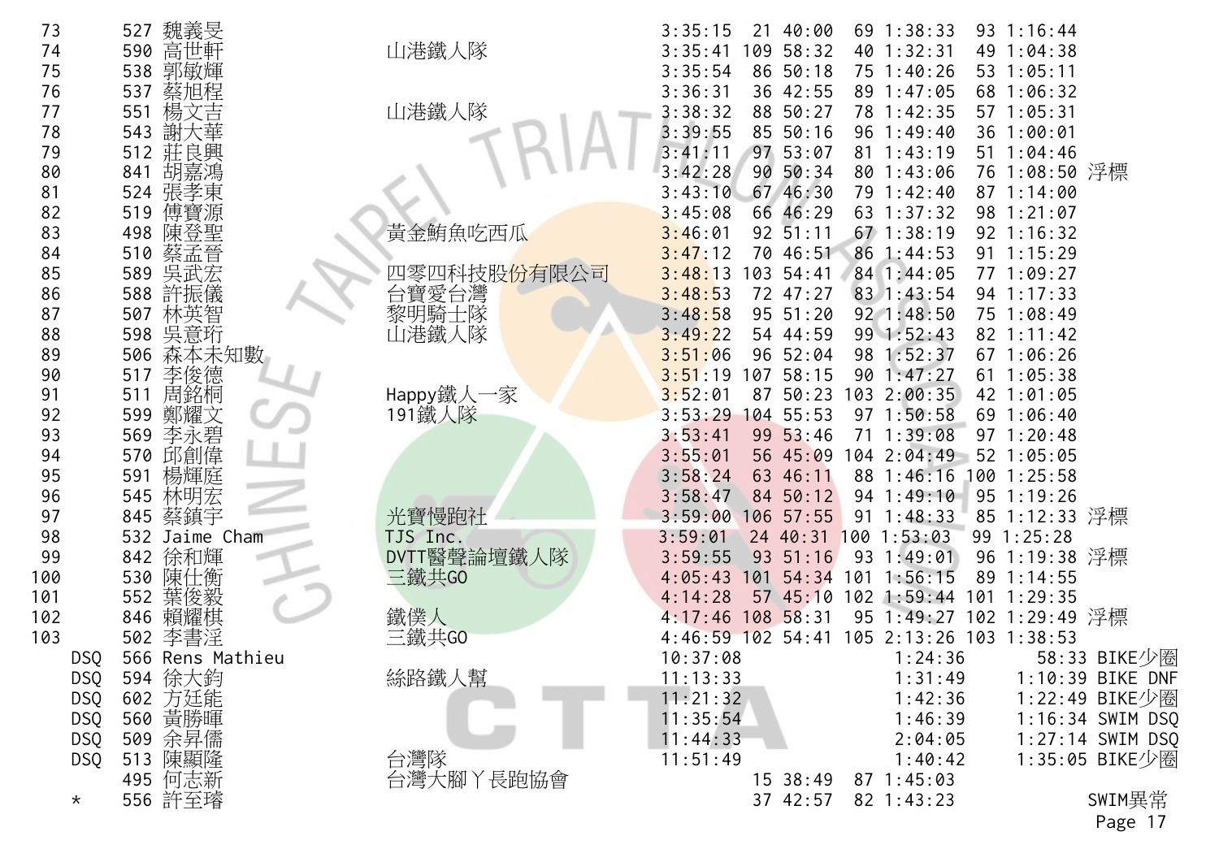| 名次 | 號碼 | 姓名 | 隊伍 | 總成績 | 游泳名次 | 游泳 | 自行車名次 | 自行車 | 跑步名次 | 跑步 | 備註 |
|---|---|---|---|---|---|---|---|---|---|---|---|
| 73 | 527 | 魏義旻 | | 3:35:15 | 21 | 40:00 | 69 | 1:38:33 | 93 | 1:16:44 | |
| 74 | 590 | 高世軒 | 山港鐵人隊 | 3:35:41 | 109 | 58:32 | 40 | 1:32:31 | 49 | 1:04:38 | |
| 75 | 538 | 郭敏輝 | | 3:35:54 | 86 | 50:18 | 75 | 1:40:26 | 53 | 1:05:11 | |
| 76 | 537 | 蔡旭程 | | 3:36:31 | 36 | 42:55 | 89 | 1:47:05 | 68 | 1:06:32 | |
| 77 | 551 | 楊文吉 | 山港鐵人隊 | 3:38:32 | 88 | 50:27 | 78 | 1:42:35 | 57 | 1:05:31 | |
| 78 | 543 | 謝大華 | | 3:39:55 | 85 | 50:16 | 96 | 1:49:40 | 36 | 1:00:01 | |
| 79 | 512 | 莊良興 | | 3:41:11 | 97 | 53:07 | 81 | 1:43:19 | 51 | 1:04:46 | |
| 80 | 841 | 胡嘉鴻 | | 3:42:28 | 90 | 50:34 | 80 | 1:43:06 | 76 | 1:08:50 | 浮標 |
| 81 | 524 | 張孝東 | | 3:43:10 | 67 | 46:30 | 79 | 1:42:40 | 87 | 1:14:00 | |
| 82 | 519 | 傅寶源 | | 3:45:08 | 66 | 46:29 | 63 | 1:37:32 | 98 | 1:21:07 | |
| 83 | 498 | 陳登聖 | 黃金鮪魚吃西瓜 | 3:46:01 | 92 | 51:11 | 67 | 1:38:19 | 92 | 1:16:32 | |
| 84 | 510 | 蔡孟晉 | | 3:47:12 | 70 | 46:51 | 86 | 1:44:53 | 91 | 1:15:29 | |
| 85 | 589 | 吳武宏 | 四零四科技股份有限公司 | 3:48:13 | 103 | 54:41 | 84 | 1:44:05 | 77 | 1:09:27 | |
| 86 | 588 | 許振儀 | 台寶愛台灣 | 3:48:53 | 72 | 47:27 | 83 | 1:43:54 | 94 | 1:17:33 | |
| 87 | 507 | 林英智 | 黎明騎士隊 | 3:48:58 | 95 | 51:20 | 92 | 1:48:50 | 75 | 1:08:49 | |
| 88 | 598 | 吳意珩 | 山港鐵人隊 | 3:49:22 | 54 | 44:59 | 99 | 1:52:43 | 82 | 1:11:42 | |
| 89 | 506 | 森本未知數 | | 3:51:06 | 96 | 52:04 | 98 | 1:52:37 | 67 | 1:06:26 | |
| 90 | 517 | 李俊德 | | 3:51:19 | 107 | 58:15 | 90 | 1:47:27 | 61 | 1:05:38 | |
| 91 | 511 | 周銘桐 | Happy鐵人一家 | 3:52:01 | 87 | 50:23 | 103 | 2:00:35 | 42 | 1:01:05 | |
| 92 | 599 | 鄭耀文 | 191鐵人隊 | 3:53:29 | 104 | 55:53 | 97 | 1:50:58 | 69 | 1:06:40 | |
| 93 | 569 | 李永碧 | | 3:53:41 | 99 | 53:46 | 71 | 1:39:08 | 97 | 1:20:48 | |
| 94 | 570 | 邱創偉 | | 3:55:01 | 56 | 45:09 | 104 | 2:04:49 | 52 | 1:05:05 | |
| 95 | 591 | 楊輝庭 | | 3:58:24 | 63 | 46:11 | 88 | 1:46:16 | 100 | 1:25:58 | |
| 96 | 545 | 林明宏 | | 3:58:47 | 84 | 50:12 | 94 | 1:49:10 | 95 | 1:19:26 | |
| 97 | 845 | 蔡鎮宇 | 光寶慢跑社 | 3:59:00 | 106 | 57:55 | 91 | 1:48:33 | 85 | 1:12:33 | 浮標 |
| 98 | 532 | Jaime Cham | TJS Inc. | 3:59:01 | 24 | 40:31 | 100 | 1:53:03 | 99 | 1:25:28 | |
| 99 | 842 | 徐和輝 | DVTT醫聲論壇鐵人隊 | 3:59:55 | 93 | 51:16 | 93 | 1:49:01 | 96 | 1:19:38 | 浮標 |
| 100 | 530 | 陳仕衡 | 三鐵共GO | 4:05:43 | 101 | 54:34 | 101 | 1:56:15 | 89 | 1:14:55 | |
| 101 | 552 | 葉俊毅 | | 4:14:28 | 57 | 45:10 | 102 | 1:59:44 | 101 | 1:29:35 | |
| 102 | 846 | 賴耀棋 | 鐵僕人 | 4:17:46 | 108 | 58:31 | 95 | 1:49:27 | 102 | 1:29:49 | 浮標 |
| 103 | 502 | 李書淫 | 三鐵共GO | 4:46:59 | 102 | 54:41 | 105 | 2:13:26 | 103 | 1:38:53 | |
| DSQ | 566 | Rens Mathieu | | 10:37:08 | | | | 1:24:36 | | 58:33 | BIKE少圈 |
| DSQ | 594 | 徐大鈞 | 絲路鐵人幫 | 11:13:33 | | | | 1:31:49 | | 1:10:39 | BIKE DNF |
| DSQ | 602 | 方廷能 | | 11:21:32 | | | | 1:42:36 | | 1:22:49 | BIKE少圈 |
| DSQ | 560 | 黃勝暉 | | 11:35:54 | | | | 1:46:39 | | 1:16:34 | SWIM DSQ |
| DSQ | 509 | 余昇儒 | | 11:44:33 | | | | 2:04:05 | | 1:27:14 | SWIM DSQ |
| DSQ | 513 | 陳顯隆 | 台灣隊 | 11:51:49 | | | | 1:40:42 | | 1:35:05 | BIKE少圈 |
| | 495 | 何志新 | 台灣大腳丫長跑協會 | | 15 | 38:49 | 87 | 1:45:03 | | | |
| * | 556 | 許至璿 | | | 37 | 42:57 | 82 | 1:43:23 | | | SWIM異常 |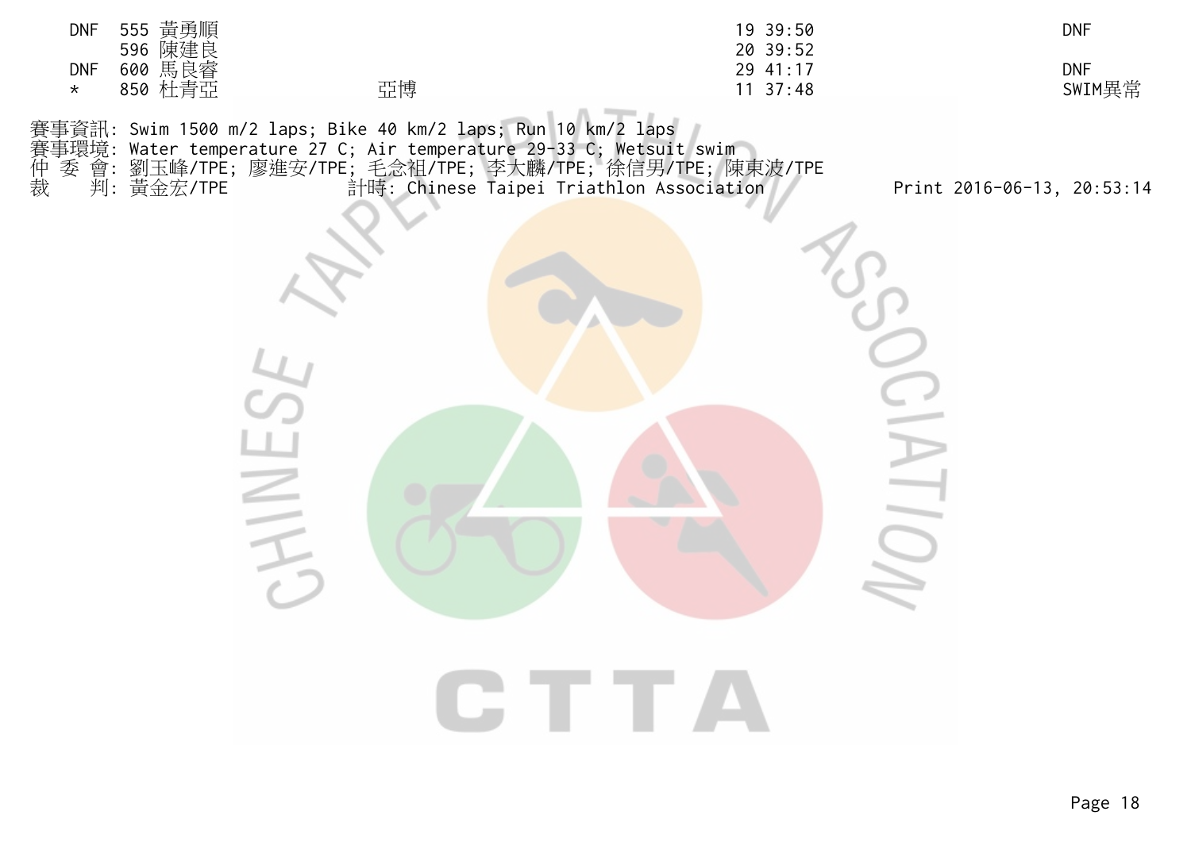| | | | | | |
|---|---|---|---|---|---|
| DNF | 555 | 黃勇順 | | 19 39:50 | DNF |
| | 596 | 陳建良 | | 20 39:52 | |
| DNF | 600 | 馬良睿 | | 29 41:17 | DNF |
| * | 850 | 杜青亞 | 亞博 | 11 37:48 | SWIM異常 |

賽事資訊: Swim 1500 m/2 laps; Bike 40 km/2 laps; Run 10 km/2 laps
賽事環境: Water temperature 27 C; Air temperature 29-33 C; Wetsuit swim
仲 委 會: 劉玉峰/TPE; 廖進安/TPE; 毛念祖/TPE; 李大麟/TPE; 徐信男/TPE; 陳東波/TPE
裁　 判: 黃金宏/TPE　　計時: Chinese Taipei Triathlon Association　　Print 2016-06-13, 20:53:14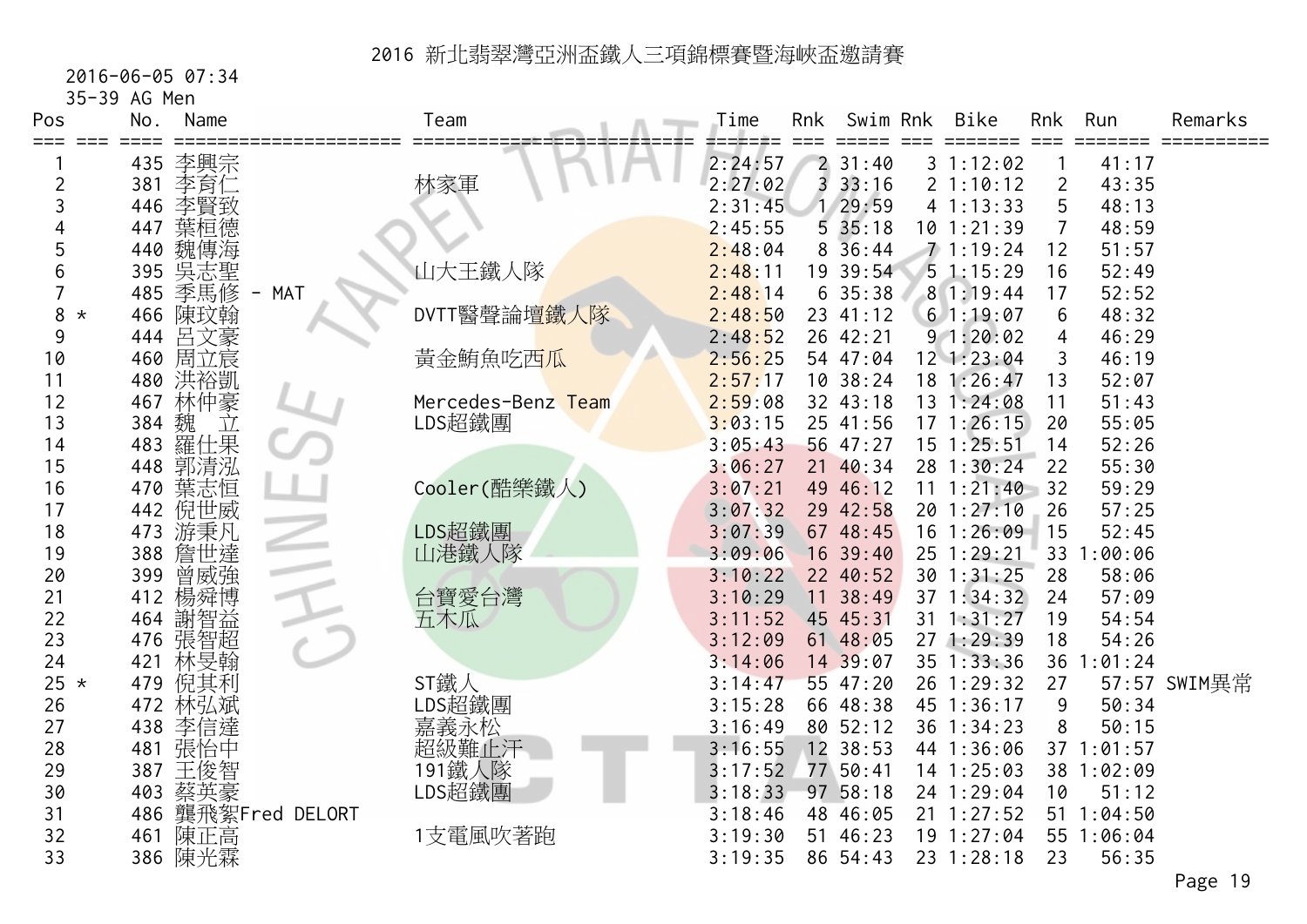# 2016 新北翡翠灣亞洲盃鐵人三項錦標賽暨海峽盃邀請賽

2016-06-05 07:34

35-39 AG Men

| Pos | | No. | Name | Team | Time | Rnk | Swim | Rnk | Bike | Rnk | Run | Remarks |
|---|---|---|---|---|---|---|---|---|---|---|---|---|
| 1 | | 435 | 李興宗 | | 2:24:57 | 2 | 31:40 | 3 | 1:12:02 | 1 | 41:17 | |
| 2 | | 381 | 李育仁 | 林家軍 | 2:27:02 | 3 | 33:16 | 2 | 1:10:12 | 2 | 43:35 | |
| 3 | | 446 | 李賢致 | | 2:31:45 | 1 | 29:59 | 4 | 1:13:33 | 5 | 48:13 | |
| 4 | | 447 | 葉桓德 | | 2:45:55 | 5 | 35:18 | 10 | 1:21:39 | 7 | 48:59 | |
| 5 | | 440 | 魏傳海 | | 2:48:04 | 8 | 36:44 | 7 | 1:19:24 | 12 | 51:57 | |
| 6 | | 395 | 吳志聖 | 山大王鐵人隊 | 2:48:11 | 19 | 39:54 | 5 | 1:15:29 | 16 | 52:49 | |
| 7 | | 485 | 季馬修 - MAT | | 2:48:14 | 6 | 35:38 | 8 | 1:19:44 | 17 | 52:52 | |
| 8 | * | 466 | 陳玟翰 | DVTT醫聲論壇鐵人隊 | 2:48:50 | 23 | 41:12 | 6 | 1:19:07 | 6 | 48:32 | |
| 9 | | 444 | 呂文豪 | | 2:48:52 | 26 | 42:21 | 9 | 1:20:02 | 4 | 46:29 | |
| 10 | | 460 | 周立宸 | 黃金鮪魚吃西瓜 | 2:56:25 | 54 | 47:04 | 12 | 1:23:04 | 3 | 46:19 | |
| 11 | | 480 | 洪裕凱 | | 2:57:17 | 10 | 38:24 | 18 | 1:26:47 | 13 | 52:07 | |
| 12 | | 467 | 林仲豪 | Mercedes-Benz Team | 2:59:08 | 32 | 43:18 | 13 | 1:24:08 | 11 | 51:43 | |
| 13 | | 384 | 魏　立 | LDS超鐵團 | 3:03:15 | 25 | 41:56 | 17 | 1:26:15 | 20 | 55:05 | |
| 14 | | 483 | 羅仕果 | | 3:05:43 | 56 | 47:27 | 15 | 1:25:51 | 14 | 52:26 | |
| 15 | | 448 | 郭清泓 | | 3:06:27 | 21 | 40:34 | 28 | 1:30:24 | 22 | 55:30 | |
| 16 | | 470 | 葉志恒 | Cooler(酷樂鐵人) | 3:07:21 | 49 | 46:12 | 11 | 1:21:40 | 32 | 59:29 | |
| 17 | | 442 | 倪世威 | | 3:07:32 | 29 | 42:58 | 20 | 1:27:10 | 26 | 57:25 | |
| 18 | | 473 | 游秉凡 | LDS超鐵團 | 3:07:39 | 67 | 48:45 | 16 | 1:26:09 | 15 | 52:45 | |
| 19 | | 388 | 詹世達 | 山港鐵人隊 | 3:09:06 | 16 | 39:40 | 25 | 1:29:21 | 33 | 1:00:06 | |
| 20 | | 399 | 曾威強 | | 3:10:22 | 22 | 40:52 | 30 | 1:31:25 | 28 | 58:06 | |
| 21 | | 412 | 楊舜博 | 台寶愛台灣 | 3:10:29 | 11 | 38:49 | 37 | 1:34:32 | 24 | 57:09 | |
| 22 | | 464 | 謝智益 | 五木瓜 | 3:11:52 | 45 | 45:31 | 31 | 1:31:27 | 19 | 54:54 | |
| 23 | | 476 | 張智超 | | 3:12:09 | 61 | 48:05 | 27 | 1:29:39 | 18 | 54:26 | |
| 24 | | 421 | 林旻翰 | | 3:14:06 | 14 | 39:07 | 35 | 1:33:36 | 36 | 1:01:24 | |
| 25 | * | 479 | 倪其利 | ST鐵人 | 3:14:47 | 55 | 47:20 | 26 | 1:29:32 | 27 | 57:57 | SWIM異常 |
| 26 | | 472 | 林弘斌 | LDS超鐵團 | 3:15:28 | 66 | 48:38 | 45 | 1:36:17 | 9 | 50:34 | |
| 27 | | 438 | 李信達 | 嘉義永松 | 3:16:49 | 80 | 52:12 | 36 | 1:34:23 | 8 | 50:15 | |
| 28 | | 481 | 張怡中 | 超級難止汗 | 3:16:55 | 12 | 38:53 | 44 | 1:36:06 | 37 | 1:01:57 | |
| 29 | | 387 | 王俊智 | 191鐵人隊 | 3:17:52 | 77 | 50:41 | 14 | 1:25:03 | 38 | 1:02:09 | |
| 30 | | 403 | 蔡英豪 | LDS超鐵團 | 3:18:33 | 97 | 58:18 | 24 | 1:29:04 | 10 | 51:12 | |
| 31 | | 486 | 龔飛絮Fred DELORT | | 3:18:46 | 48 | 46:05 | 21 | 1:27:52 | 51 | 1:04:50 | |
| 32 | | 461 | 陳正高 | 1支電風吹著跑 | 3:19:30 | 51 | 46:23 | 19 | 1:27:04 | 55 | 1:06:04 | |
| 33 | | 386 | 陳光霖 | | 3:19:35 | 86 | 54:43 | 23 | 1:28:18 | 23 | 56:35 | |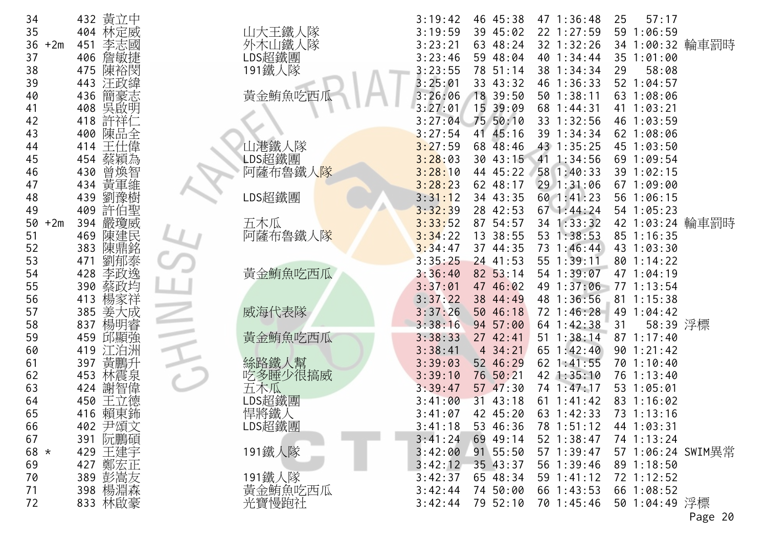| | | | | | | | | | | | | |
|---|---|---|---|---|---|---|---|---|---|---|---|---|
| 34 | | 432 | 黃立中 | | 3:19:42 | 46 | 45:38 | 47 | 1:36:48 | 25 | 57:17 | |
| 35 | | 404 | 林定威 | 山大王鐵人隊 | 3:19:59 | 39 | 45:02 | 22 | 1:27:59 | 59 | 1:06:59 | |
| 36 | +2m | 451 | 李志國 | 外木山鐵人隊 | 3:23:21 | 63 | 48:24 | 32 | 1:32:26 | 34 | 1:00:32 | 輪車罰時 |
| 37 | | 406 | 詹敏捷 | LDS超鐵團 | 3:23:46 | 59 | 48:04 | 40 | 1:34:44 | 35 | 1:01:00 | |
| 38 | | 475 | 陳裕閔 | 191鐵人隊 | 3:23:55 | 78 | 51:14 | 38 | 1:34:34 | 29 | 58:08 | |
| 39 | | 443 | 汪政緯 | | 3:25:01 | 33 | 43:32 | 46 | 1:36:33 | 52 | 1:04:57 | |
| 40 | | 436 | 簡豪志 | 黃金鮪魚吃西瓜 | 3:26:06 | 18 | 39:50 | 50 | 1:38:11 | 63 | 1:08:06 | |
| 41 | | 408 | 吳啟明 | | 3:27:01 | 15 | 39:09 | 68 | 1:44:31 | 41 | 1:03:21 | |
| 42 | | 418 | 許祥仁 | | 3:27:04 | 75 | 50:10 | 33 | 1:32:56 | 46 | 1:03:59 | |
| 43 | | 400 | 陳品全 | | 3:27:54 | 41 | 45:16 | 39 | 1:34:34 | 62 | 1:08:06 | |
| 44 | | 414 | 王仕偉 | 山港鐵人隊 | 3:27:59 | 68 | 48:46 | 43 | 1:35:25 | 45 | 1:03:50 | |
| 45 | | 454 | 蔡穎為 | LDS超鐵團 | 3:28:03 | 30 | 43:15 | 41 | 1:34:56 | 69 | 1:09:54 | |
| 46 | | 430 | 曾煥智 | 阿薩布魯鐵人隊 | 3:28:10 | 44 | 45:22 | 58 | 1:40:33 | 39 | 1:02:15 | |
| 47 | | 434 | 黃軍維 | | 3:28:23 | 62 | 48:17 | 29 | 1:31:06 | 67 | 1:09:00 | |
| 48 | | 439 | 劉豫樹 | LDS超鐵團 | 3:31:12 | 34 | 43:35 | 60 | 1:41:23 | 56 | 1:06:15 | |
| 49 | | 409 | 許伯聖 | | 3:32:39 | 28 | 42:53 | 67 | 1:44:24 | 54 | 1:05:23 | |
| 50 | +2m | 394 | 嚴瓊威 | 五木瓜 | 3:33:52 | 87 | 54:57 | 34 | 1:33:32 | 42 | 1:03:24 | 輪車罰時 |
| 51 | | 469 | 陳建民 | 阿薩布魯鐵人隊 | 3:34:22 | 13 | 38:55 | 53 | 1:38:53 | 85 | 1:16:35 | |
| 52 | | 383 | 陳鼎銘 | | 3:34:47 | 37 | 44:35 | 73 | 1:46:44 | 43 | 1:03:30 | |
| 53 | | 471 | 劉郁泰 | | 3:35:25 | 24 | 41:53 | 55 | 1:39:11 | 80 | 1:14:22 | |
| 54 | | 428 | 李政逸 | 黃金鮪魚吃西瓜 | 3:36:40 | 82 | 53:14 | 54 | 1:39:07 | 47 | 1:04:19 | |
| 55 | | 390 | 蔡政均 | | 3:37:01 | 47 | 46:02 | 49 | 1:37:06 | 77 | 1:13:54 | |
| 56 | | 413 | 楊家祥 | | 3:37:22 | 38 | 44:49 | 48 | 1:36:56 | 81 | 1:15:38 | |
| 57 | | 385 | 姜大成 | 威海代表隊 | 3:37:26 | 50 | 46:18 | 72 | 1:46:28 | 49 | 1:04:42 | |
| 58 | | 837 | 楊明睿 | | 3:38:16 | 94 | 57:00 | 64 | 1:42:38 | 31 | 58:39 | 浮標 |
| 59 | | 459 | 邱顯強 | 黃金鮪魚吃西瓜 | 3:38:33 | 27 | 42:41 | 51 | 1:38:14 | 87 | 1:17:40 | |
| 60 | | 419 | 江泊洲 | | 3:38:41 | 4 | 34:21 | 65 | 1:42:40 | 90 | 1:21:42 | |
| 61 | | 397 | 黃鵬升 | 絲路鐵人幫 | 3:39:03 | 52 | 46:29 | 62 | 1:41:55 | 70 | 1:10:40 | |
| 62 | | 453 | 林震泉 | 吃多睡少很搞威 | 3:39:10 | 76 | 50:21 | 42 | 1:35:10 | 76 | 1:13:40 | |
| 63 | | 424 | 謝智偉 | 五木瓜 | 3:39:47 | 57 | 47:30 | 74 | 1:47:17 | 53 | 1:05:01 | |
| 64 | | 450 | 王立德 | LDS超鐵團 | 3:41:00 | 31 | 43:18 | 61 | 1:41:42 | 83 | 1:16:02 | |
| 65 | | 416 | 賴東鍗 | 悍將鐵人 | 3:41:07 | 42 | 45:20 | 63 | 1:42:33 | 73 | 1:13:16 | |
| 66 | | 402 | 尹頌文 | LDS超鐵團 | 3:41:18 | 53 | 46:36 | 78 | 1:51:12 | 44 | 1:03:31 | |
| 67 | | 391 | 阮鵬碩 | | 3:41:24 | 69 | 49:14 | 52 | 1:38:47 | 74 | 1:13:24 | |
| 68 | * | 429 | 王建宇 | 191鐵人隊 | 3:42:00 | 91 | 55:50 | 57 | 1:39:47 | 57 | 1:06:24 | SWIM異常 |
| 69 | | 427 | 鄭宏正 | | 3:42:12 | 35 | 43:37 | 56 | 1:39:46 | 89 | 1:18:50 | |
| 70 | | 389 | 彭嵩友 | 191鐵人隊 | 3:42:37 | 65 | 48:34 | 59 | 1:41:12 | 72 | 1:12:52 | |
| 71 | | 398 | 楊淵森 | 黃金鮪魚吃西瓜 | 3:42:44 | 74 | 50:00 | 66 | 1:43:53 | 66 | 1:08:52 | |
| 72 | | 833 | 林啟豪 | 光寶慢跑社 | 3:42:44 | 79 | 52:10 | 70 | 1:45:46 | 50 | 1:04:49 | 浮標 |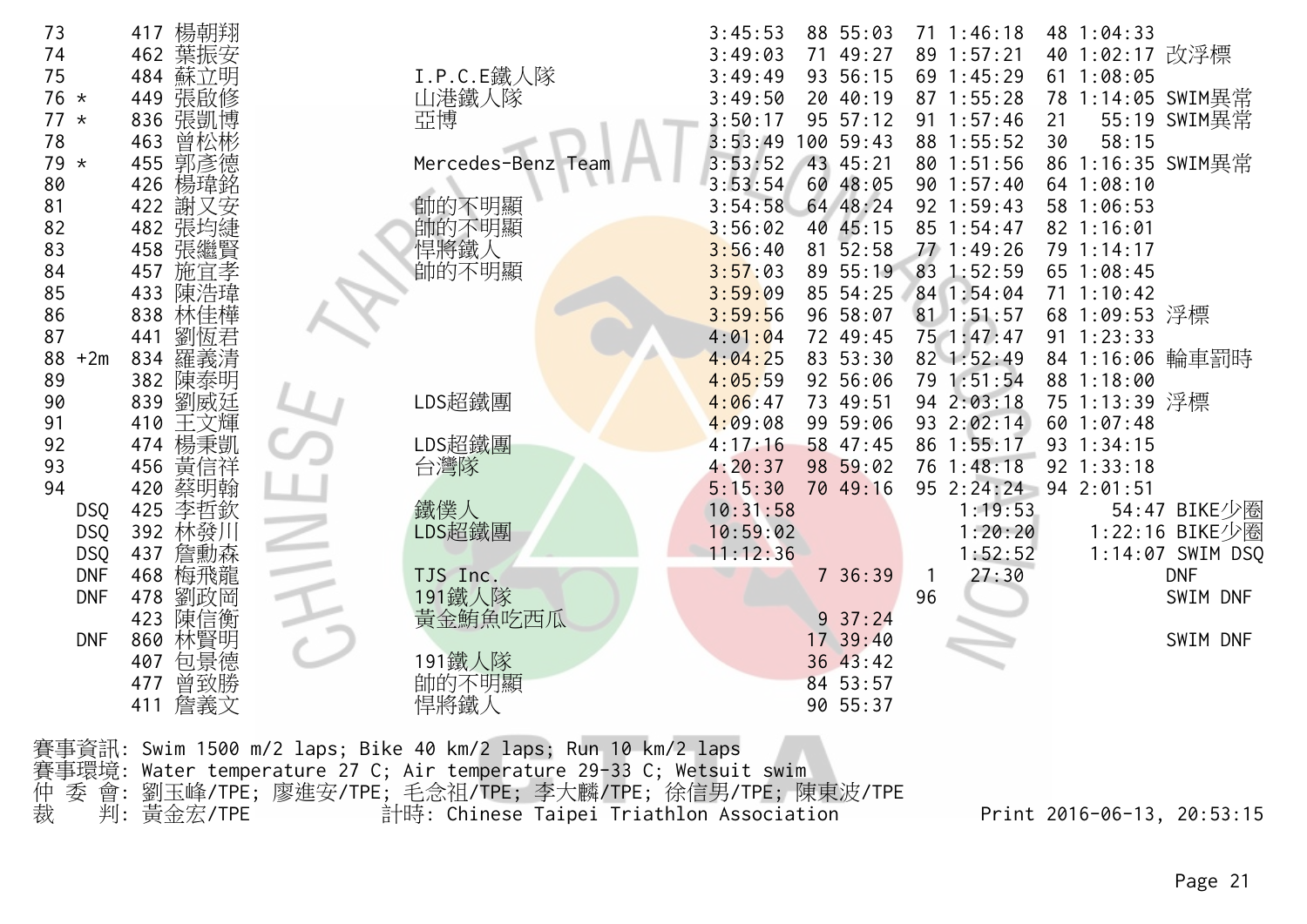| Rank | Mark | No. | Name | Team | Total | Swim Rank | Swim | Bike Rank | Bike | Run Rank | Run | Note |
|---|---|---|---|---|---|---|---|---|---|---|---|---|
| 73 | | 417 | 楊朝翔 | | 3:45:53 | 88 | 55:03 | 71 | 1:46:18 | 48 | 1:04:33 | |
| 74 | | 462 | 葉振安 | | 3:49:03 | 71 | 49:27 | 89 | 1:57:21 | 40 | 1:02:17 | 改浮標 |
| 75 | | 484 | 蘇立明 | I.P.C.E鐵人隊 | 3:49:49 | 93 | 56:15 | 69 | 1:45:29 | 61 | 1:08:05 | |
| 76 | * | 449 | 張啟修 | 山港鐵人隊 | 3:49:50 | 20 | 40:19 | 87 | 1:55:28 | 78 | 1:14:05 | SWIM異常 |
| 77 | * | 836 | 張凱博 | 亞博 | 3:50:17 | 95 | 57:12 | 91 | 1:57:46 | 21 | 55:19 | SWIM異常 |
| 78 | | 463 | 曾松彬 | | 3:53:49 | 100 | 59:43 | 88 | 1:55:52 | 30 | 58:15 | |
| 79 | * | 455 | 郭彥德 | Mercedes-Benz Team | 3:53:52 | 43 | 45:21 | 80 | 1:51:56 | 86 | 1:16:35 | SWIM異常 |
| 80 | | 426 | 楊瑋銘 | | 3:53:54 | 60 | 48:05 | 90 | 1:57:40 | 64 | 1:08:10 | |
| 81 | | 422 | 謝又安 | 帥的不明顯 | 3:54:58 | 64 | 48:24 | 92 | 1:59:43 | 58 | 1:06:53 | |
| 82 | | 482 | 張均緁 | 帥的不明顯 | 3:56:02 | 40 | 45:15 | 85 | 1:54:47 | 82 | 1:16:01 | |
| 83 | | 458 | 張繼賢 | 悍將鐵人 | 3:56:40 | 81 | 52:58 | 77 | 1:49:26 | 79 | 1:14:17 | |
| 84 | | 457 | 施宜孝 | 帥的不明顯 | 3:57:03 | 89 | 55:19 | 83 | 1:52:59 | 65 | 1:08:45 | |
| 85 | | 433 | 陳浩瑋 | | 3:59:09 | 85 | 54:25 | 84 | 1:54:04 | 71 | 1:10:42 | |
| 86 | | 838 | 林佳樺 | | 3:59:56 | 96 | 58:07 | 81 | 1:51:57 | 68 | 1:09:53 | 浮標 |
| 87 | | 441 | 劉恆君 | | 4:01:04 | 72 | 49:45 | 75 | 1:47:47 | 91 | 1:23:33 | |
| 88 | +2m | 834 | 羅義清 | | 4:04:25 | 83 | 53:30 | 82 | 1:52:49 | 84 | 1:16:06 | 輪車罰時 |
| 89 | | 382 | 陳泰明 | | 4:05:59 | 92 | 56:06 | 79 | 1:51:54 | 88 | 1:18:00 | |
| 90 | | 839 | 劉威廷 | LDS超鐵團 | 4:06:47 | 73 | 49:51 | 94 | 2:03:18 | 75 | 1:13:39 | 浮標 |
| 91 | | 410 | 王文輝 | | 4:09:08 | 99 | 59:06 | 93 | 2:02:14 | 60 | 1:07:48 | |
| 92 | | 474 | 楊秉凱 | LDS超鐵團 | 4:17:16 | 58 | 47:45 | 86 | 1:55:17 | 93 | 1:34:15 | |
| 93 | | 456 | 黃信祥 | 台灣隊 | 4:20:37 | 98 | 59:02 | 76 | 1:48:18 | 92 | 1:33:18 | |
| 94 | | 420 | 蔡明翰 | | 5:15:30 | 70 | 49:16 | 95 | 2:24:24 | 94 | 2:01:51 | |
| | DSQ | 425 | 李哲欽 | 鐵僕人 | 10:31:58 | | | | 1:19:53 | | 54:47 | BIKE少圈 |
| | DSQ | 392 | 林發川 | LDS超鐵團 | 10:59:02 | | | | 1:20:20 | | 1:22:16 | BIKE少圈 |
| | DSQ | 437 | 詹勳森 | | 11:12:36 | | | | 1:52:52 | | 1:14:07 | SWIM DSQ |
| | DNF | 468 | 梅飛龍 | TJS Inc. | | 7 | 36:39 | 1 | 27:30 | | | DNF |
| | DNF | 478 | 劉政岡 | 191鐵人隊 | | | | 96 | | | | SWIM DNF |
| | | 423 | 陳信衡 | 黃金鮪魚吃西瓜 | | 9 | 37:24 | | | | | |
| | DNF | 860 | 林賢明 | | | 17 | 39:40 | | | | | SWIM DNF |
| | | 407 | 包景德 | 191鐵人隊 | | 36 | 43:42 | | | | | |
| | | 477 | 曾致勝 | 帥的不明顯 | | 84 | 53:57 | | | | | |
| | | 411 | 詹義文 | 悍將鐵人 | | 90 | 55:37 | | | | | |

賽事資訊: Swim 1500 m/2 laps; Bike 40 km/2 laps; Run 10 km/2 laps
賽事環境: Water temperature 27 C; Air temperature 29-33 C; Wetsuit swim
仲 委 會: 劉玉峰/TPE; 廖進安/TPE; 毛念祖/TPE; 李大麟/TPE; 徐信男/TPE; 陳東波/TPE
裁　 判: 黃金宏/TPE　　　　計時: Chinese Taipei Triathlon Association　　　　Print 2016-06-13, 20:53:15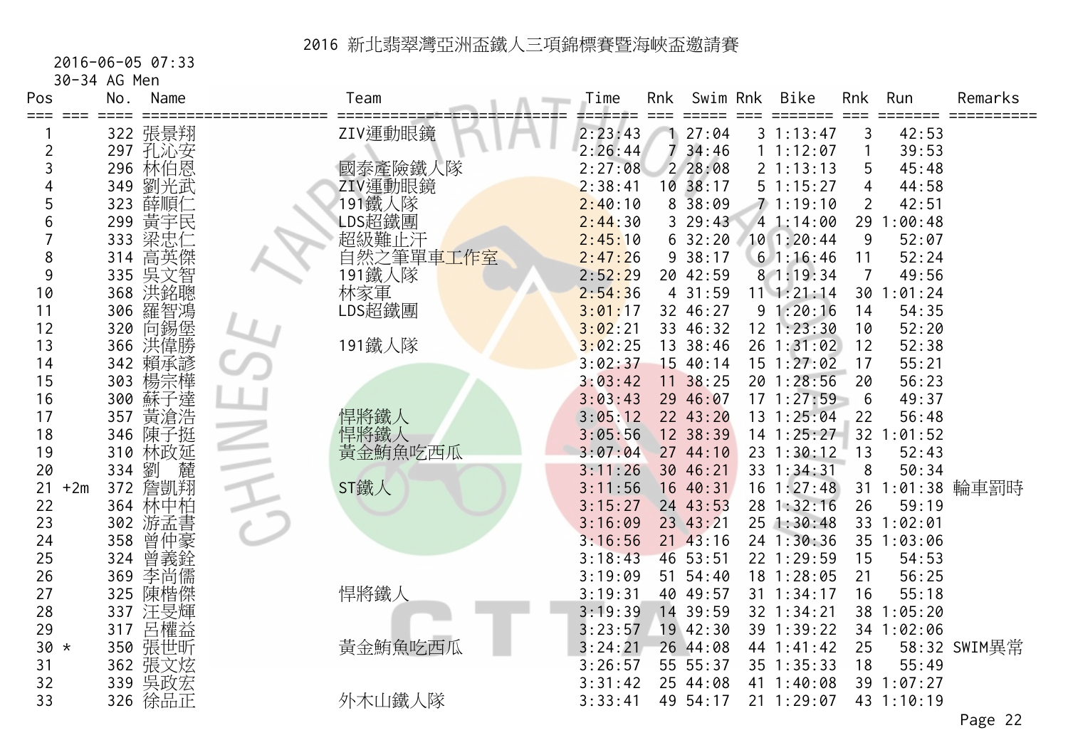# 2016 新北翡翠灣亞洲盃鐵人三項錦標賽暨海峽盃邀請賽

2016-06-05 07:33

30-34 AG Men

| Pos | | No. | Name | Team | Time | Rnk | Swim | Rnk | Bike | Rnk | Run | Remarks |
|---|---|---|---|---|---|---|---|---|---|---|---|---|
| 1 | | 322 | 張景翔 | ZIV運動眼鏡 | 2:23:43 | 1 | 27:04 | 3 | 1:13:47 | 3 | 42:53 | |
| 2 | | 297 | 孔沁安 | | 2:26:44 | 7 | 34:46 | 1 | 1:12:07 | 1 | 39:53 | |
| 3 | | 296 | 林伯恩 | 國泰產險鐵人隊 | 2:27:08 | 2 | 28:08 | 2 | 1:13:13 | 5 | 45:48 | |
| 4 | | 349 | 劉光武 | ZIV運動眼鏡 | 2:38:41 | 10 | 38:17 | 5 | 1:15:27 | 4 | 44:58 | |
| 5 | | 323 | 薛順仁 | 191鐵人隊 | 2:40:10 | 8 | 38:09 | 7 | 1:19:10 | 2 | 42:51 | |
| 6 | | 299 | 黃宇民 | LDS超鐵團 | 2:44:30 | 3 | 29:43 | 4 | 1:14:00 | 29 | 1:00:48 | |
| 7 | | 333 | 梁忠仁 | 超級難止汗 | 2:45:10 | 6 | 32:20 | 10 | 1:20:44 | 9 | 52:07 | |
| 8 | | 314 | 高英傑 | 自然之筆單車工作室 | 2:47:26 | 9 | 38:17 | 6 | 1:16:46 | 11 | 52:24 | |
| 9 | | 335 | 吳文智 | 191鐵人隊 | 2:52:29 | 20 | 42:59 | 8 | 1:19:34 | 7 | 49:56 | |
| 10 | | 368 | 洪銘聰 | 林家軍 | 2:54:36 | 4 | 31:59 | 11 | 1:21:14 | 30 | 1:01:24 | |
| 11 | | 306 | 羅智鴻 | LDS超鐵團 | 3:01:17 | 32 | 46:27 | 9 | 1:20:16 | 14 | 54:35 | |
| 12 | | 320 | 向錫堡 | | 3:02:21 | 33 | 46:32 | 12 | 1:23:30 | 10 | 52:20 | |
| 13 | | 366 | 洪偉勝 | 191鐵人隊 | 3:02:25 | 13 | 38:46 | 26 | 1:31:02 | 12 | 52:38 | |
| 14 | | 342 | 賴承諺 | | 3:02:37 | 15 | 40:14 | 15 | 1:27:02 | 17 | 55:21 | |
| 15 | | 303 | 楊宗樺 | | 3:03:42 | 11 | 38:25 | 20 | 1:28:56 | 20 | 56:23 | |
| 16 | | 300 | 蘇子達 | | 3:03:43 | 29 | 46:07 | 17 | 1:27:59 | 6 | 49:37 | |
| 17 | | 357 | 黃滄浩 | 悍將鐵人 | 3:05:12 | 22 | 43:20 | 13 | 1:25:04 | 22 | 56:48 | |
| 18 | | 346 | 陳子挺 | 悍將鐵人 | 3:05:56 | 12 | 38:39 | 14 | 1:25:27 | 32 | 1:01:52 | |
| 19 | | 310 | 林政延 | 黃金鮪魚吃西瓜 | 3:07:04 | 27 | 44:10 | 23 | 1:30:12 | 13 | 52:43 | |
| 20 | | 334 | 劉　麓 | | 3:11:26 | 30 | 46:21 | 33 | 1:34:31 | 8 | 50:34 | |
| 21 | +2m | 372 | 詹凱翔 | ST鐵人 | 3:11:56 | 16 | 40:31 | 16 | 1:27:48 | 31 | 1:01:38 | 輪車罰時 |
| 22 | | 364 | 林中柏 | | 3:15:27 | 24 | 43:53 | 28 | 1:32:16 | 26 | 59:19 | |
| 23 | | 302 | 游孟書 | | 3:16:09 | 23 | 43:21 | 25 | 1:30:48 | 33 | 1:02:01 | |
| 24 | | 358 | 曾仲豪 | | 3:16:56 | 21 | 43:16 | 24 | 1:30:36 | 35 | 1:03:06 | |
| 25 | | 324 | 曾義銓 | | 3:18:43 | 46 | 53:51 | 22 | 1:29:59 | 15 | 54:53 | |
| 26 | | 369 | 李尚儒 | | 3:19:09 | 51 | 54:40 | 18 | 1:28:05 | 21 | 56:25 | |
| 27 | | 325 | 陳楷傑 | 悍將鐵人 | 3:19:31 | 40 | 49:57 | 31 | 1:34:17 | 16 | 55:18 | |
| 28 | | 337 | 汪旻輝 | | 3:19:39 | 14 | 39:59 | 32 | 1:34:21 | 38 | 1:05:20 | |
| 29 | | 317 | 呂權益 | | 3:23:57 | 19 | 42:30 | 39 | 1:39:22 | 34 | 1:02:06 | |
| 30 | * | 350 | 張世昕 | 黃金鮪魚吃西瓜 | 3:24:21 | 26 | 44:08 | 44 | 1:41:42 | 25 | 58:32 | SWIM異常 |
| 31 | | 362 | 張文炫 | | 3:26:57 | 55 | 55:37 | 35 | 1:35:33 | 18 | 55:49 | |
| 32 | | 339 | 吳政宏 | | 3:31:42 | 25 | 44:08 | 41 | 1:40:08 | 39 | 1:07:27 | |
| 33 | | 326 | 徐品正 | 外木山鐵人隊 | 3:33:41 | 49 | 54:17 | 21 | 1:29:07 | 43 | 1:10:19 | |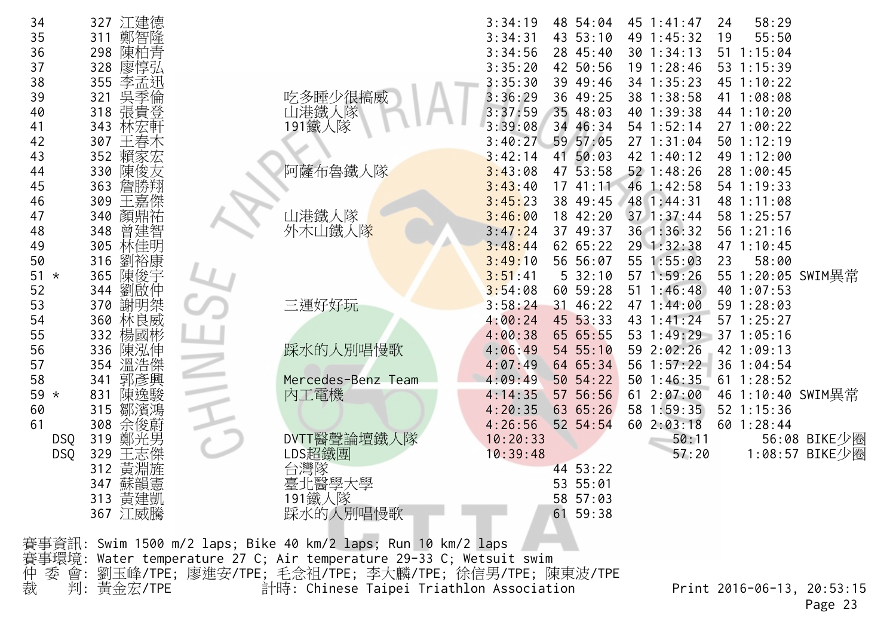| Rank | | No. | Name | Team | Total | Swim Rank | Swim | Bike Rank | Bike | Run Rank | Run | Note |
|---|---|---|---|---|---|---|---|---|---|---|---|---|
| 34 | | 327 | 江建德 | | 3:34:19 | 48 | 54:04 | 45 | 1:41:47 | 24 | 58:29 | |
| 35 | | 311 | 鄭智隆 | | 3:34:31 | 43 | 53:10 | 49 | 1:45:32 | 19 | 55:50 | |
| 36 | | 298 | 陳柏青 | | 3:34:56 | 28 | 45:40 | 30 | 1:34:13 | 51 | 1:15:04 | |
| 37 | | 328 | 廖惇弘 | | 3:35:20 | 42 | 50:56 | 19 | 1:28:46 | 53 | 1:15:39 | |
| 38 | | 355 | 李孟迅 | | 3:35:30 | 39 | 49:46 | 34 | 1:35:23 | 45 | 1:10:22 | |
| 39 | | 321 | 吳季倫 | 吃多睡少很搞威 | 3:36:29 | 36 | 49:25 | 38 | 1:38:58 | 41 | 1:08:08 | |
| 40 | | 318 | 張貴登 | 山港鐵人隊 | 3:37:59 | 35 | 48:03 | 40 | 1:39:38 | 44 | 1:10:20 | |
| 41 | | 343 | 林宏軒 | 191鐵人隊 | 3:39:08 | 34 | 46:34 | 54 | 1:52:14 | 27 | 1:00:22 | |
| 42 | | 307 | 王春木 | | 3:40:27 | 59 | 57:05 | 27 | 1:31:04 | 50 | 1:12:19 | |
| 43 | | 352 | 賴家宏 | | 3:42:14 | 41 | 50:03 | 42 | 1:40:12 | 49 | 1:12:00 | |
| 44 | | 330 | 陳俊友 | 阿薩布魯鐵人隊 | 3:43:08 | 47 | 53:58 | 52 | 1:48:26 | 28 | 1:00:45 | |
| 45 | | 363 | 詹勝翔 | | 3:43:40 | 17 | 41:11 | 46 | 1:42:58 | 54 | 1:19:33 | |
| 46 | | 309 | 王嘉傑 | | 3:45:23 | 38 | 49:45 | 48 | 1:44:31 | 48 | 1:11:08 | |
| 47 | | 340 | 顏鼎祐 | 山港鐵人隊 | 3:46:00 | 18 | 42:20 | 37 | 1:37:44 | 58 | 1:25:57 | |
| 48 | | 348 | 曾建智 | 外木山鐵人隊 | 3:47:24 | 37 | 49:37 | 36 | 1:36:32 | 56 | 1:21:16 | |
| 49 | | 305 | 林佳明 | | 3:48:44 | 62 | 65:22 | 29 | 1:32:38 | 47 | 1:10:45 | |
| 50 | | 316 | 劉裕康 | | 3:49:10 | 56 | 56:07 | 55 | 1:55:03 | 23 | 58:00 | |
| 51 | * | 365 | 陳俊宇 | | 3:51:41 | 5 | 32:10 | 57 | 1:59:26 | 55 | 1:20:05 | SWIM異常 |
| 52 | | 344 | 劉啟仲 | | 3:54:08 | 60 | 59:28 | 51 | 1:46:48 | 40 | 1:07:53 | |
| 53 | | 370 | 謝明桀 | 三運好好玩 | 3:58:24 | 31 | 46:22 | 47 | 1:44:00 | 59 | 1:28:03 | |
| 54 | | 360 | 林良威 | | 4:00:24 | 45 | 53:33 | 43 | 1:41:24 | 57 | 1:25:27 | |
| 55 | | 332 | 楊國彬 | | 4:00:38 | 65 | 65:55 | 53 | 1:49:29 | 37 | 1:05:16 | |
| 56 | | 336 | 陳泓伸 | 踩水的人別唱慢歌 | 4:06:49 | 54 | 55:10 | 59 | 2:02:26 | 42 | 1:09:13 | |
| 57 | | 354 | 溫浩傑 | | 4:07:49 | 64 | 65:34 | 56 | 1:57:22 | 36 | 1:04:54 | |
| 58 | | 341 | 郭彥興 | Mercedes-Benz Team | 4:09:49 | 50 | 54:22 | 50 | 1:46:35 | 61 | 1:28:52 | |
| 59 | * | 831 | 陳逸駿 | 內工電機 | 4:14:35 | 57 | 56:56 | 61 | 2:07:00 | 46 | 1:10:40 | SWIM異常 |
| 60 | | 315 | 鄒濱鴻 | | 4:20:35 | 63 | 65:26 | 58 | 1:59:35 | 52 | 1:15:36 | |
| 61 | | 308 | 余俊蔚 | | 4:26:56 | 52 | 54:54 | 60 | 2:03:18 | 60 | 1:28:44 | |
| DSQ | | 319 | 鄭光男 | DVTT醫聲論壇鐵人隊 | 10:20:33 | | | | 50:11 | | 56:08 | BIKE少圈 |
| DSQ | | 329 | 王志傑 | LDS超鐵團 | 10:39:48 | | | | 57:20 | | 1:08:57 | BIKE少圈 |
| | | 312 | 黃淵旌 | 台灣隊 | | 44 | 53:22 | | | | | |
| | | 347 | 蘇韻憲 | 臺北醫學大學 | | 53 | 55:01 | | | | | |
| | | 313 | 黃建凱 | 191鐵人隊 | | 58 | 57:03 | | | | | |
| | | 367 | 江威騰 | 踩水的人別唱慢歌 | | 61 | 59:38 | | | | | |

賽事資訊: Swim 1500 m/2 laps; Bike 40 km/2 laps; Run 10 km/2 laps
賽事環境: Water temperature 27 C; Air temperature 29-33 C; Wetsuit swim
仲 委 會: 劉玉峰/TPE; 廖進安/TPE; 毛念祖/TPE; 李大麟/TPE; 徐信男/TPE; 陳東波/TPE
裁　 判: 黃金宏/TPE　　計時: Chinese Taipei Triathlon Association　　Print 2016-06-13, 20:53:15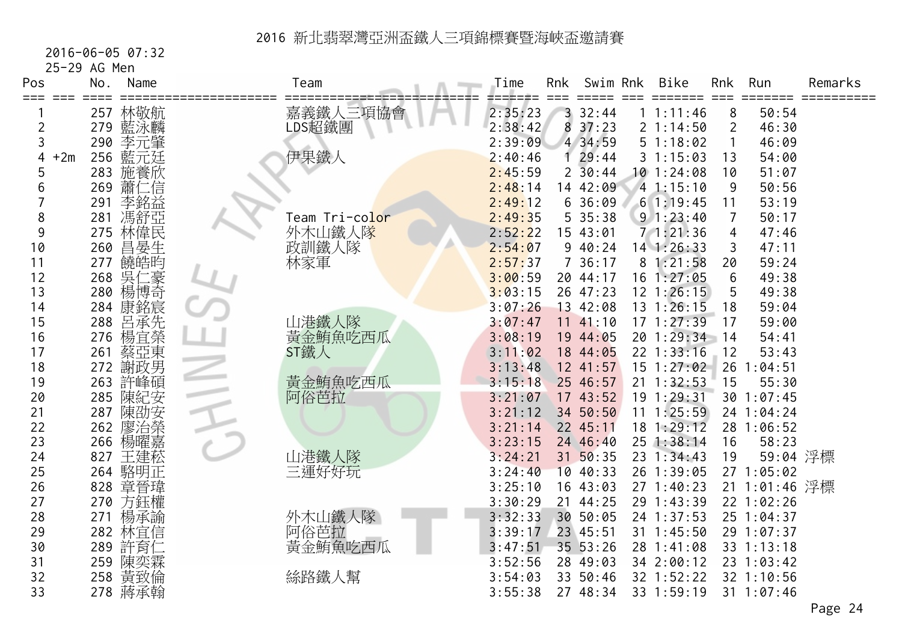# 2016 新北翡翠灣亞洲盃鐵人三項錦標賽暨海峽盃邀請賽

2016-06-05 07:32

25-29 AG Men

| Pos | | No. | Name | Team | Time | Rnk | Swim | Rnk | Bike | Rnk | Run | Remarks |
|---|---|---|---|---|---|---|---|---|---|---|---|---|
| 1 | | 257 | 林敬航 | 嘉義鐵人三項協會 | 2:35:23 | 3 | 32:44 | 1 | 1:11:46 | 8 | 50:54 | |
| 2 | | 279 | 藍泳麟 | LDS超鐵團 | 2:38:42 | 8 | 37:23 | 2 | 1:14:50 | 2 | 46:30 | |
| 3 | | 290 | 李元肇 | | 2:39:09 | 4 | 34:59 | 5 | 1:18:02 | 1 | 46:09 | |
| 4 | +2m | 256 | 藍元廷 | 伊果鐵人 | 2:40:46 | 1 | 29:44 | 3 | 1:15:03 | 13 | 54:00 | |
| 5 | | 283 | 施養欣 | | 2:45:59 | 2 | 30:44 | 10 | 1:24:08 | 10 | 51:07 | |
| 6 | | 269 | 蕭仁信 | | 2:48:14 | 14 | 42:09 | 4 | 1:15:10 | 9 | 50:56 | |
| 7 | | 291 | 李銘益 | | 2:49:12 | 6 | 36:09 | 6 | 1:19:45 | 11 | 53:19 | |
| 8 | | 281 | 馮舒亞 | Team Tri-color | 2:49:35 | 5 | 35:38 | 9 | 1:23:40 | 7 | 50:17 | |
| 9 | | 275 | 林偉民 | 外木山鐵人隊 | 2:52:22 | 15 | 43:01 | 7 | 1:21:36 | 4 | 47:46 | |
| 10 | | 260 | 昌晏生 | 政訓鐵人隊 | 2:54:07 | 9 | 40:24 | 14 | 1:26:33 | 3 | 47:11 | |
| 11 | | 277 | 饒皓昀 | 林家軍 | 2:57:37 | 7 | 36:17 | 8 | 1:21:58 | 20 | 59:24 | |
| 12 | | 268 | 吳仁豪 | | 3:00:59 | 20 | 44:17 | 16 | 1:27:05 | 6 | 49:38 | |
| 13 | | 280 | 楊博奇 | | 3:03:15 | 26 | 47:23 | 12 | 1:26:15 | 5 | 49:38 | |
| 14 | | 284 | 康銘宸 | | 3:07:26 | 13 | 42:08 | 13 | 1:26:15 | 18 | 59:04 | |
| 15 | | 288 | 呂承先 | 山港鐵人隊 | 3:07:47 | 11 | 41:10 | 17 | 1:27:39 | 17 | 59:00 | |
| 16 | | 276 | 楊宜榮 | 黃金鮪魚吃西瓜 | 3:08:19 | 19 | 44:05 | 20 | 1:29:34 | 14 | 54:41 | |
| 17 | | 261 | 蔡亞東 | ST鐵人 | 3:11:02 | 18 | 44:05 | 22 | 1:33:16 | 12 | 53:43 | |
| 18 | | 272 | 謝政男 | | 3:13:48 | 12 | 41:57 | 15 | 1:27:02 | 26 | 1:04:51 | |
| 19 | | 263 | 許峰碩 | 黃金鮪魚吃西瓜 | 3:15:18 | 25 | 46:57 | 21 | 1:32:53 | 15 | 55:30 | |
| 20 | | 285 | 陳紀安 | 阿俗芭拉 | 3:21:07 | 17 | 43:52 | 19 | 1:29:31 | 30 | 1:07:45 | |
| 21 | | 287 | 陳劭安 | | 3:21:12 | 34 | 50:50 | 11 | 1:25:59 | 24 | 1:04:24 | |
| 22 | | 262 | 廖治榮 | | 3:21:14 | 22 | 45:11 | 18 | 1:29:12 | 28 | 1:06:52 | |
| 23 | | 266 | 楊曜嘉 | | 3:23:15 | 24 | 46:40 | 25 | 1:38:14 | 16 | 58:23 | |
| 24 | | 827 | 王建崧 | 山港鐵人隊 | 3:24:21 | 31 | 50:35 | 23 | 1:34:43 | 19 | 59:04 | 浮標 |
| 25 | | 264 | 駱明正 | 三運好好玩 | 3:24:40 | 10 | 40:33 | 26 | 1:39:05 | 27 | 1:05:02 | |
| 26 | | 828 | 章晉瑋 | | 3:25:10 | 16 | 43:03 | 27 | 1:40:23 | 21 | 1:01:46 | 浮標 |
| 27 | | 270 | 方鈺權 | | 3:30:29 | 21 | 44:25 | 29 | 1:43:39 | 22 | 1:02:26 | |
| 28 | | 271 | 楊承諭 | 外木山鐵人隊 | 3:32:33 | 30 | 50:05 | 24 | 1:37:53 | 25 | 1:04:37 | |
| 29 | | 282 | 林宜信 | 阿俗芭拉 | 3:39:17 | 23 | 45:51 | 31 | 1:45:50 | 29 | 1:07:37 | |
| 30 | | 289 | 許育仁 | 黃金鮪魚吃西瓜 | 3:47:51 | 35 | 53:26 | 28 | 1:41:08 | 33 | 1:13:18 | |
| 31 | | 259 | 陳奕霖 | | 3:52:56 | 28 | 49:03 | 34 | 2:00:12 | 23 | 1:03:42 | |
| 32 | | 258 | 黃致倫 | 絲路鐵人幫 | 3:54:03 | 33 | 50:46 | 32 | 1:52:22 | 32 | 1:10:56 | |
| 33 | | 278 | 蔣承翰 | | 3:55:38 | 27 | 48:34 | 33 | 1:59:19 | 31 | 1:07:46 | |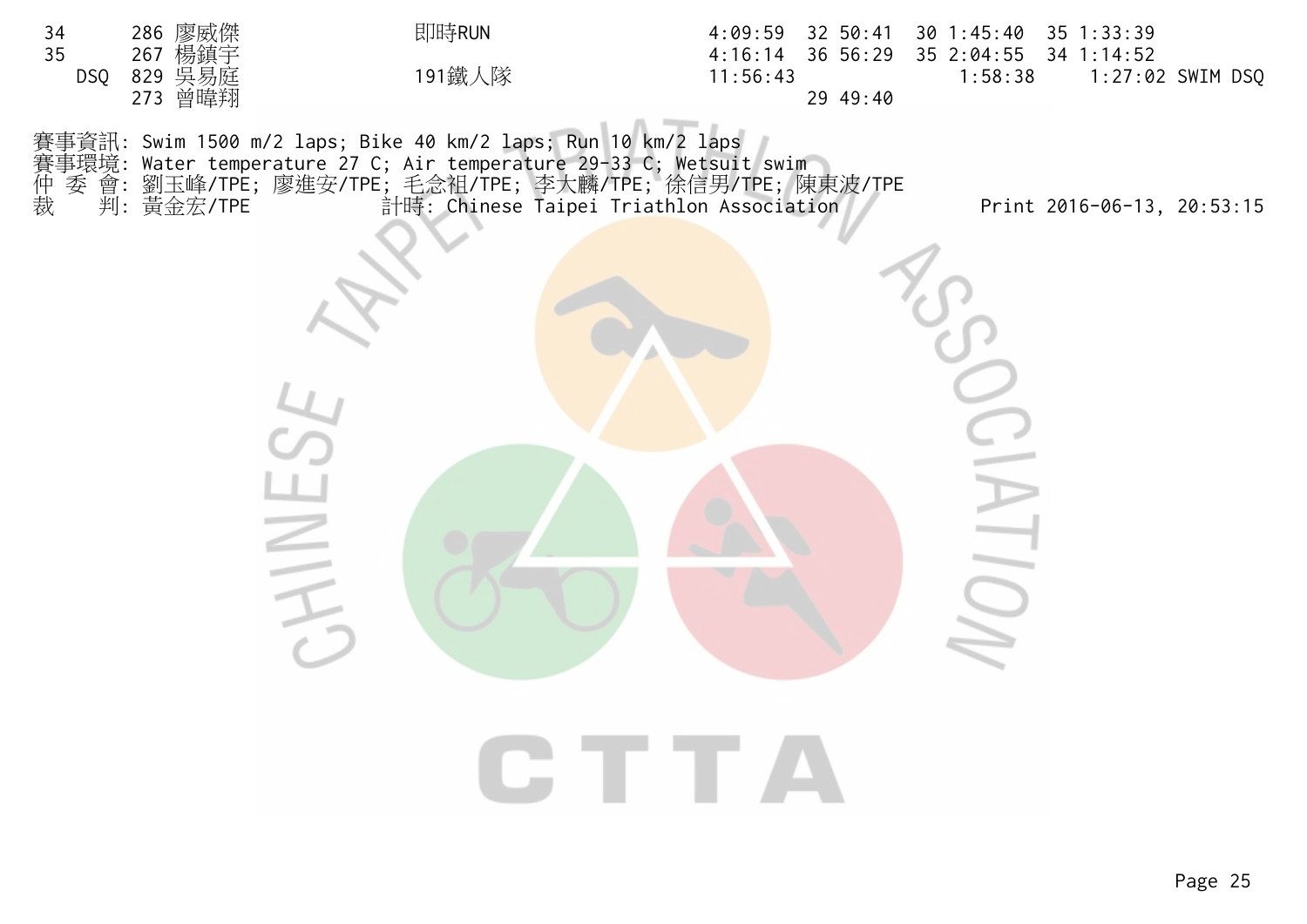| | | | | | | | | | |
|---|---|---|---|---|---|---|---|---|---|
| 34 | 286 | 廖威傑 | 即時RUN | 4:09:59 | 32 50:41 | 30 1:45:40 | 35 1:33:39 | | |
| 35 | 267 | 楊鎮宇 | | 4:16:14 | 36 56:29 | 35 2:04:55 | 34 1:14:52 | | |
| DSQ | 829 | 吳易庭 | 191鐵人隊 | 11:56:43 | | 1:58:38 | 1:27:02 | SWIM DSQ | |
| | 273 | 曾暐翔 | | | 29 49:40 | | | | |

賽事資訊: Swim 1500 m/2 laps; Bike 40 km/2 laps; Run 10 km/2 laps
賽事環境: Water temperature 27 C; Air temperature 29-33 C; Wetsuit swim
仲 委 會: 劉玉峰/TPE; 廖進安/TPE; 毛念祖/TPE; 李大麟/TPE; 徐信男/TPE; 陳東波/TPE
裁　　判: 黃金宏/TPE　　計時: Chinese Taipei Triathlon Association　　Print 2016-06-13, 20:53:15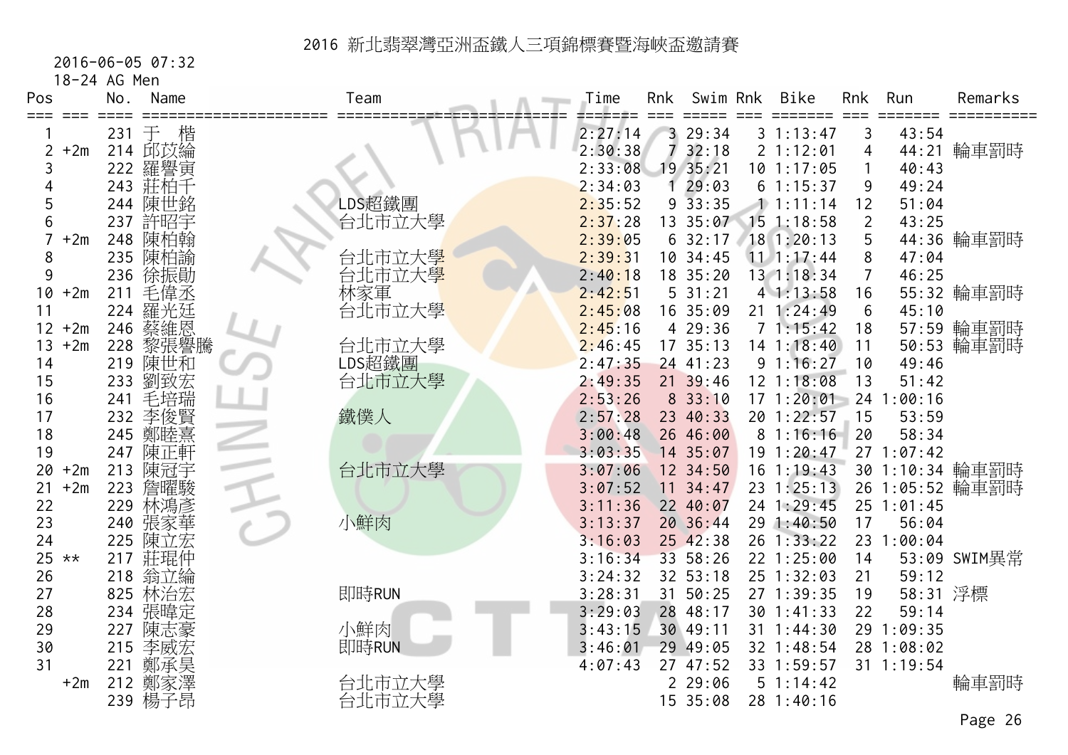# 2016 新北翡翠灣亞洲盃鐵人三項錦標賽暨海峽盃邀請賽

2016-06-05 07:32

18-24 AG Men

| Pos | | No. | Name | Team | Time | Rnk | Swim | Rnk | Bike | Rnk | Run | Remarks |
|---|---|---|---|---|---|---|---|---|---|---|---|
| 1 | | 231 | 于 楷 | | 2:27:14 | 3 | 29:34 | 3 | 1:13:47 | 3 | 43:54 | |
| 2 | +2m | 214 | 邱苡綸 | | 2:30:38 | 7 | 32:18 | 2 | 1:12:01 | 4 | 44:21 | 輪車罰時 |
| 3 | | 222 | 羅譽寅 | | 2:33:08 | 19 | 35:21 | 10 | 1:17:05 | 1 | 40:43 | |
| 4 | | 243 | 莊柏千 | | 2:34:03 | 1 | 29:03 | 6 | 1:15:37 | 9 | 49:24 | |
| 5 | | 244 | 陳世銘 | LDS超鐵團 | 2:35:52 | 9 | 33:35 | 1 | 1:11:14 | 12 | 51:04 | |
| 6 | | 237 | 許昭宇 | 台北市立大學 | 2:37:28 | 13 | 35:07 | 15 | 1:18:58 | 2 | 43:25 | |
| 7 | +2m | 248 | 陳柏翰 | | 2:39:05 | 6 | 32:17 | 18 | 1:20:13 | 5 | 44:36 | 輪車罰時 |
| 8 | | 235 | 陳柏諭 | 台北市立大學 | 2:39:31 | 10 | 34:45 | 11 | 1:17:44 | 8 | 47:04 | |
| 9 | | 236 | 徐振勛 | 台北市立大學 | 2:40:18 | 18 | 35:20 | 13 | 1:18:34 | 7 | 46:25 | |
| 10 | +2m | 211 | 毛偉丞 | 林家軍 | 2:42:51 | 5 | 31:21 | 4 | 1:13:58 | 16 | 55:32 | 輪車罰時 |
| 11 | | 224 | 羅光廷 | 台北市立大學 | 2:45:08 | 16 | 35:09 | 21 | 1:24:49 | 6 | 45:10 | |
| 12 | +2m | 246 | 蔡維恩 | | 2:45:16 | 4 | 29:36 | 7 | 1:15:42 | 18 | 57:59 | 輪車罰時 |
| 13 | +2m | 228 | 黎張譽騰 | 台北市立大學 | 2:46:45 | 17 | 35:13 | 14 | 1:18:40 | 11 | 50:53 | 輪車罰時 |
| 14 | | 219 | 陳世和 | LDS超鐵團 | 2:47:35 | 24 | 41:23 | 9 | 1:16:27 | 10 | 49:46 | |
| 15 | | 233 | 劉致宏 | 台北市立大學 | 2:49:35 | 21 | 39:46 | 12 | 1:18:08 | 13 | 51:42 | |
| 16 | | 241 | 毛培瑞 | | 2:53:26 | 8 | 33:10 | 17 | 1:20:01 | 24 | 1:00:16 | |
| 17 | | 232 | 李俊賢 | 鐵僕人 | 2:57:28 | 23 | 40:33 | 20 | 1:22:57 | 15 | 53:59 | |
| 18 | | 245 | 鄭睦熹 | | 3:00:48 | 26 | 46:00 | 8 | 1:16:16 | 20 | 58:34 | |
| 19 | | 247 | 陳正軒 | | 3:03:35 | 14 | 35:07 | 19 | 1:20:47 | 27 | 1:07:42 | |
| 20 | +2m | 213 | 陳冠宇 | 台北市立大學 | 3:07:06 | 12 | 34:50 | 16 | 1:19:43 | 30 | 1:10:34 | 輪車罰時 |
| 21 | +2m | 223 | 詹曜駿 | | 3:07:52 | 11 | 34:47 | 23 | 1:25:13 | 26 | 1:05:52 | 輪車罰時 |
| 22 | | 229 | 林鴻彥 | | 3:11:36 | 22 | 40:07 | 24 | 1:29:45 | 25 | 1:01:45 | |
| 23 | | 240 | 張家華 | 小鮮肉 | 3:13:37 | 20 | 36:44 | 29 | 1:40:50 | 17 | 56:04 | |
| 24 | | 225 | 陳立宏 | | 3:16:03 | 25 | 42:38 | 26 | 1:33:22 | 23 | 1:00:04 | |
| 25 | ** | 217 | 莊琨仲 | | 3:16:34 | 33 | 58:26 | 22 | 1:25:00 | 14 | 53:09 | SWIM異常 |
| 26 | | 218 | 翁立綸 | | 3:24:32 | 32 | 53:18 | 25 | 1:32:03 | 21 | 59:12 | |
| 27 | | 825 | 林治宏 | 即時RUN | 3:28:31 | 31 | 50:25 | 27 | 1:39:35 | 19 | 58:31 | 浮標 |
| 28 | | 234 | 張暐定 | | 3:29:03 | 28 | 48:17 | 30 | 1:41:33 | 22 | 59:14 | |
| 29 | | 227 | 陳志豪 | 小鮮肉 | 3:43:15 | 30 | 49:11 | 31 | 1:44:30 | 29 | 1:09:35 | |
| 30 | | 215 | 李威宏 | 即時RUN | 3:46:01 | 29 | 49:05 | 32 | 1:48:54 | 28 | 1:08:02 | |
| 31 | | 221 | 鄭承昊 | | 4:07:43 | 27 | 47:52 | 33 | 1:59:57 | 31 | 1:19:54 | |
| | +2m | 212 | 鄭家澤 | 台北市立大學 | | 2 | 29:06 | 5 | 1:14:42 | | | 輪車罰時 |
| | | 239 | 楊子昂 | 台北市立大學 | | 15 | 35:08 | 28 | 1:40:16 | | | |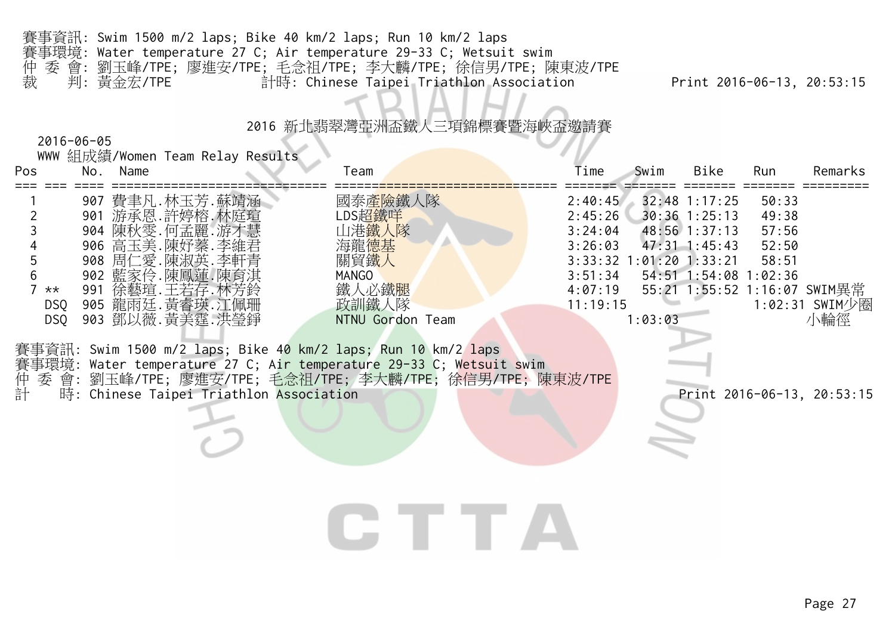賽事資訊: Swim 1500 m/2 laps; Bike 40 km/2 laps; Run 10 km/2 laps
賽事環境: Water temperature 27 C; Air temperature 29-33 C; Wetsuit swim
仲 委 會: 劉玉峰/TPE; 廖進安/TPE; 毛念祖/TPE; 李大麟/TPE; 徐信男/TPE; 陳東波/TPE
裁　 判: 黃金宏/TPE　　　　計時: Chinese Taipei Triathlon Association　　　　Print 2016-06-13, 20:53:15

## 2016 新北翡翠灣亞洲盃鐵人三項錦標賽暨海峽盃邀請賽

2016-06-05

WWW 組成績/Women Team Relay Results

| Pos | | No. | Name | Team | Time | Swim | Bike | Run | Remarks |
|---|---|---|---|---|---|---|---|---|---|
| 1 | | 907 | 費聿凡.林玉芳.蘇靖涵 | 國泰產險鐵人隊 | 2:40:45 | 32:48 | 1:17:25 | 50:33 | |
| 2 | | 901 | 游承恩.許婷榕.林庭瑄 | LDS超鐵咩 | 2:45:26 | 30:36 | 1:25:13 | 49:38 | |
| 3 | | 904 | 陳秋雯.何孟麗.游才慧 | 山港鐵人隊 | 3:24:04 | 48:56 | 1:37:13 | 57:56 | |
| 4 | | 906 | 高玉美.陳妤蓁.李維君 | 海龍德基 | 3:26:03 | 47:31 | 1:45:43 | 52:50 | |
| 5 | | 908 | 周仁愛.陳淑英.李軒青 | 關貿鐵人 | 3:33:32 | 1:01:20 | 1:33:21 | 58:51 | |
| 6 | | 902 | 藍家伶.陳鳳蓮.陳育淇 | MANGO | 3:51:34 | 54:51 | 1:54:08 | 1:02:36 | |
| 7 | ** | 991 | 徐藝瑄.王若存.林芳鈴 | 鐵人必鐵腿 | 4:07:19 | 55:21 | 1:55:52 | 1:16:07 | SWIM異常 |
| | DSQ | 905 | 龍雨廷.黃睿瑛.江佩珊 | 政訓鐵人隊 | 11:19:15 | | | 1:02:31 | SWIM少圈 |
| | DSQ | 903 | 鄧以薇.黃美霆.洪瑩錚 | NTNU Gordon Team | | 1:03:03 | | | 小輪徑 |

賽事資訊: Swim 1500 m/2 laps; Bike 40 km/2 laps; Run 10 km/2 laps
賽事環境: Water temperature 27 C; Air temperature 29-33 C; Wetsuit swim
仲 委 會: 劉玉峰/TPE; 廖進安/TPE; 毛念祖/TPE; 李大麟/TPE; 徐信男/TPE; 陳東波/TPE
計　 時: Chinese Taipei Triathlon Association　　　　Print 2016-06-13, 20:53:15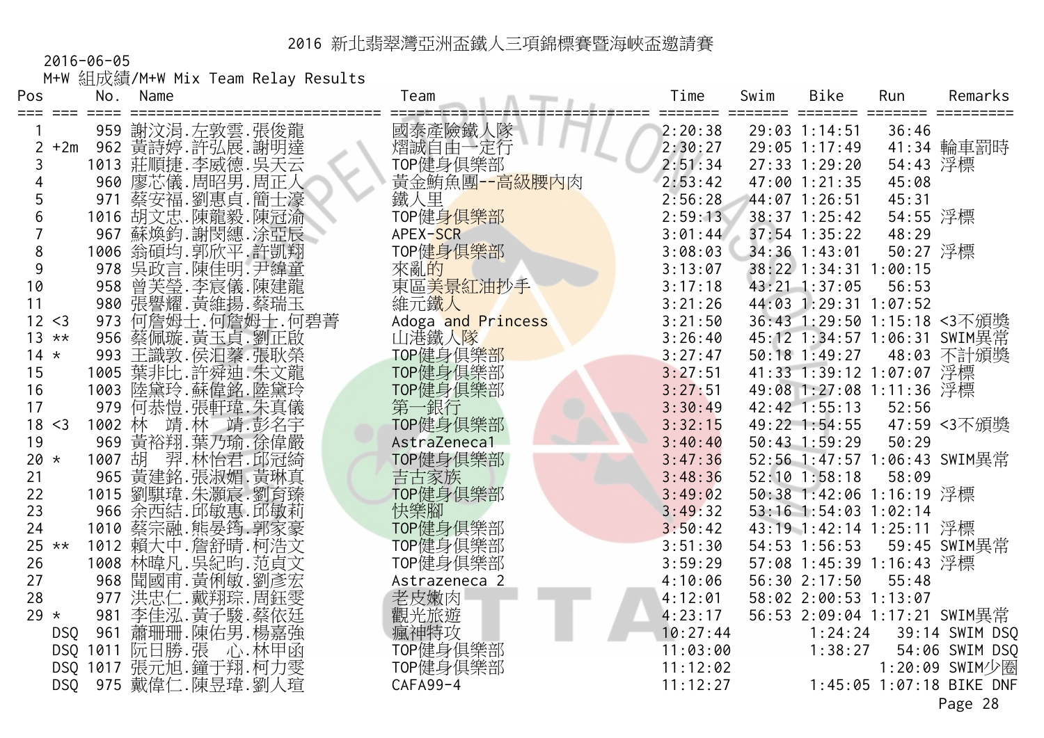# 2016 新北翡翠灣亞洲盃鐵人三項錦標賽暨海峽盃邀請賽

2016-06-05

M+W 組成績/M+W Mix Team Relay Results

| Pos | | No. | Name | Team | Time | Swim | Bike | Run | Remarks |
|---|---|---|---|---|---|---|---|---|---|
| 1 | | 959 | 謝汶涓.左敦雲.張俊龍 | 國泰產險鐵人隊 | 2:20:38 | 29:03 | 1:14:51 | 36:46 | |
| 2 | +2m | 962 | 黃詩婷.許弘展.謝明達 | 熠誠自由一定行 | 2:30:27 | 29:05 | 1:17:49 | 41:34 | 輪車罰時 |
| 3 | | 1013 | 莊順捷.李威德.吳天云 | TOP健身俱樂部 | 2:51:34 | 27:33 | 1:29:20 | 54:43 | 浮標 |
| 4 | | 960 | 廖芯儀.周昭男.周正人 | 黃金鮪魚團--高級腰內肉 | 2:53:42 | 47:00 | 1:21:35 | 45:08 | |
| 5 | | 971 | 蔡安福.劉惠貞.簡士濠 | 鐵人里 | 2:56:28 | 44:07 | 1:26:51 | 45:31 | |
| 6 | | 1016 | 胡文忠.陳龍毅.陳冠渝 | TOP健身俱樂部 | 2:59:13 | 38:37 | 1:25:42 | 54:55 | 浮標 |
| 7 | | 967 | 蘇煥鈞.謝閔縺.涂亞辰 | APEX-SCR | 3:01:44 | 37:54 | 1:35:22 | 48:29 | |
| 8 | | 1006 | 翁碩均.郭欣平.許凱翔 | TOP健身俱樂部 | 3:08:03 | 34:36 | 1:43:01 | 50:27 | 浮標 |
| 9 | | 978 | 吳政言.陳佳明.尹緯童 | 來亂的 | 3:13:07 | 38:22 | 1:34:31 | 1:00:15 | |
| 10 | | 958 | 曾芙瑩.李宸儀.陳建龍 | 東區美景紅油抄手 | 3:17:18 | 43:21 | 1:37:05 | 56:53 | |
| 11 | | 980 | 張譽耀.黃維揚.蔡瑞玉 | 維元鐵人 | 3:21:26 | 44:03 | 1:29:31 | 1:07:52 | |
| 12 | <3 | 973 | 何詹姆士.何詹姆士.何碧菁 | Adoga and Princess | 3:21:50 | 36:43 | 1:29:50 | 1:15:18 | <3不頒獎 |
| 13 | ** | 956 | 蔡佩璇.黃玉貞.劉正啟 | 山港鐵人隊 | 3:26:40 | 45:12 | 1:34:57 | 1:06:31 | SWIM異常 |
| 14 | * | 993 | 王識敦.侯汨蓁.張耿榮 | TOP健身俱樂部 | 3:27:47 | 50:18 | 1:49:27 | 48:03 | 不計頒獎 |
| 15 | | 1005 | 葉非比.許舜迪.朱文龍 | TOP健身俱樂部 | 3:27:51 | 41:33 | 1:39:12 | 1:07:07 | 浮標 |
| 16 | | 1003 | 陸黛玲.蘇偉銘.陸黛玲 | TOP健身俱樂部 | 3:27:51 | 49:08 | 1:27:08 | 1:11:36 | 浮標 |
| 17 | | 979 | 何恭愷.張軒瑋.朱真儀 | 第一銀行 | 3:30:49 | 42:42 | 1:55:13 | 52:56 | |
| 18 | <3 | 1002 | 林　靖.林　靖.彭名宇 | TOP健身俱樂部 | 3:32:15 | 49:22 | 1:54:55 | 47:59 | <3不頒獎 |
| 19 | | 969 | 黃裕翔.葉乃瑜.徐偉嚴 | AstraZeneca1 | 3:40:40 | 50:43 | 1:59:29 | 50:29 | |
| 20 | * | 1007 | 胡　羿.林怡君.邱冠綺 | TOP健身俱樂部 | 3:47:36 | 52:56 | 1:47:57 | 1:06:43 | SWIM異常 |
| 21 | | 965 | 黃建銘.張淑媚.黃琳真 | 吉古家族 | 3:48:36 | 52:10 | 1:58:18 | 58:09 | |
| 22 | | 1015 | 劉騏瑋.朱灝宸.劉育臻 | TOP健身俱樂部 | 3:49:02 | 50:38 | 1:42:06 | 1:16:19 | 浮標 |
| 23 | | 966 | 余西結.邱敏惠.邱敏莉 | 快樂腳 | 3:49:32 | 53:16 | 1:54:03 | 1:02:14 | |
| 24 | | 1010 | 蔡宗融.熊晏筠.郭家豪 | TOP健身俱樂部 | 3:50:42 | 43:19 | 1:42:14 | 1:25:11 | 浮標 |
| 25 | ** | 1012 | 賴大中.詹舒晴.柯浩文 | TOP健身俱樂部 | 3:51:30 | 54:53 | 1:56:53 | 59:45 | SWIM異常 |
| 26 | | 1008 | 林暐凡.吳紀昀.范貞文 | TOP健身俱樂部 | 3:59:29 | 57:08 | 1:45:39 | 1:16:43 | 浮標 |
| 27 | | 968 | 聞國甫.黃俐敏.劉彥宏 | Astrazeneca 2 | 4:10:06 | 56:30 | 2:17:50 | 55:48 | |
| 28 | | 977 | 洪忠仁.戴翔琮.周鈺雯 | 老皮嫩肉 | 4:12:01 | 58:02 | 2:00:53 | 1:13:07 | |
| 29 | * | 981 | 李佳泓.黃子駿.蔡依廷 | 觀光旅遊 | 4:23:17 | 56:53 | 2:09:04 | 1:17:21 | SWIM異常 |
| | DSQ | 961 | 蕭珊珊.陳佑男.楊嘉強 | 瘋神特攻 | 10:27:44 | | 1:24:24 | 39:14 | SWIM DSQ |
| | DSQ | 1011 | 阮日勝.張　心.林甲函 | TOP健身俱樂部 | 11:03:00 | | 1:38:27 | 54:06 | SWIM DSQ |
| | DSQ | 1017 | 張元旭.鐘于翔.柯力雯 | TOP健身俱樂部 | 11:12:02 | | | 1:20:09 | SWIM少圈 |
| | DSQ | 975 | 戴偉仁.陳昱瑋.劉人瑄 | CAFA99-4 | 11:12:27 | | 1:45:05 | 1:07:18 | BIKE DNF |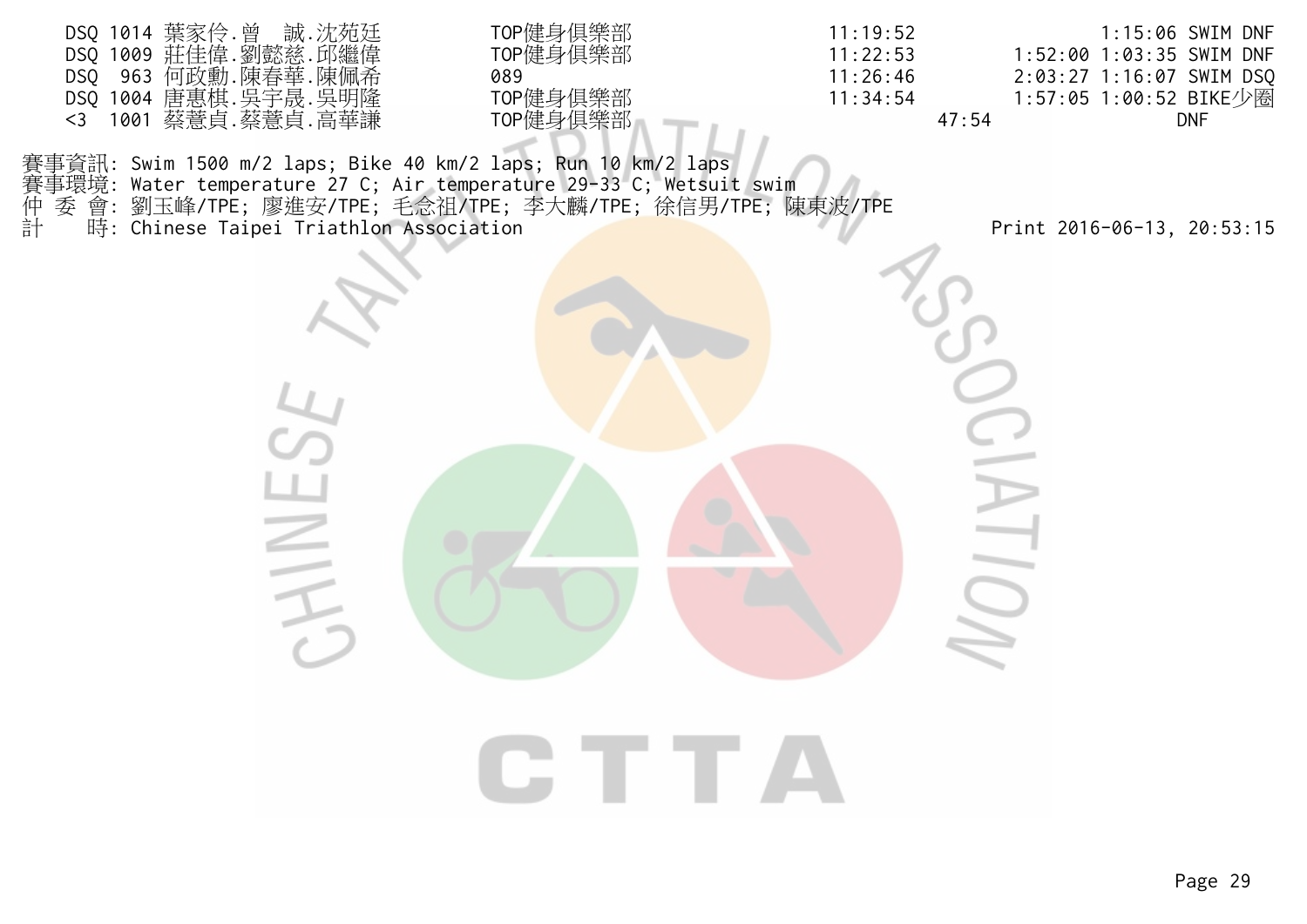| | | | | | | | | |
|---|---|---|---|---|---|---|---|---|
| DSQ | 1014 | 葉家伶.曾　誠.沈苑廷 | TOP健身俱樂部 | 11:19:52 | | | 1:15:06 | SWIM DNF |
| DSQ | 1009 | 莊佳偉.劉懿慈.邱繼偉 | TOP健身俱樂部 | 11:22:53 | | 1:52:00 | 1:03:35 | SWIM DNF |
| DSQ | 963 | 何政勳.陳春華.陳佩希 | 089 | 11:26:46 | | 2:03:27 | 1:16:07 | SWIM DSQ |
| DSQ | 1004 | 唐惠棋.吳宇晟.吳明隆 | TOP健身俱樂部 | 11:34:54 | | 1:57:05 | 1:00:52 | BIKE少圈 |
| <3 | 1001 | 蔡薏貞.蔡薏貞.高華謙 | TOP健身俱樂部 | | 47:54 | | | DNF |

賽事資訊: Swim 1500 m/2 laps; Bike 40 km/2 laps; Run 10 km/2 laps
賽事環境: Water temperature 27 C; Air temperature 29-33 C; Wetsuit swim
仲 委 會: 劉玉峰/TPE; 廖進安/TPE; 毛念祖/TPE; 李大麟/TPE; 徐信男/TPE; 陳東波/TPE
計　　時: Chinese Taipei Triathlon Association

Print 2016-06-13, 20:53:15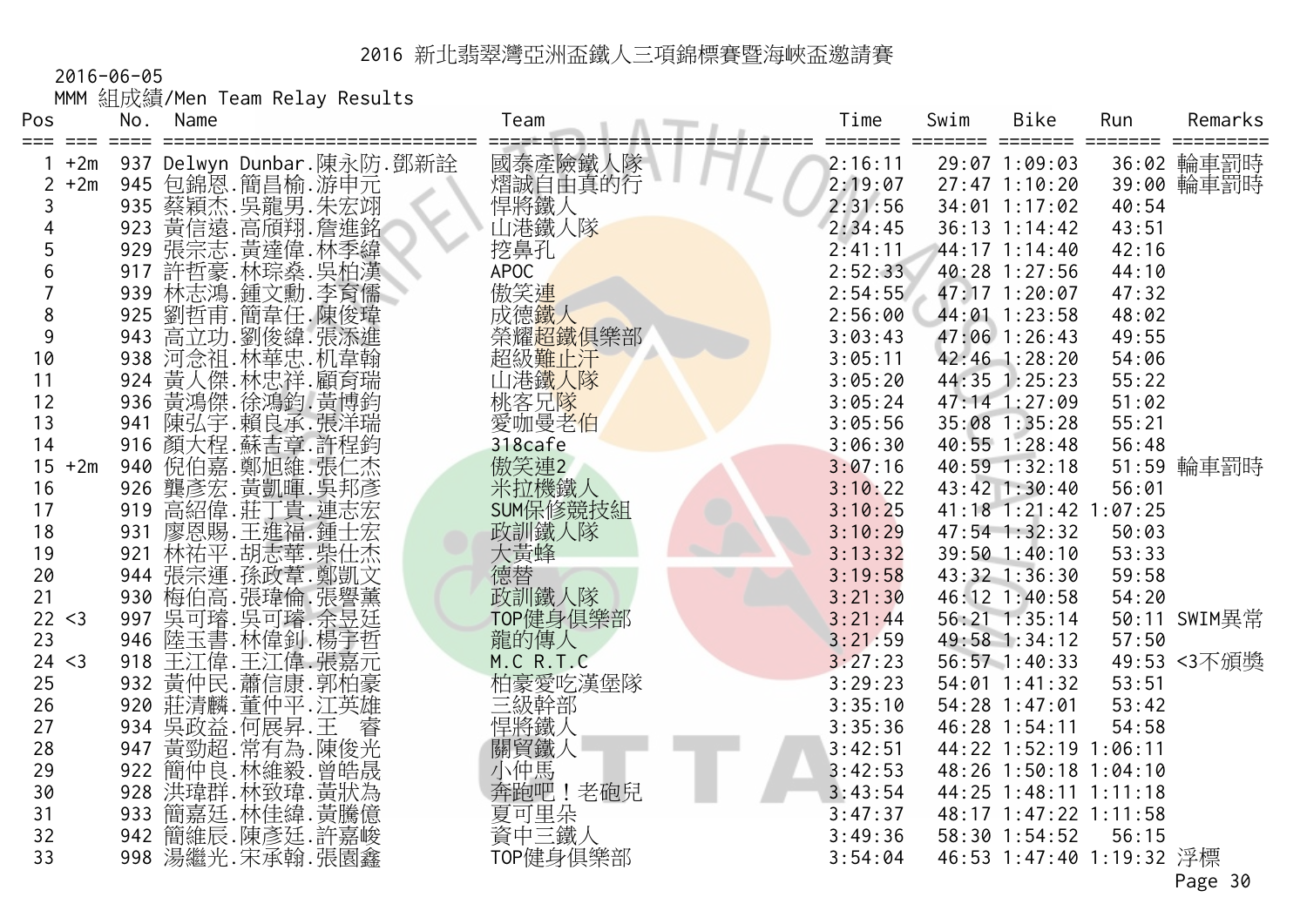# 2016 新北翡翠灣亞洲盃鐵人三項錦標賽暨海峽盃邀請賽

2016-06-05

MMM 組成績/Men Team Relay Results

| Pos | | No. | Name | Team | Time | Swim | Bike | Run | Remarks |
|---|---|---|---|---|---|---|---|---|---|
| 1 | +2m | 937 | Delwyn Dunbar.陳永防.鄧新詮 | 國泰產險鐵人隊 | 2:16:11 | 29:07 | 1:09:03 | 36:02 | 輪車罰時 |
| 2 | +2m | 945 | 包錦恩.簡昌榆.游申元 | 熠誠自由真的行 | 2:19:07 | 27:47 | 1:10:20 | 39:00 | 輪車罰時 |
| 3 | | 935 | 蔡穎杰.吳龍男.朱宏翊 | 悍將鐵人 | 2:31:56 | 34:01 | 1:17:02 | 40:54 | |
| 4 | | 923 | 黃信遠.高頎翔.詹進銘 | 山港鐵人隊 | 2:34:45 | 36:13 | 1:14:42 | 43:51 | |
| 5 | | 929 | 張宗志.黃達偉.林季緯 | 挖鼻孔 | 2:41:11 | 44:17 | 1:14:40 | 42:16 | |
| 6 | | 917 | 許哲豪.林琮燊.吳柏漢 | APOC | 2:52:33 | 40:28 | 1:27:56 | 44:10 | |
| 7 | | 939 | 林志鴻.鍾文勳.李育儒 | 傲笑連 | 2:54:55 | 47:17 | 1:20:07 | 47:32 | |
| 8 | | 925 | 劉哲甫.簡韋任.陳俊瑋 | 成德鐵人 | 2:56:00 | 44:01 | 1:23:58 | 48:02 | |
| 9 | | 943 | 高立功.劉俊緯.張添進 | 榮耀超鐵俱樂部 | 3:03:43 | 47:06 | 1:26:43 | 49:55 | |
| 10 | | 938 | 河念祖.林華忠.杋韋翰 | 超級難止汗 | 3:05:11 | 42:46 | 1:28:20 | 54:06 | |
| 11 | | 924 | 黃人傑.林忠祥.顧育瑞 | 山港鐵人隊 | 3:05:20 | 44:35 | 1:25:23 | 55:22 | |
| 12 | | 936 | 黃鴻傑.徐鴻鈞.黃博鈞 | 桃客兄隊 | 3:05:24 | 47:14 | 1:27:09 | 51:02 | |
| 13 | | 941 | 陳弘宇.賴良承.張洋瑞 | 愛咖曼老伯 | 3:05:56 | 35:08 | 1:35:28 | 55:21 | |
| 14 | | 916 | 顏大程.蘇吉章.許程鈞 | 318cafe | 3:06:30 | 40:55 | 1:28:48 | 56:48 | |
| 15 | +2m | 940 | 倪伯嘉.鄭旭維.張仁杰 | 傲笑連2 | 3:07:16 | 40:59 | 1:32:18 | 51:59 | 輪車罰時 |
| 16 | | 926 | 龔彥宏.黃凱暉.吳邦彥 | 米拉機鐵人 | 3:10:22 | 43:42 | 1:30:40 | 56:01 | |
| 17 | | 919 | 高紹偉.莊丁貴.連志宏 | SUM保修競技組 | 3:10:25 | 41:18 | 1:21:42 | 1:07:25 | |
| 18 | | 931 | 廖恩賜.王進福.鍾士宏 | 政訓鐵人隊 | 3:10:29 | 47:54 | 1:32:32 | 50:03 | |
| 19 | | 921 | 林祐平.胡志華.柴仕杰 | 大黃蜂 | 3:13:32 | 39:50 | 1:40:10 | 53:33 | |
| 20 | | 944 | 張宗運.孫政葦.鄭凱文 | 德替 | 3:19:58 | 43:32 | 1:36:30 | 59:58 | |
| 21 | | 930 | 梅伯高.張瑋倫.張譽薰 | 政訓鐵人隊 | 3:21:30 | 46:12 | 1:40:58 | 54:20 | |
| 22 | <3 | 997 | 吳可璿.吳可璿.余昱廷 | TOP健身俱樂部 | 3:21:44 | 56:21 | 1:35:14 | 50:11 | SWIM異常 |
| 23 | | 946 | 陸玉書.林偉釗.楊宇哲 | 龍的傳人 | 3:21:59 | 49:58 | 1:34:12 | 57:50 | |
| 24 | <3 | 918 | 王江偉.王江偉.張嘉元 | M.C R.T.C | 3:27:23 | 56:57 | 1:40:33 | 49:53 | <3不頒獎 |
| 25 | | 932 | 黃仲民.蕭信康.郭柏豪 | 柏豪愛吃漢堡隊 | 3:29:23 | 54:01 | 1:41:32 | 53:51 | |
| 26 | | 920 | 莊清麟.董仲平.江英雄 | 三級幹部 | 3:35:10 | 54:28 | 1:47:01 | 53:42 | |
| 27 | | 934 | 吳政益.何展昇.王　睿 | 悍將鐵人 | 3:35:36 | 46:28 | 1:54:11 | 54:58 | |
| 28 | | 947 | 黃勁超.常有為.陳俊光 | 關貿鐵人 | 3:42:51 | 44:22 | 1:52:19 | 1:06:11 | |
| 29 | | 922 | 簡仲良.林維毅.曾皓晟 | 小仲馬 | 3:42:53 | 48:26 | 1:50:18 | 1:04:10 | |
| 30 | | 928 | 洪瑋群.林致瑋.黃狀為 | 奔跑吧！老砲兒 | 3:43:54 | 44:25 | 1:48:11 | 1:11:18 | |
| 31 | | 933 | 簡嘉廷.林佳緯.黃騰億 | 夏可里朵 | 3:47:37 | 48:17 | 1:47:22 | 1:11:58 | |
| 32 | | 942 | 簡維辰.陳彥廷.許嘉峻 | 資中三鐵人 | 3:49:36 | 58:30 | 1:54:52 | 56:15 | |
| 33 | | 998 | 湯繼光.宋承翰.張園鑫 | TOP健身俱樂部 | 3:54:04 | 46:53 | 1:47:40 | 1:19:32 | 浮標 |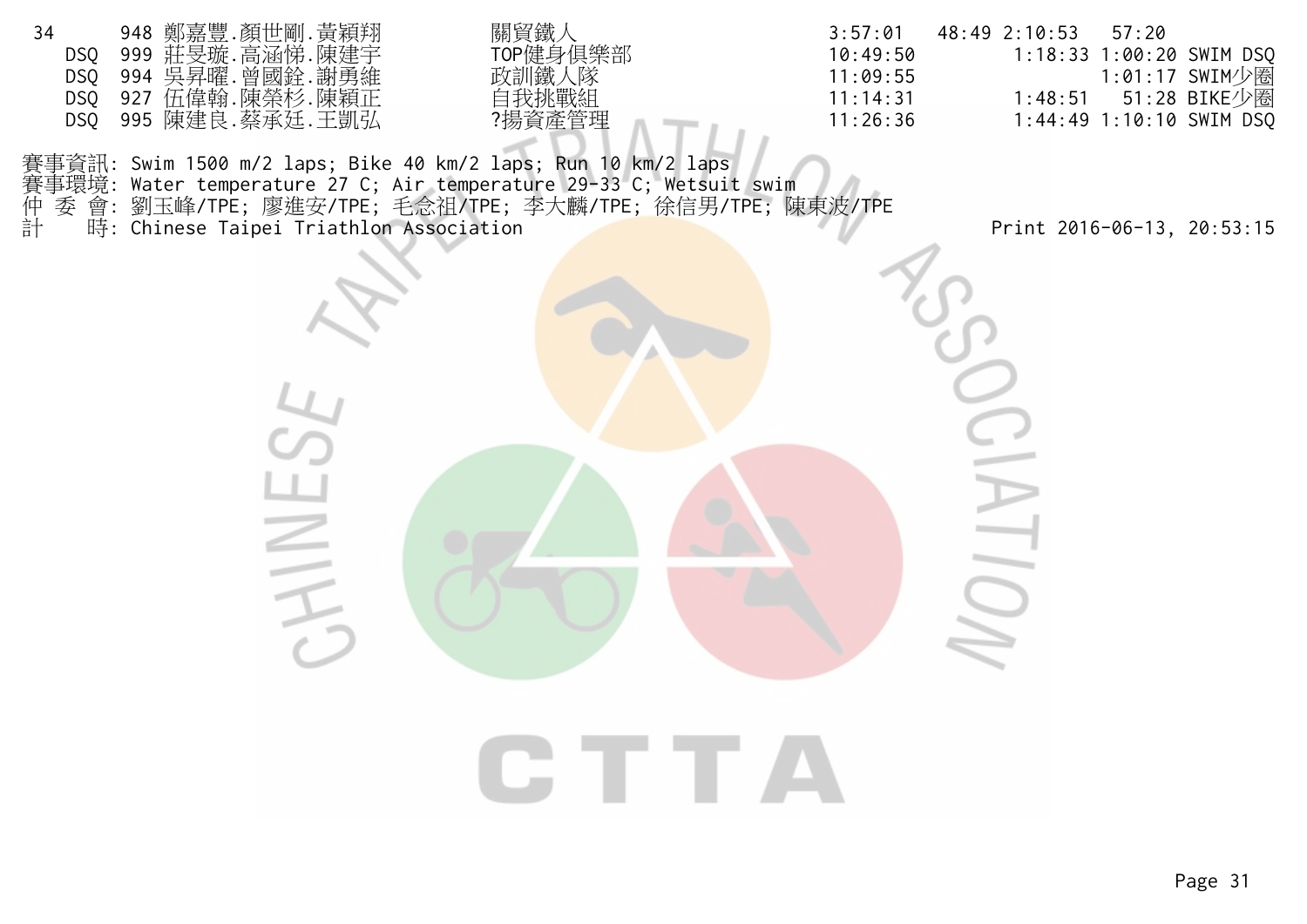| | | | | | | | | |
|---|---|---|---|---|---|---|---|---|
| 34 | 948 | 鄭嘉豐.顏世剛.黃穎翔 | 關貿鐵人 | 3:57:01 | 48:49 | 2:10:53 | 57:20 | |
| DSQ | 999 | 莊旻璇.高涵悌.陳建宇 | TOP健身俱樂部 | 10:49:50 | | 1:18:33 | 1:00:20 | SWIM DSQ |
| DSQ | 994 | 吳昇曜.曾國銓.謝勇維 | 政訓鐵人隊 | 11:09:55 | | | 1:01:17 | SWIM少圈 |
| DSQ | 927 | 伍偉翰.陳榮杉.陳穎正 | 自我挑戰組 | 11:14:31 | | 1:48:51 | 51:28 | BIKE少圈 |
| DSQ | 995 | 陳建良.蔡承廷.王凱弘 | ?揚資產管理 | 11:26:36 | | 1:44:49 | 1:10:10 | SWIM DSQ |

賽事資訊: Swim 1500 m/2 laps; Bike 40 km/2 laps; Run 10 km/2 laps
賽事環境: Water temperature 27 C; Air temperature 29-33 C; Wetsuit swim
仲 委 會: 劉玉峰/TPE; 廖進安/TPE; 毛念祖/TPE; 李大麟/TPE; 徐信男/TPE; 陳東波/TPE
計　　時: Chinese Taipei Triathlon Association

Print 2016-06-13, 20:53:15